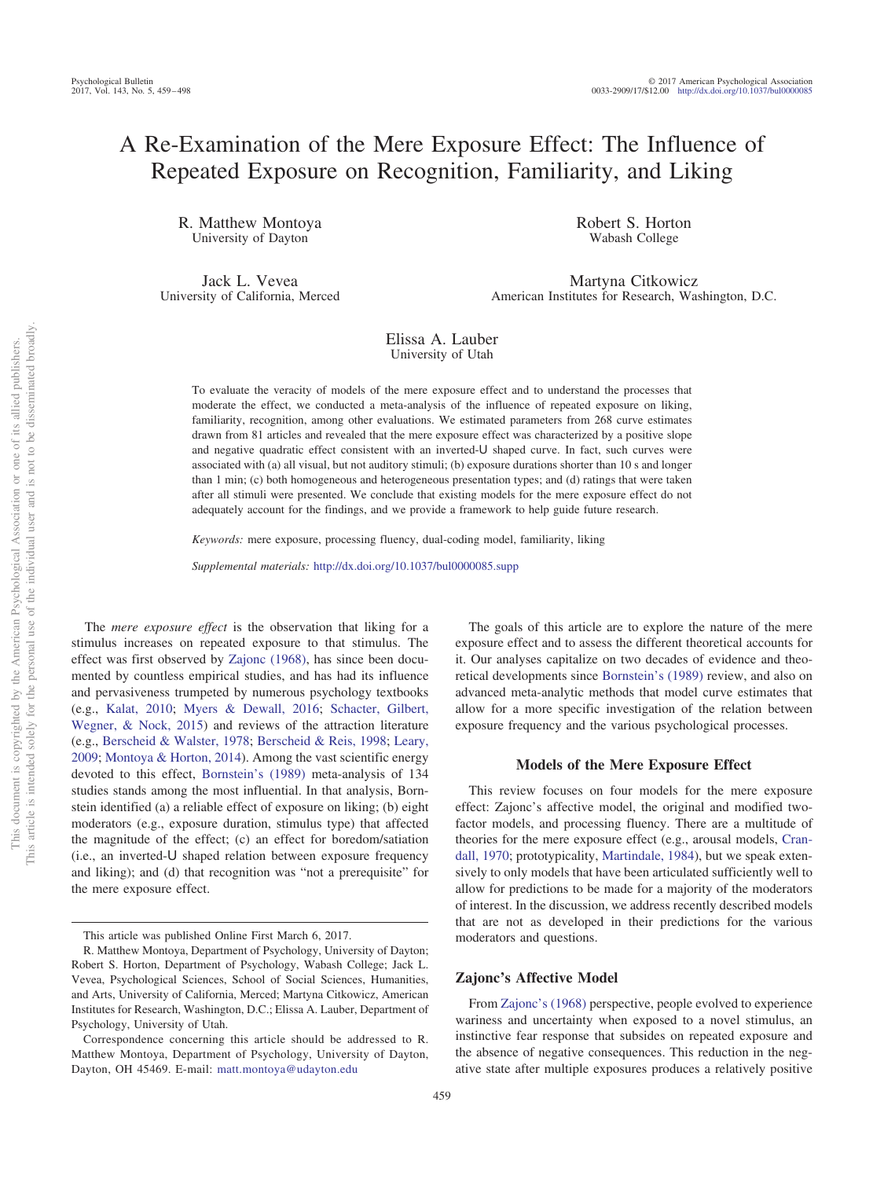# A Re-Examination of the Mere Exposure Effect: The Influence of Repeated Exposure on Recognition, Familiarity, and Liking

R. Matthew Montoya
University of Dayton

Robert S. Horton
Wabash College

Jack L. Vevea
University of California, Merced

Martyna Citkowicz
American Institutes for Research, Washington, D.C.

Elissa A. Lauber
University of Utah

To evaluate the veracity of models of the mere exposure effect and to understand the processes that moderate the effect, we conducted a meta-analysis of the influence of repeated exposure on liking, familiarity, recognition, among other evaluations. We estimated parameters from 268 curve estimates drawn from 81 articles and revealed that the mere exposure effect was characterized by a positive slope and negative quadratic effect consistent with an inverted-U shaped curve. In fact, such curves were associated with (a) all visual, but not auditory stimuli; (b) exposure durations shorter than 10 s and longer than 1 min; (c) both homogeneous and heterogeneous presentation types; and (d) ratings that were taken after all stimuli were presented. We conclude that existing models for the mere exposure effect do not adequately account for the findings, and we provide a framework to help guide future research.

*Keywords:* mere exposure, processing fluency, dual-coding model, familiarity, liking

*Supplemental materials:* http://dx.doi.org/10.1037/bul0000085.supp

The *mere exposure effect* is the observation that liking for a stimulus increases on repeated exposure to that stimulus. The effect was first observed by Zajonc (1968), has since been documented by countless empirical studies, and has had its influence and pervasiveness trumpeted by numerous psychology textbooks (e.g., Kalat, 2010; Myers & Dewall, 2016; Schacter, Gilbert, Wegner, & Nock, 2015) and reviews of the attraction literature (e.g., Berscheid & Walster, 1978; Berscheid & Reis, 1998; Leary, 2009; Montoya & Horton, 2014). Among the vast scientific energy devoted to this effect, Bornstein's (1989) meta-analysis of 134 studies stands among the most influential. In that analysis, Bornstein identified (a) a reliable effect of exposure on liking; (b) eight moderators (e.g., exposure duration, stimulus type) that affected the magnitude of the effect; (c) an effect for boredom/satiation (i.e., an inverted-U shaped relation between exposure frequency and liking); and (d) that recognition was "not a prerequisite" for the mere exposure effect.

The goals of this article are to explore the nature of the mere exposure effect and to assess the different theoretical accounts for it. Our analyses capitalize on two decades of evidence and theoretical developments since Bornstein's (1989) review, and also on advanced meta-analytic methods that model curve estimates that allow for a more specific investigation of the relation between exposure frequency and the various psychological processes.

## Models of the Mere Exposure Effect

This review focuses on four models for the mere exposure effect: Zajonc's affective model, the original and modified two-factor models, and processing fluency. There are a multitude of theories for the mere exposure effect (e.g., arousal models, Crandall, 1970; prototypicality, Martindale, 1984), but we speak extensively to only models that have been articulated sufficiently well to allow for predictions to be made for a majority of the moderators of interest. In the discussion, we address recently described models that are not as developed in their predictions for the various moderators and questions.

### Zajonc's Affective Model

From Zajonc's (1968) perspective, people evolved to experience wariness and uncertainty when exposed to a novel stimulus, an instinctive fear response that subsides on repeated exposure and the absence of negative consequences. This reduction in the negative state after multiple exposures produces a relatively positive

---

This article was published Online First March 6, 2017.

R. Matthew Montoya, Department of Psychology, University of Dayton; Robert S. Horton, Department of Psychology, Wabash College; Jack L. Vevea, Psychological Sciences, School of Social Sciences, Humanities, and Arts, University of California, Merced; Martyna Citkowicz, American Institutes for Research, Washington, D.C.; Elissa A. Lauber, Department of Psychology, University of Utah.

Correspondence concerning this article should be addressed to R. Matthew Montoya, Department of Psychology, University of Dayton, Dayton, OH 45469. E-mail: matt.montoya@udayton.edu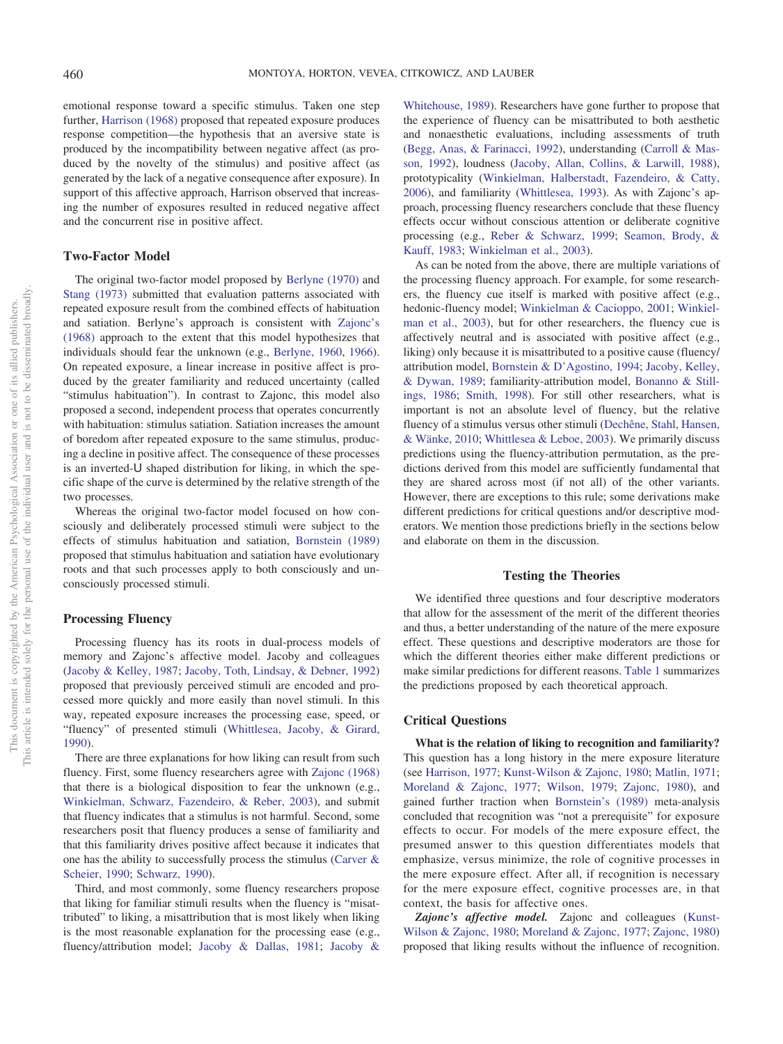emotional response toward a specific stimulus. Taken one step further, Harrison (1968) proposed that repeated exposure produces response competition—the hypothesis that an aversive state is produced by the incompatibility between negative affect (as produced by the novelty of the stimulus) and positive affect (as generated by the lack of a negative consequence after exposure). In support of this affective approach, Harrison observed that increasing the number of exposures resulted in reduced negative affect and the concurrent rise in positive affect.

### Two-Factor Model

The original two-factor model proposed by Berlyne (1970) and Stang (1973) submitted that evaluation patterns associated with repeated exposure result from the combined effects of habituation and satiation. Berlyne's approach is consistent with Zajonc's (1968) approach to the extent that this model hypothesizes that individuals should fear the unknown (e.g., Berlyne, 1960, 1966). On repeated exposure, a linear increase in positive affect is produced by the greater familiarity and reduced uncertainty (called "stimulus habituation"). In contrast to Zajonc, this model also proposed a second, independent process that operates concurrently with habituation: stimulus satiation. Satiation increases the amount of boredom after repeated exposure to the same stimulus, producing a decline in positive affect. The consequence of these processes is an inverted-U shaped distribution for liking, in which the specific shape of the curve is determined by the relative strength of the two processes.

Whereas the original two-factor model focused on how consciously and deliberately processed stimuli were subject to the effects of stimulus habituation and satiation, Bornstein (1989) proposed that stimulus habituation and satiation have evolutionary roots and that such processes apply to both consciously and unconsciously processed stimuli.

### Processing Fluency

Processing fluency has its roots in dual-process models of memory and Zajonc's affective model. Jacoby and colleagues (Jacoby & Kelley, 1987; Jacoby, Toth, Lindsay, & Debner, 1992) proposed that previously perceived stimuli are encoded and processed more quickly and more easily than novel stimuli. In this way, repeated exposure increases the processing ease, speed, or "fluency" of presented stimuli (Whittlesea, Jacoby, & Girard, 1990).

There are three explanations for how liking can result from such fluency. First, some fluency researchers agree with Zajonc (1968) that there is a biological disposition to fear the unknown (e.g., Winkielman, Schwarz, Fazendeiro, & Reber, 2003), and submit that fluency indicates that a stimulus is not harmful. Second, some researchers posit that fluency produces a sense of familiarity and that this familiarity drives positive affect because it indicates that one has the ability to successfully process the stimulus (Carver & Scheier, 1990; Schwarz, 1990).

Third, and most commonly, some fluency researchers propose that liking for familiar stimuli results when the fluency is "misattributed" to liking, a misattribution that is most likely when liking is the most reasonable explanation for the processing ease (e.g., fluency/attribution model; Jacoby & Dallas, 1981; Jacoby & Whitehouse, 1989). Researchers have gone further to propose that the experience of fluency can be misattributed to both aesthetic and nonaesthetic evaluations, including assessments of truth (Begg, Anas, & Farinacci, 1992), understanding (Carroll & Masson, 1992), loudness (Jacoby, Allan, Collins, & Larwill, 1988), prototypicality (Winkielman, Halberstadt, Fazendeiro, & Catty, 2006), and familiarity (Whittlesea, 1993). As with Zajonc's approach, processing fluency researchers conclude that these fluency effects occur without conscious attention or deliberate cognitive processing (e.g., Reber & Schwarz, 1999; Seamon, Brody, & Kauff, 1983; Winkielman et al., 2003).

As can be noted from the above, there are multiple variations of the processing fluency approach. For example, for some researchers, the fluency cue itself is marked with positive affect (e.g., hedonic-fluency model; Winkielman & Cacioppo, 2001; Winkielman et al., 2003), but for other researchers, the fluency cue is affectively neutral and is associated with positive affect (e.g., liking) only because it is misattributed to a positive cause (fluency/attribution model, Bornstein & D'Agostino, 1994; Jacoby, Kelley, & Dywan, 1989; familiarity-attribution model, Bonanno & Stillings, 1986; Smith, 1998). For still other researchers, what is important is not an absolute level of fluency, but the relative fluency of a stimulus versus other stimuli (Dechêne, Stahl, Hansen, & Wänke, 2010; Whittlesea & Leboe, 2003). We primarily discuss predictions using the fluency-attribution permutation, as the predictions derived from this model are sufficiently fundamental that they are shared across most (if not all) of the other variants. However, there are exceptions to this rule; some derivations make different predictions for critical questions and/or descriptive moderators. We mention those predictions briefly in the sections below and elaborate on them in the discussion.

## Testing the Theories

We identified three questions and four descriptive moderators that allow for the assessment of the merit of the different theories and thus, a better understanding of the nature of the mere exposure effect. These questions and descriptive moderators are those for which the different theories either make different predictions or make similar predictions for different reasons. Table 1 summarizes the predictions proposed by each theoretical approach.

### Critical Questions

**What is the relation of liking to recognition and familiarity?** This question has a long history in the mere exposure literature (see Harrison, 1977; Kunst-Wilson & Zajonc, 1980; Matlin, 1971; Moreland & Zajonc, 1977; Wilson, 1979; Zajonc, 1980), and gained further traction when Bornstein's (1989) meta-analysis concluded that recognition was "not a prerequisite" for exposure effects to occur. For models of the mere exposure effect, the presumed answer to this question differentiates models that emphasize, versus minimize, the role of cognitive processes in the mere exposure effect. After all, if recognition is necessary for the mere exposure effect, cognitive processes are, in that context, the basis for affective ones.

***Zajonc's affective model.*** Zajonc and colleagues (Kunst-Wilson & Zajonc, 1980; Moreland & Zajonc, 1977; Zajonc, 1980) proposed that liking results without the influence of recognition.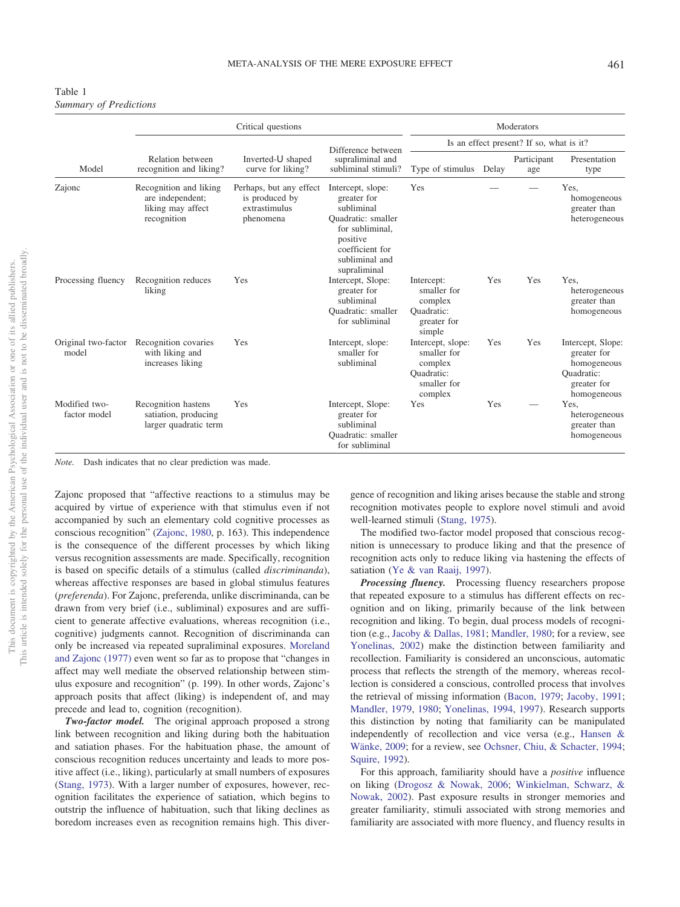Table 1
*Summary of Predictions*

| Model | Critical questions | | | Moderators | | | |
|---|---|---|---|---|---|---|---|
| | | | | Is an effect present? If so, what is it? | | | |
| | Relation between recognition and liking? | Inverted-U shaped curve for liking? | Difference between supraliminal and subliminal stimuli? | Type of stimulus | Delay | Participant age | Presentation type |
| Zajonc | Recognition and liking are independent; liking may affect recognition | Perhaps, but any effect is produced by extrastimulus phenomena | Intercept, slope: greater for subliminal<br>Quadratic: smaller for subliminal, positive coefficient for subliminal and supraliminal | Yes | — | — | Yes, homogeneous greater than heterogeneous |
| Processing fluency | Recognition reduces liking | Yes | Intercept, Slope: greater for subliminal<br>Quadratic: smaller for subliminal | Intercept: smaller for complex<br>Quadratic: greater for simple | Yes | Yes | Yes, heterogeneous greater than homogeneous |
| Original two-factor model | Recognition covaries with liking and increases liking | Yes | Intercept, slope: smaller for subliminal | Intercept, slope: smaller for complex<br>Quadratic: smaller for complex | Yes | Yes | Intercept, Slope: greater for homogeneous<br>Quadratic: greater for homogeneous |
| Modified two-factor model | Recognition hastens satiation, producing larger quadratic term | Yes | Intercept, Slope: greater for subliminal<br>Quadratic: smaller for subliminal | Yes | Yes | — | Yes, heterogeneous greater than homogeneous |

*Note.* Dash indicates that no clear prediction was made.

Zajonc proposed that "affective reactions to a stimulus may be acquired by virtue of experience with that stimulus even if not accompanied by such an elementary cold cognitive processes as conscious recognition" (Zajonc, 1980, p. 163). This independence is the consequence of the different processes by which liking versus recognition assessments are made. Specifically, recognition is based on specific details of a stimulus (called *discriminanda*), whereas affective responses are based in global stimulus features (*preferenda*). For Zajonc, preferenda, unlike discriminanda, can be drawn from very brief (i.e., subliminal) exposures and are sufficient to generate affective evaluations, whereas recognition (i.e., cognitive) judgments cannot. Recognition of discriminanda can only be increased via repeated supraliminal exposures. Moreland and Zajonc (1977) even went so far as to propose that "changes in affect may well mediate the observed relationship between stimulus exposure and recognition" (p. 199). In other words, Zajonc's approach posits that affect (liking) is independent of, and may precede and lead to, cognition (recognition).

***Two-factor model.*** The original approach proposed a strong link between recognition and liking during both the habituation and satiation phases. For the habituation phase, the amount of conscious recognition reduces uncertainty and leads to more positive affect (i.e., liking), particularly at small numbers of exposures (Stang, 1973). With a larger number of exposures, however, recognition facilitates the experience of satiation, which begins to outstrip the influence of habituation, such that liking declines as boredom increases even as recognition remains high. This divergence of recognition and liking arises because the stable and strong recognition motivates people to explore novel stimuli and avoid well-learned stimuli (Stang, 1975).

The modified two-factor model proposed that conscious recognition is unnecessary to produce liking and that the presence of recognition acts only to reduce liking via hastening the effects of satiation (Ye & van Raaij, 1997).

***Processing fluency.*** Processing fluency researchers propose that repeated exposure to a stimulus has different effects on recognition and on liking, primarily because of the link between recognition and liking. To begin, dual process models of recognition (e.g., Jacoby & Dallas, 1981; Mandler, 1980; for a review, see Yonelinas, 2002) make the distinction between familiarity and recollection. Familiarity is considered an unconscious, automatic process that reflects the strength of the memory, whereas recollection is considered a conscious, controlled process that involves the retrieval of missing information (Bacon, 1979; Jacoby, 1991; Mandler, 1979, 1980; Yonelinas, 1994, 1997). Research supports this distinction by noting that familiarity can be manipulated independently of recollection and vice versa (e.g., Hansen & Wänke, 2009; for a review, see Ochsner, Chiu, & Schacter, 1994; Squire, 1992).

For this approach, familiarity should have a *positive* influence on liking (Drogosz & Nowak, 2006; Winkielman, Schwarz, & Nowak, 2002). Past exposure results in stronger memories and greater familiarity, stimuli associated with strong memories and familiarity are associated with more fluency, and fluency results in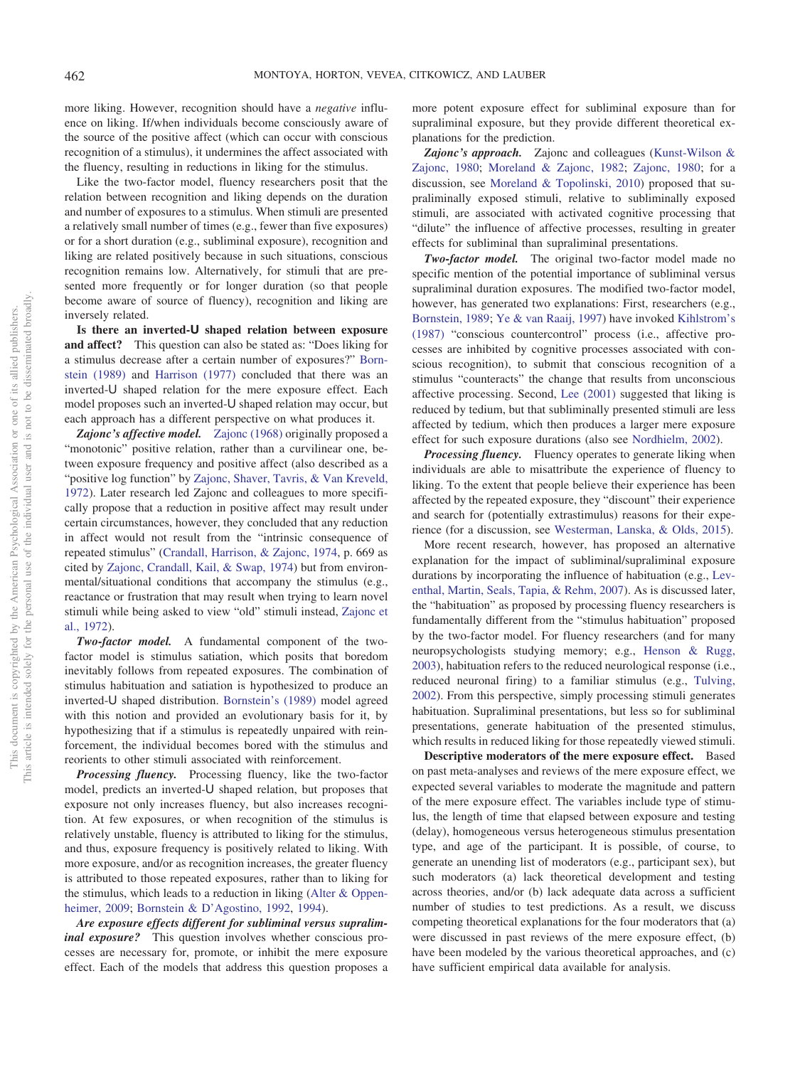more liking. However, recognition should have a *negative* influence on liking. If/when individuals become consciously aware of the source of the positive affect (which can occur with conscious recognition of a stimulus), it undermines the affect associated with the fluency, resulting in reductions in liking for the stimulus.

Like the two-factor model, fluency researchers posit that the relation between recognition and liking depends on the duration and number of exposures to a stimulus. When stimuli are presented a relatively small number of times (e.g., fewer than five exposures) or for a short duration (e.g., subliminal exposure), recognition and liking are related positively because in such situations, conscious recognition remains low. Alternatively, for stimuli that are presented more frequently or for longer duration (so that people become aware of source of fluency), recognition and liking are inversely related.

**Is there an inverted-U shaped relation between exposure and affect?** This question can also be stated as: "Does liking for a stimulus decrease after a certain number of exposures?" Bornstein (1989) and Harrison (1977) concluded that there was an inverted-U shaped relation for the mere exposure effect. Each model proposes such an inverted-U shaped relation may occur, but each approach has a different perspective on what produces it.

***Zajonc's affective model.*** Zajonc (1968) originally proposed a "monotonic" positive relation, rather than a curvilinear one, between exposure frequency and positive affect (also described as a "positive log function" by Zajonc, Shaver, Tavris, & Van Kreveld, 1972). Later research led Zajonc and colleagues to more specifically propose that a reduction in positive affect may result under certain circumstances, however, they concluded that any reduction in affect would not result from the "intrinsic consequence of repeated stimulus" (Crandall, Harrison, & Zajonc, 1974, p. 669 as cited by Zajonc, Crandall, Kail, & Swap, 1974) but from environmental/situational conditions that accompany the stimulus (e.g., reactance or frustration that may result when trying to learn novel stimuli while being asked to view "old" stimuli instead, Zajonc et al., 1972).

***Two-factor model.*** A fundamental component of the two-factor model is stimulus satiation, which posits that boredom inevitably follows from repeated exposures. The combination of stimulus habituation and satiation is hypothesized to produce an inverted-U shaped distribution. Bornstein's (1989) model agreed with this notion and provided an evolutionary basis for it, by hypothesizing that if a stimulus is repeatedly unpaired with reinforcement, the individual becomes bored with the stimulus and reorients to other stimuli associated with reinforcement.

***Processing fluency.*** Processing fluency, like the two-factor model, predicts an inverted-U shaped relation, but proposes that exposure not only increases fluency, but also increases recognition. At few exposures, or when recognition of the stimulus is relatively unstable, fluency is attributed to liking for the stimulus, and thus, exposure frequency is positively related to liking. With more exposure, and/or as recognition increases, the greater fluency is attributed to those repeated exposures, rather than to liking for the stimulus, which leads to a reduction in liking (Alter & Oppenheimer, 2009; Bornstein & D'Agostino, 1992, 1994).

***Are exposure effects different for subliminal versus supraliminal exposure?*** This question involves whether conscious processes are necessary for, promote, or inhibit the mere exposure effect. Each of the models that address this question proposes a more potent exposure effect for subliminal exposure than for supraliminal exposure, but they provide different theoretical explanations for the prediction.

***Zajonc's approach.*** Zajonc and colleagues (Kunst-Wilson & Zajonc, 1980; Moreland & Zajonc, 1982; Zajonc, 1980; for a discussion, see Moreland & Topolinski, 2010) proposed that supraliminally exposed stimuli, relative to subliminally exposed stimuli, are associated with activated cognitive processing that "dilute" the influence of affective processes, resulting in greater effects for subliminal than supraliminal presentations.

***Two-factor model.*** The original two-factor model made no specific mention of the potential importance of subliminal versus supraliminal duration exposures. The modified two-factor model, however, has generated two explanations: First, researchers (e.g., Bornstein, 1989; Ye & van Raaij, 1997) have invoked Kihlstrom's (1987) "conscious countercontrol" process (i.e., affective processes are inhibited by cognitive processes associated with conscious recognition), to submit that conscious recognition of a stimulus "counteracts" the change that results from unconscious affective processing. Second, Lee (2001) suggested that liking is reduced by tedium, but that subliminally presented stimuli are less affected by tedium, which then produces a larger mere exposure effect for such exposure durations (also see Nordhielm, 2002).

***Processing fluency.*** Fluency operates to generate liking when individuals are able to misattribute the experience of fluency to liking. To the extent that people believe their experience has been affected by the repeated exposure, they "discount" their experience and search for (potentially extrastimulus) reasons for their experience (for a discussion, see Westerman, Lanska, & Olds, 2015).

More recent research, however, has proposed an alternative explanation for the impact of subliminal/supraliminal exposure durations by incorporating the influence of habituation (e.g., Leventhal, Martin, Seals, Tapia, & Rehm, 2007). As is discussed later, the "habituation" as proposed by processing fluency researchers is fundamentally different from the "stimulus habituation" proposed by the two-factor model. For fluency researchers (and for many neuropsychologists studying memory; e.g., Henson & Rugg, 2003), habituation refers to the reduced neurological response (i.e., reduced neuronal firing) to a familiar stimulus (e.g., Tulving, 2002). From this perspective, simply processing stimuli generates habituation. Supraliminal presentations, but less so for subliminal presentations, generate habituation of the presented stimulus, which results in reduced liking for those repeatedly viewed stimuli.

**Descriptive moderators of the mere exposure effect.** Based on past meta-analyses and reviews of the mere exposure effect, we expected several variables to moderate the magnitude and pattern of the mere exposure effect. The variables include type of stimulus, the length of time that elapsed between exposure and testing (delay), homogeneous versus heterogeneous stimulus presentation type, and age of the participant. It is possible, of course, to generate an unending list of moderators (e.g., participant sex), but such moderators (a) lack theoretical development and testing across theories, and/or (b) lack adequate data across a sufficient number of studies to test predictions. As a result, we discuss competing theoretical explanations for the four moderators that (a) were discussed in past reviews of the mere exposure effect, (b) have been modeled by the various theoretical approaches, and (c) have sufficient empirical data available for analysis.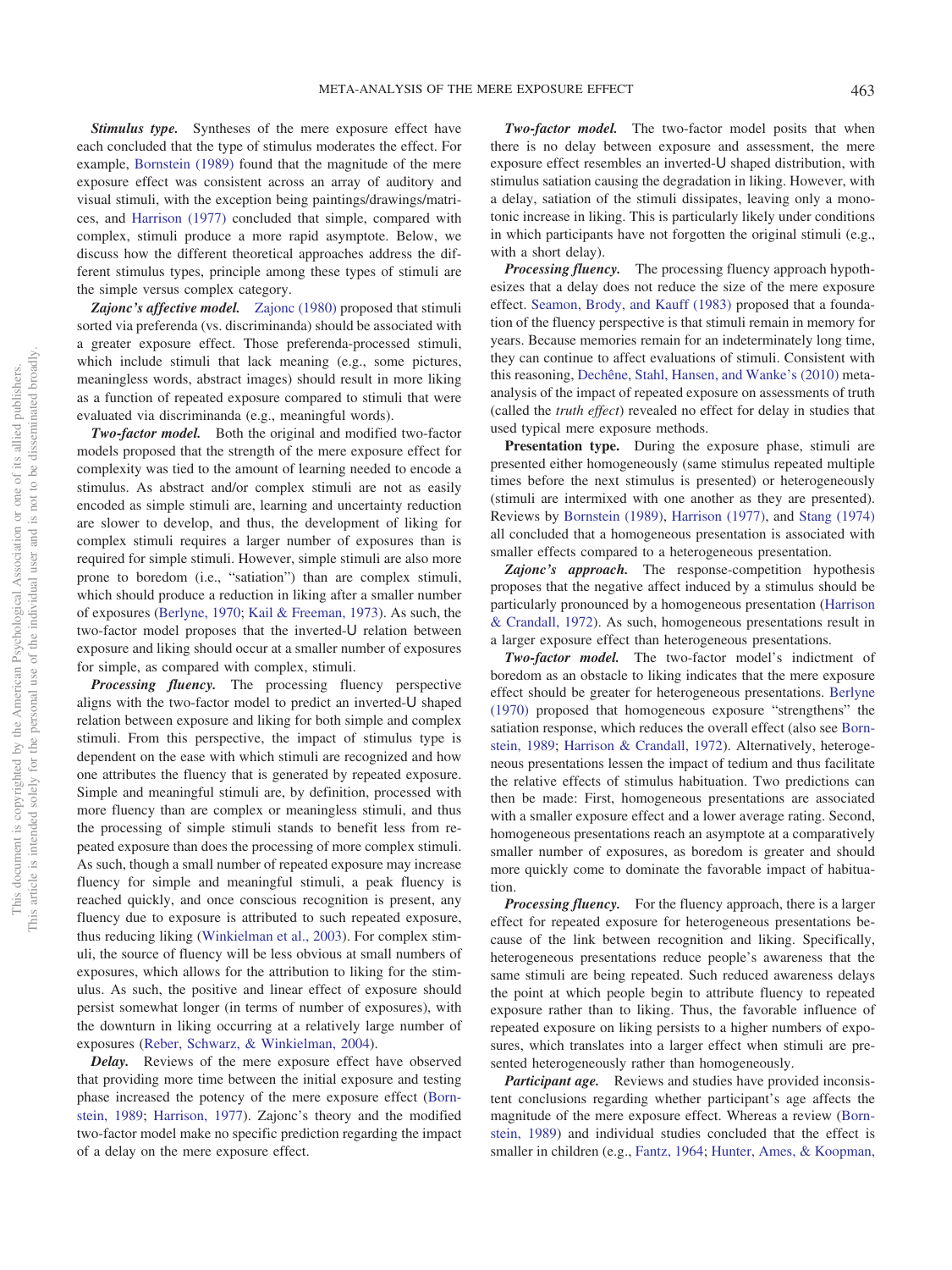***Stimulus type.*** Syntheses of the mere exposure effect have each concluded that the type of stimulus moderates the effect. For example, Bornstein (1989) found that the magnitude of the mere exposure effect was consistent across an array of auditory and visual stimuli, with the exception being paintings/drawings/matrices, and Harrison (1977) concluded that simple, compared with complex, stimuli produce a more rapid asymptote. Below, we discuss how the different theoretical approaches address the different stimulus types, principle among these types of stimuli are the simple versus complex category.

***Zajonc's affective model.*** Zajonc (1980) proposed that stimuli sorted via preferenda (vs. discriminanda) should be associated with a greater exposure effect. Those preferenda-processed stimuli, which include stimuli that lack meaning (e.g., some pictures, meaningless words, abstract images) should result in more liking as a function of repeated exposure compared to stimuli that were evaluated via discriminanda (e.g., meaningful words).

***Two-factor model.*** Both the original and modified two-factor models proposed that the strength of the mere exposure effect for complexity was tied to the amount of learning needed to encode a stimulus. As abstract and/or complex stimuli are not as easily encoded as simple stimuli are, learning and uncertainty reduction are slower to develop, and thus, the development of liking for complex stimuli requires a larger number of exposures than is required for simple stimuli. However, simple stimuli are also more prone to boredom (i.e., "satiation") than are complex stimuli, which should produce a reduction in liking after a smaller number of exposures (Berlyne, 1970; Kail & Freeman, 1973). As such, the two-factor model proposes that the inverted-U relation between exposure and liking should occur at a smaller number of exposures for simple, as compared with complex, stimuli.

***Processing fluency.*** The processing fluency perspective aligns with the two-factor model to predict an inverted-U shaped relation between exposure and liking for both simple and complex stimuli. From this perspective, the impact of stimulus type is dependent on the ease with which stimuli are recognized and how one attributes the fluency that is generated by repeated exposure. Simple and meaningful stimuli are, by definition, processed with more fluency than are complex or meaningless stimuli, and thus the processing of simple stimuli stands to benefit less from repeated exposure than does the processing of more complex stimuli. As such, though a small number of repeated exposure may increase fluency for simple and meaningful stimuli, a peak fluency is reached quickly, and once conscious recognition is present, any fluency due to exposure is attributed to such repeated exposure, thus reducing liking (Winkielman et al., 2003). For complex stimuli, the source of fluency will be less obvious at small numbers of exposures, which allows for the attribution to liking for the stimulus. As such, the positive and linear effect of exposure should persist somewhat longer (in terms of number of exposures), with the downturn in liking occurring at a relatively large number of exposures (Reber, Schwarz, & Winkielman, 2004).

***Delay.*** Reviews of the mere exposure effect have observed that providing more time between the initial exposure and testing phase increased the potency of the mere exposure effect (Bornstein, 1989; Harrison, 1977). Zajonc's theory and the modified two-factor model make no specific prediction regarding the impact of a delay on the mere exposure effect.

***Two-factor model.*** The two-factor model posits that when there is no delay between exposure and assessment, the mere exposure effect resembles an inverted-U shaped distribution, with stimulus satiation causing the degradation in liking. However, with a delay, satiation of the stimuli dissipates, leaving only a monotonic increase in liking. This is particularly likely under conditions in which participants have not forgotten the original stimuli (e.g., with a short delay).

***Processing fluency.*** The processing fluency approach hypothesizes that a delay does not reduce the size of the mere exposure effect. Seamon, Brody, and Kauff (1983) proposed that a foundation of the fluency perspective is that stimuli remain in memory for years. Because memories remain for an indeterminately long time, they can continue to affect evaluations of stimuli. Consistent with this reasoning, Dechêne, Stahl, Hansen, and Wanke's (2010) meta-analysis of the impact of repeated exposure on assessments of truth (called the *truth effect*) revealed no effect for delay in studies that used typical mere exposure methods.

**Presentation type.** During the exposure phase, stimuli are presented either homogeneously (same stimulus repeated multiple times before the next stimulus is presented) or heterogeneously (stimuli are intermixed with one another as they are presented). Reviews by Bornstein (1989), Harrison (1977), and Stang (1974) all concluded that a homogeneous presentation is associated with smaller effects compared to a heterogeneous presentation.

***Zajonc's approach.*** The response-competition hypothesis proposes that the negative affect induced by a stimulus should be particularly pronounced by a homogeneous presentation (Harrison & Crandall, 1972). As such, homogeneous presentations result in a larger exposure effect than heterogeneous presentations.

***Two-factor model.*** The two-factor model's indictment of boredom as an obstacle to liking indicates that the mere exposure effect should be greater for heterogeneous presentations. Berlyne (1970) proposed that homogeneous exposure "strengthens" the satiation response, which reduces the overall effect (also see Bornstein, 1989; Harrison & Crandall, 1972). Alternatively, heterogeneous presentations lessen the impact of tedium and thus facilitate the relative effects of stimulus habituation. Two predictions can then be made: First, homogeneous presentations are associated with a smaller exposure effect and a lower average rating. Second, homogeneous presentations reach an asymptote at a comparatively smaller number of exposures, as boredom is greater and should more quickly come to dominate the favorable impact of habituation.

***Processing fluency.*** For the fluency approach, there is a larger effect for repeated exposure for heterogeneous presentations because of the link between recognition and liking. Specifically, heterogeneous presentations reduce people's awareness that the same stimuli are being repeated. Such reduced awareness delays the point at which people begin to attribute fluency to repeated exposure rather than to liking. Thus, the favorable influence of repeated exposure on liking persists to a higher numbers of exposures, which translates into a larger effect when stimuli are presented heterogeneously rather than homogeneously.

***Participant age.*** Reviews and studies have provided inconsistent conclusions regarding whether participant's age affects the magnitude of the mere exposure effect. Whereas a review (Bornstein, 1989) and individual studies concluded that the effect is smaller in children (e.g., Fantz, 1964; Hunter, Ames, & Koopman,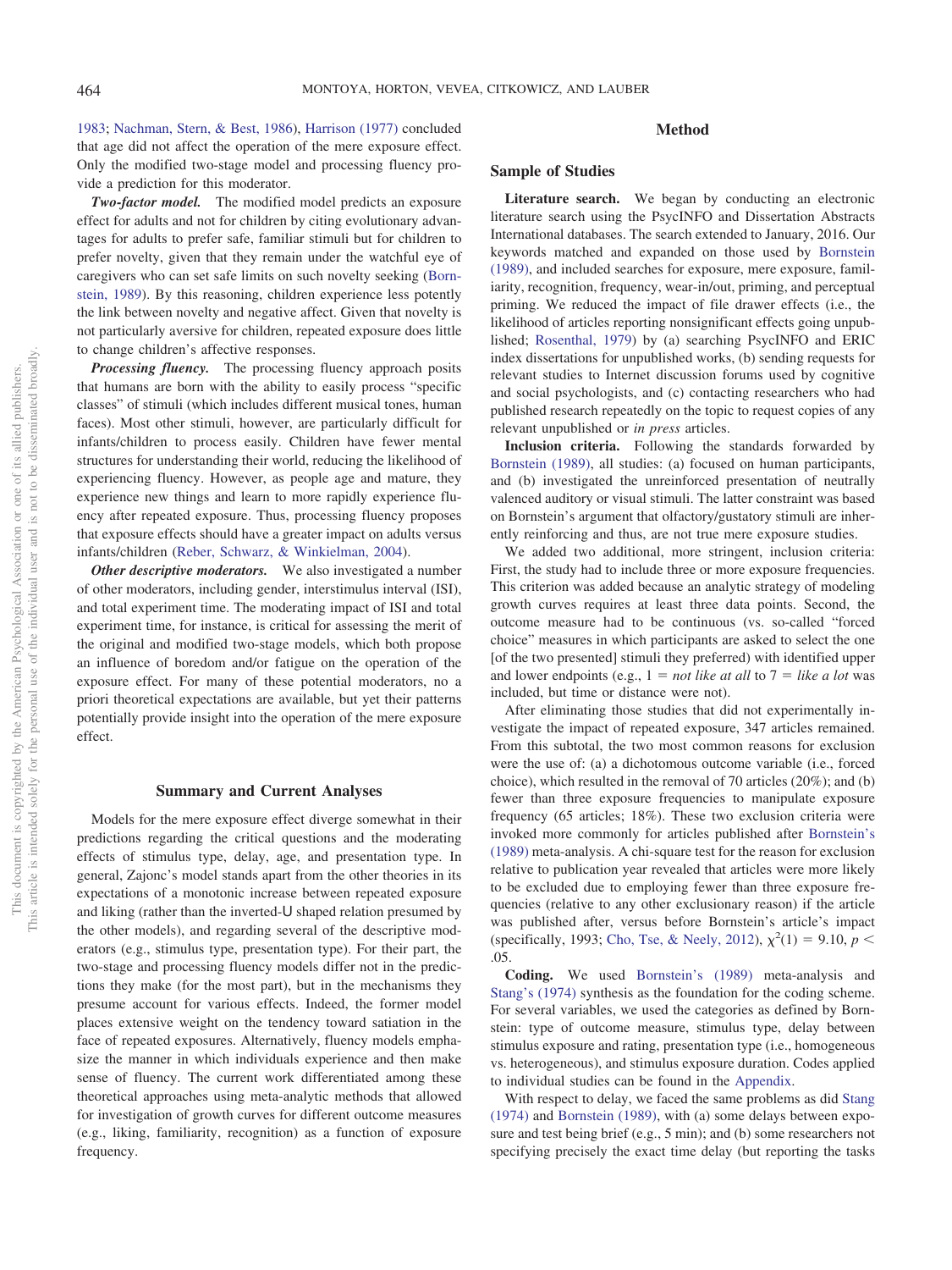1983; Nachman, Stern, & Best, 1986), Harrison (1977) concluded that age did not affect the operation of the mere exposure effect. Only the modified two-stage model and processing fluency provide a prediction for this moderator.

***Two-factor model.*** The modified model predicts an exposure effect for adults and not for children by citing evolutionary advantages for adults to prefer safe, familiar stimuli but for children to prefer novelty, given that they remain under the watchful eye of caregivers who can set safe limits on such novelty seeking (Bornstein, 1989). By this reasoning, children experience less potently the link between novelty and negative affect. Given that novelty is not particularly aversive for children, repeated exposure does little to change children's affective responses.

***Processing fluency.*** The processing fluency approach posits that humans are born with the ability to easily process "specific classes" of stimuli (which includes different musical tones, human faces). Most other stimuli, however, are particularly difficult for infants/children to process easily. Children have fewer mental structures for understanding their world, reducing the likelihood of experiencing fluency. However, as people age and mature, they experience new things and learn to more rapidly experience fluency after repeated exposure. Thus, processing fluency proposes that exposure effects should have a greater impact on adults versus infants/children (Reber, Schwarz, & Winkielman, 2004).

***Other descriptive moderators.*** We also investigated a number of other moderators, including gender, interstimulus interval (ISI), and total experiment time. The moderating impact of ISI and total experiment time, for instance, is critical for assessing the merit of the original and modified two-stage models, which both propose an influence of boredom and/or fatigue on the operation of the exposure effect. For many of these potential moderators, no a priori theoretical expectations are available, but yet their patterns potentially provide insight into the operation of the mere exposure effect.

## Summary and Current Analyses

Models for the mere exposure effect diverge somewhat in their predictions regarding the critical questions and the moderating effects of stimulus type, delay, age, and presentation type. In general, Zajonc's model stands apart from the other theories in its expectations of a monotonic increase between repeated exposure and liking (rather than the inverted-U shaped relation presumed by the other models), and regarding several of the descriptive moderators (e.g., stimulus type, presentation type). For their part, the two-stage and processing fluency models differ not in the predictions they make (for the most part), but in the mechanisms they presume account for various effects. Indeed, the former model places extensive weight on the tendency toward satiation in the face of repeated exposures. Alternatively, fluency models emphasize the manner in which individuals experience and then make sense of fluency. The current work differentiated among these theoretical approaches using meta-analytic methods that allowed for investigation of growth curves for different outcome measures (e.g., liking, familiarity, recognition) as a function of exposure frequency.

## Method

### Sample of Studies

**Literature search.** We began by conducting an electronic literature search using the PsycINFO and Dissertation Abstracts International databases. The search extended to January, 2016. Our keywords matched and expanded on those used by Bornstein (1989), and included searches for exposure, mere exposure, familiarity, recognition, frequency, wear-in/out, priming, and perceptual priming. We reduced the impact of file drawer effects (i.e., the likelihood of articles reporting nonsignificant effects going unpublished; Rosenthal, 1979) by (a) searching PsycINFO and ERIC index dissertations for unpublished works, (b) sending requests for relevant studies to Internet discussion forums used by cognitive and social psychologists, and (c) contacting researchers who had published research repeatedly on the topic to request copies of any relevant unpublished or *in press* articles.

**Inclusion criteria.** Following the standards forwarded by Bornstein (1989), all studies: (a) focused on human participants, and (b) investigated the unreinforced presentation of neutrally valenced auditory or visual stimuli. The latter constraint was based on Bornstein's argument that olfactory/gustatory stimuli are inherently reinforcing and thus, are not true mere exposure studies.

We added two additional, more stringent, inclusion criteria: First, the study had to include three or more exposure frequencies. This criterion was added because an analytic strategy of modeling growth curves requires at least three data points. Second, the outcome measure had to be continuous (vs. so-called "forced choice" measures in which participants are asked to select the one [of the two presented] stimuli they preferred) with identified upper and lower endpoints (e.g., 1 = *not like at all* to 7 = *like a lot* was included, but time or distance were not).

After eliminating those studies that did not experimentally investigate the impact of repeated exposure, 347 articles remained. From this subtotal, the two most common reasons for exclusion were the use of: (a) a dichotomous outcome variable (i.e., forced choice), which resulted in the removal of 70 articles (20%); and (b) fewer than three exposure frequencies to manipulate exposure frequency (65 articles; 18%). These two exclusion criteria were invoked more commonly for articles published after Bornstein's (1989) meta-analysis. A chi-square test for the reason for exclusion relative to publication year revealed that articles were more likely to be excluded due to employing fewer than three exposure frequencies (relative to any other exclusionary reason) if the article was published after, versus before Bornstein's article's impact (specifically, 1993; Cho, Tse, & Neely, 2012), $\chi^2(1) = 9.10$, $p < .05$.

**Coding.** We used Bornstein's (1989) meta-analysis and Stang's (1974) synthesis as the foundation for the coding scheme. For several variables, we used the categories as defined by Bornstein: type of outcome measure, stimulus type, delay between stimulus exposure and rating, presentation type (i.e., homogeneous vs. heterogeneous), and stimulus exposure duration. Codes applied to individual studies can be found in the Appendix.

With respect to delay, we faced the same problems as did Stang (1974) and Bornstein (1989), with (a) some delays between exposure and test being brief (e.g., 5 min); and (b) some researchers not specifying precisely the exact time delay (but reporting the tasks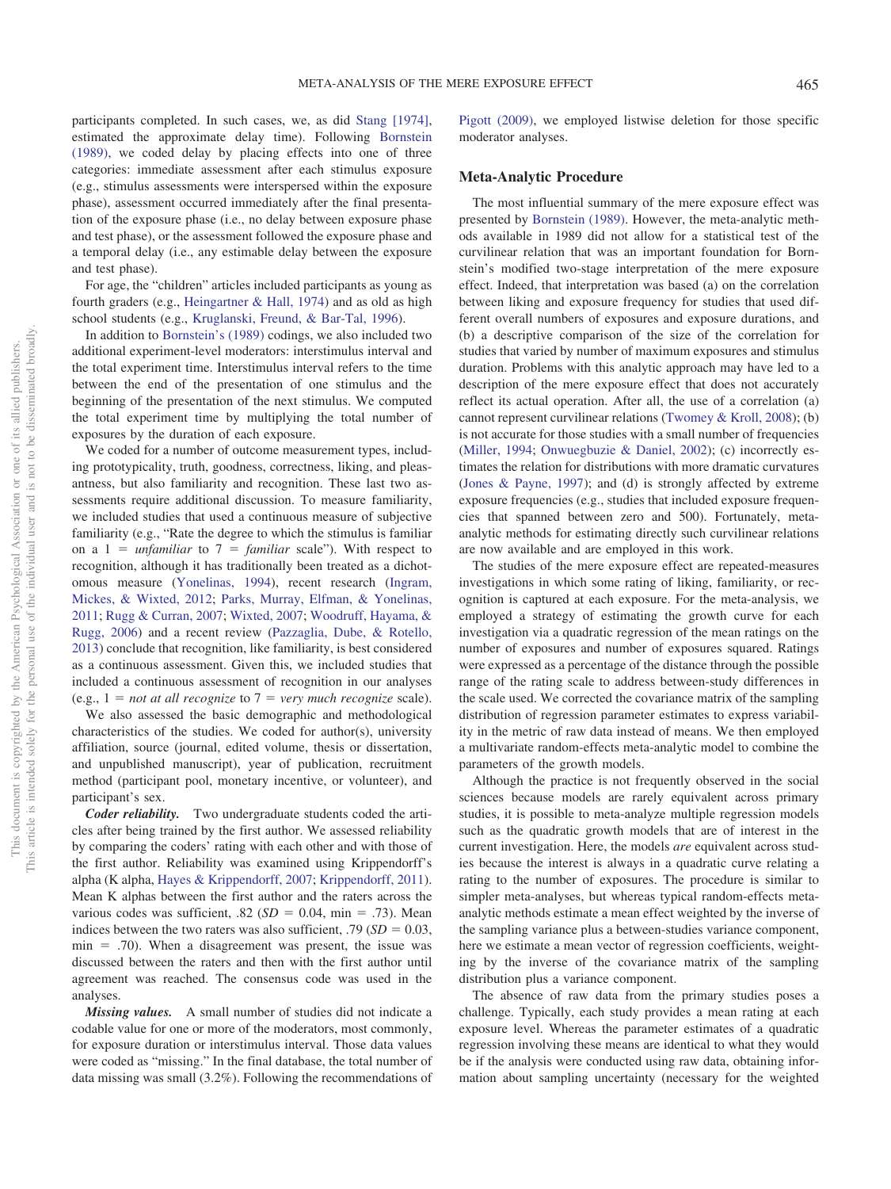participants completed. In such cases, we, as did Stang [1974], estimated the approximate delay time). Following Bornstein (1989), we coded delay by placing effects into one of three categories: immediate assessment after each stimulus exposure (e.g., stimulus assessments were interspersed within the exposure phase), assessment occurred immediately after the final presentation of the exposure phase (i.e., no delay between exposure phase and test phase), or the assessment followed the exposure phase and a temporal delay (i.e., any estimable delay between the exposure and test phase).

For age, the "children" articles included participants as young as fourth graders (e.g., Heingartner & Hall, 1974) and as old as high school students (e.g., Kruglanski, Freund, & Bar-Tal, 1996).

In addition to Bornstein's (1989) codings, we also included two additional experiment-level moderators: interstimulus interval and the total experiment time. Interstimulus interval refers to the time between the end of the presentation of one stimulus and the beginning of the presentation of the next stimulus. We computed the total experiment time by multiplying the total number of exposures by the duration of each exposure.

We coded for a number of outcome measurement types, including prototypicality, truth, goodness, correctness, liking, and pleasantness, but also familiarity and recognition. These last two assessments require additional discussion. To measure familiarity, we included studies that used a continuous measure of subjective familiarity (e.g., "Rate the degree to which the stimulus is familiar on a 1 = *unfamiliar* to 7 = *familiar* scale"). With respect to recognition, although it has traditionally been treated as a dichotomous measure (Yonelinas, 1994), recent research (Ingram, Mickes, & Wixted, 2012; Parks, Murray, Elfman, & Yonelinas, 2011; Rugg & Curran, 2007; Wixted, 2007; Woodruff, Hayama, & Rugg, 2006) and a recent review (Pazzaglia, Dube, & Rotello, 2013) conclude that recognition, like familiarity, is best considered as a continuous assessment. Given this, we included studies that included a continuous assessment of recognition in our analyses (e.g., 1 = *not at all recognize* to 7 = *very much recognize* scale).

We also assessed the basic demographic and methodological characteristics of the studies. We coded for author(s), university affiliation, source (journal, edited volume, thesis or dissertation, and unpublished manuscript), year of publication, recruitment method (participant pool, monetary incentive, or volunteer), and participant's sex.

***Coder reliability.*** Two undergraduate students coded the articles after being trained by the first author. We assessed reliability by comparing the coders' rating with each other and with those of the first author. Reliability was examined using Krippendorff's alpha (K alpha, Hayes & Krippendorff, 2007; Krippendorff, 2011). Mean K alphas between the first author and the raters across the various codes was sufficient, .82 ($SD$ = 0.04, min = .73). Mean indices between the two raters was also sufficient, .79 ($SD$ = 0.03, min = .70). When a disagreement was present, the issue was discussed between the raters and then with the first author until agreement was reached. The consensus code was used in the analyses.

***Missing values.*** A small number of studies did not indicate a codable value for one or more of the moderators, most commonly, for exposure duration or interstimulus interval. Those data values were coded as "missing." In the final database, the total number of data missing was small (3.2%). Following the recommendations of Pigott (2009), we employed listwise deletion for those specific moderator analyses.

## Meta-Analytic Procedure

The most influential summary of the mere exposure effect was presented by Bornstein (1989). However, the meta-analytic methods available in 1989 did not allow for a statistical test of the curvilinear relation that was an important foundation for Bornstein's modified two-stage interpretation of the mere exposure effect. Indeed, that interpretation was based (a) on the correlation between liking and exposure frequency for studies that used different overall numbers of exposures and exposure durations, and (b) a descriptive comparison of the size of the correlation for studies that varied by number of maximum exposures and stimulus duration. Problems with this analytic approach may have led to a description of the mere exposure effect that does not accurately reflect its actual operation. After all, the use of a correlation (a) cannot represent curvilinear relations (Twomey & Kroll, 2008); (b) is not accurate for those studies with a small number of frequencies (Miller, 1994; Onwuegbuzie & Daniel, 2002); (c) incorrectly estimates the relation for distributions with more dramatic curvatures (Jones & Payne, 1997); and (d) is strongly affected by extreme exposure frequencies (e.g., studies that included exposure frequencies that spanned between zero and 500). Fortunately, meta-analytic methods for estimating directly such curvilinear relations are now available and are employed in this work.

The studies of the mere exposure effect are repeated-measures investigations in which some rating of liking, familiarity, or recognition is captured at each exposure. For the meta-analysis, we employed a strategy of estimating the growth curve for each investigation via a quadratic regression of the mean ratings on the number of exposures and number of exposures squared. Ratings were expressed as a percentage of the distance through the possible range of the rating scale to address between-study differences in the scale used. We corrected the covariance matrix of the sampling distribution of regression parameter estimates to express variability in the metric of raw data instead of means. We then employed a multivariate random-effects meta-analytic model to combine the parameters of the growth models.

Although the practice is not frequently observed in the social sciences because models are rarely equivalent across primary studies, it is possible to meta-analyze multiple regression models such as the quadratic growth models that are of interest in the current investigation. Here, the models *are* equivalent across studies because the interest is always in a quadratic curve relating a rating to the number of exposures. The procedure is similar to simpler meta-analyses, but whereas typical random-effects meta-analytic methods estimate a mean effect weighted by the inverse of the sampling variance plus a between-studies variance component, here we estimate a mean vector of regression coefficients, weighting by the inverse of the covariance matrix of the sampling distribution plus a variance component.

The absence of raw data from the primary studies poses a challenge. Typically, each study provides a mean rating at each exposure level. Whereas the parameter estimates of a quadratic regression involving these means are identical to what they would be if the analysis were conducted using raw data, obtaining information about sampling uncertainty (necessary for the weighted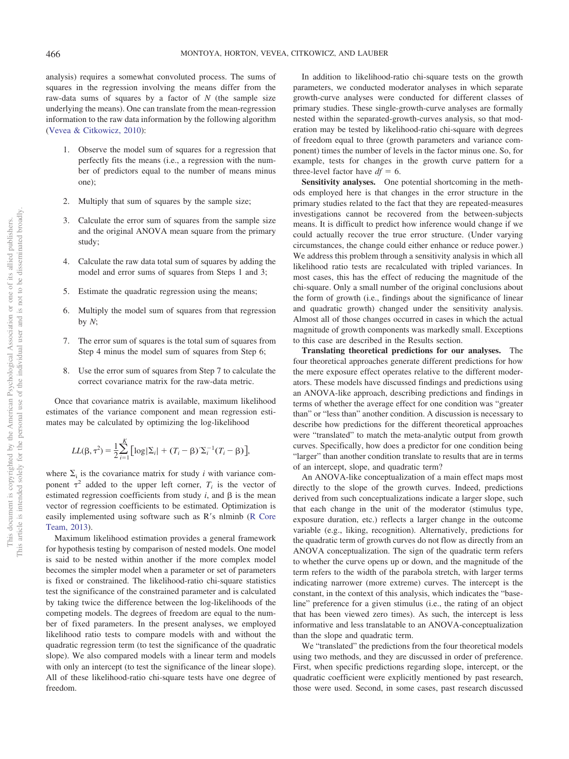analysis) requires a somewhat convoluted process. The sums of squares in the regression involving the means differ from the raw-data sums of squares by a factor of $N$ (the sample size underlying the means). One can translate from the mean-regression information to the raw data information by the following algorithm (Vevea & Citkowicz, 2010):

1. Observe the model sum of squares for a regression that perfectly fits the means (i.e., a regression with the number of predictors equal to the number of means minus one);
2. Multiply that sum of squares by the sample size;
3. Calculate the error sum of squares from the sample size and the original ANOVA mean square from the primary study;
4. Calculate the raw data total sum of squares by adding the model and error sums of squares from Steps 1 and 3;
5. Estimate the quadratic regression using the means;
6. Multiply the model sum of squares from that regression by $N$;
7. The error sum of squares is the total sum of squares from Step 4 minus the model sum of squares from Step 6;
8. Use the error sum of squares from Step 7 to calculate the correct covariance matrix for the raw-data metric.

Once that covariance matrix is available, maximum likelihood estimates of the variance component and mean regression estimates may be calculated by optimizing the log-likelihood

$$LL(\beta, \tau^2) = \frac{1}{2}\sum_{i=1}^{K}\left[\log|\Sigma_i| + (T_i - \beta)'\Sigma_i^{-1}(T_i - \beta)\right],$$

where $\Sigma_i$ is the covariance matrix for study $i$ with variance component $\tau^2$ added to the upper left corner, $T_i$ is the vector of estimated regression coefficients from study $i$, and $\beta$ is the mean vector of regression coefficients to be estimated. Optimization is easily implemented using software such as R's nlminb (R Core Team, 2013).

Maximum likelihood estimation provides a general framework for hypothesis testing by comparison of nested models. One model is said to be nested within another if the more complex model becomes the simpler model when a parameter or set of parameters is fixed or constrained. The likelihood-ratio chi-square statistics test the significance of the constrained parameter and is calculated by taking twice the difference between the log-likelihoods of the competing models. The degrees of freedom are equal to the number of fixed parameters. In the present analyses, we employed likelihood ratio tests to compare models with and without the quadratic regression term (to test the significance of the quadratic slope). We also compared models with a linear term and models with only an intercept (to test the significance of the linear slope). All of these likelihood-ratio chi-square tests have one degree of freedom.

In addition to likelihood-ratio chi-square tests on the growth parameters, we conducted moderator analyses in which separate growth-curve analyses were conducted for different classes of primary studies. These single-growth-curve analyses are formally nested within the separated-growth-curves analysis, so that moderation may be tested by likelihood-ratio chi-square with degrees of freedom equal to three (growth parameters and variance component) times the number of levels in the factor minus one. So, for example, tests for changes in the growth curve pattern for a three-level factor have $df = 6$.

**Sensitivity analyses.** One potential shortcoming in the methods employed here is that changes in the error structure in the primary studies related to the fact that they are repeated-measures investigations cannot be recovered from the between-subjects means. It is difficult to predict how inference would change if we could actually recover the true error structure. (Under varying circumstances, the change could either enhance or reduce power.) We address this problem through a sensitivity analysis in which all likelihood ratio tests are recalculated with tripled variances. In most cases, this has the effect of reducing the magnitude of the chi-square. Only a small number of the original conclusions about the form of growth (i.e., findings about the significance of linear and quadratic growth) changed under the sensitivity analysis. Almost all of those changes occurred in cases in which the actual magnitude of growth components was markedly small. Exceptions to this case are described in the Results section.

**Translating theoretical predictions for our analyses.** The four theoretical approaches generate different predictions for how the mere exposure effect operates relative to the different moderators. These models have discussed findings and predictions using an ANOVA-like approach, describing predictions and findings in terms of whether the average effect for one condition was "greater than" or "less than" another condition. A discussion is necessary to describe how predictions for the different theoretical approaches were "translated" to match the meta-analytic output from growth curves. Specifically, how does a predictor for one condition being "larger" than another condition translate to results that are in terms of an intercept, slope, and quadratic term?

An ANOVA-like conceptualization of a main effect maps most directly to the slope of the growth curves. Indeed, predictions derived from such conceptualizations indicate a larger slope, such that each change in the unit of the moderator (stimulus type, exposure duration, etc.) reflects a larger change in the outcome variable (e.g., liking, recognition). Alternatively, predictions for the quadratic term of growth curves do not flow as directly from an ANOVA conceptualization. The sign of the quadratic term refers to whether the curve opens up or down, and the magnitude of the term refers to the width of the parabola stretch, with larger terms indicating narrower (more extreme) curves. The intercept is the constant, in the context of this analysis, which indicates the "baseline" preference for a given stimulus (i.e., the rating of an object that has been viewed zero times). As such, the intercept is less informative and less translatable to an ANOVA-conceptualization than the slope and quadratic term.

We "translated" the predictions from the four theoretical models using two methods, and they are discussed in order of preference. First, when specific predictions regarding slope, intercept, or the quadratic coefficient were explicitly mentioned by past research, those were used. Second, in some cases, past research discussed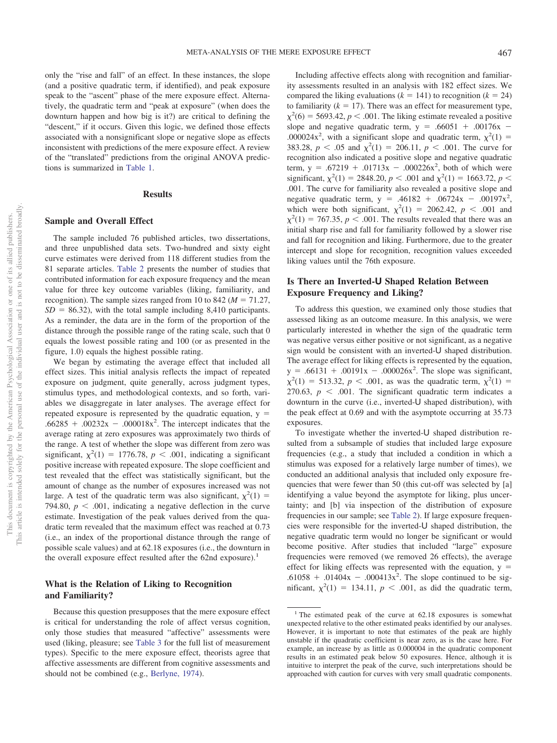only the "rise and fall" of an effect. In these instances, the slope (and a positive quadratic term, if identified), and peak exposure speak to the "ascent" phase of the mere exposure effect. Alternatively, the quadratic term and "peak at exposure" (when does the downturn happen and how big is it?) are critical to defining the "descent," if it occurs. Given this logic, we defined those effects associated with a nonsignificant slope or negative slope as effects inconsistent with predictions of the mere exposure effect. A review of the "translated" predictions from the original ANOVA predictions is summarized in Table 1.

## Results

### Sample and Overall Effect

The sample included 76 published articles, two dissertations, and three unpublished data sets. Two-hundred and sixty eight curve estimates were derived from 118 different studies from the 81 separate articles. Table 2 presents the number of studies that contributed information for each exposure frequency and the mean value for three key outcome variables (liking, familiarity, and recognition). The sample sizes ranged from 10 to 842 ($M = 71.27$, $SD = 86.32$), with the total sample including 8,410 participants. As a reminder, the data are in the form of the proportion of the distance through the possible range of the rating scale, such that 0 equals the lowest possible rating and 100 (or as presented in the figure, 1.0) equals the highest possible rating.

We began by estimating the average effect that included all effect sizes. This initial analysis reflects the impact of repeated exposure on judgment, quite generally, across judgment types, stimulus types, and methodological contexts, and so forth, variables we disaggregate in later analyses. The average effect for repeated exposure is represented by the quadratic equation, $y = .66285 + .00232x - .000018x^2$. The intercept indicates that the average rating at zero exposures was approximately two thirds of the range. A test of whether the slope was different from zero was significant, $\chi^2(1) = 1776.78$, $p < .001$, indicating a significant positive increase with repeated exposure. The slope coefficient and test revealed that the effect was statistically significant, but the amount of change as the number of exposures increased was not large. A test of the quadratic term was also significant, $\chi^2(1) = 794.80$, $p < .001$, indicating a negative deflection in the curve estimate. Investigation of the peak values derived from the quadratic term revealed that the maximum effect was reached at 0.73 (i.e., an index of the proportional distance through the range of possible scale values) and at 62.18 exposures (i.e., the downturn in the overall exposure effect resulted after the 62nd exposure).[1]

### What is the Relation of Liking to Recognition and Familiarity?

Because this question presupposes that the mere exposure effect is critical for understanding the role of affect versus cognition, only those studies that measured "affective" assessments were used (liking, pleasure; see Table 3 for the full list of measurement types). Specific to the mere exposure effect, theorists agree that affective assessments are different from cognitive assessments and should not be combined (e.g., Berlyne, 1974).

Including affective effects along with recognition and familiarity assessments resulted in an analysis with 182 effect sizes. We compared the liking evaluations ($k = 141$) to recognition ($k = 24$) to familiarity ($k = 17$). There was an effect for measurement type, $\chi^2(6) = 5693.42$, $p < .001$. The liking estimate revealed a positive slope and negative quadratic term, $y = .66051 + .00176x - .000024x^2$, with a significant slope and quadratic term, $\chi^2(1) = 383.28$, $p < .05$ and $\chi^2(1) = 206.11$, $p < .001$. The curve for recognition also indicated a positive slope and negative quadratic term, $y = .67219 + .01713x - .000226x^2$, both of which were significant, $\chi^2(1) = 2848.20$, $p < .001$ and $\chi^2(1) = 1663.72$, $p < .001$. The curve for familiarity also revealed a positive slope and negative quadratic term, $y = .46182 + .06724x - .00197x^2$, which were both significant, $\chi^2(1) = 2062.42$, $p < .001$ and $\chi^2(1) = 767.35$, $p < .001$. The results revealed that there was an initial sharp rise and fall for familiarity followed by a slower rise and fall for recognition and liking. Furthermore, due to the greater intercept and slope for recognition, recognition values exceeded liking values until the 76th exposure.

### Is There an Inverted-U Shaped Relation Between Exposure Frequency and Liking?

To address this question, we examined only those studies that assessed liking as an outcome measure. In this analysis, we were particularly interested in whether the sign of the quadratic term was negative versus either positive or not significant, as a negative sign would be consistent with an inverted-U shaped distribution. The average effect for liking effects is represented by the equation, $y = .66131 + .00191x - .000026x^2$. The slope was significant, $\chi^2(1) = 513.32$, $p < .001$, as was the quadratic term, $\chi^2(1) = 270.63$, $p < .001$. The significant quadratic term indicates a downturn in the curve (i.e., inverted-U shaped distribution), with the peak effect at 0.69 and with the asymptote occurring at 35.73 exposures.

To investigate whether the inverted-U shaped distribution resulted from a subsample of studies that included large exposure frequencies (e.g., a study that included a condition in which a stimulus was exposed for a relatively large number of times), we conducted an additional analysis that included only exposure frequencies that were fewer than 50 (this cut-off was selected by [a] identifying a value beyond the asymptote for liking, plus uncertainty; and [b] via inspection of the distribution of exposure frequencies in our sample; see Table 2). If large exposure frequencies were responsible for the inverted-U shaped distribution, the negative quadratic term would no longer be significant or would become positive. After studies that included "large" exposure frequencies were removed (we removed 26 effects), the average effect for liking effects was represented with the equation, $y = .61058 + .01404x - .000413x^2$. The slope continued to be significant, $\chi^2(1) = 134.11$, $p < .001$, as did the quadratic term,

[1] The estimated peak of the curve at 62.18 exposures is somewhat unexpected relative to the other estimated peaks identified by our analyses. However, it is important to note that estimates of the peak are highly unstable if the quadratic coefficient is near zero, as is the case here. For example, an increase by as little as 0.000004 in the quadratic component results in an estimated peak below 50 exposures. Hence, although it is intuitive to interpret the peak of the curve, such interpretations should be approached with caution for curves with very small quadratic components.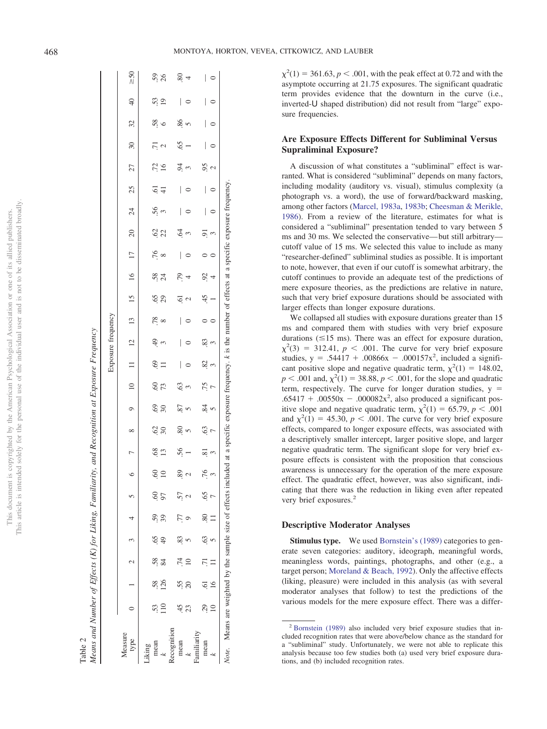Table 2

*Means and Number of Effects (K) for Liking, Familiarity, and Recognition at Exposure Frequency*

| Measure type | Exposure frequency | | | | | | | | | | | | | | | | | | | | | | | | |
|---|---|---|---|---|---|---|---|---|---|---|---|---|---|---|---|---|---|---|---|---|---|---|---|---|---|
| | 0 | 1 | 2 | 3 | 4 | 5 | 6 | 7 | 8 | 9 | 10 | 11 | 12 | 13 | 15 | 16 | 17 | 20 | 24 | 25 | 27 | 30 | 32 | 40 | ≥50 |
| Liking | | | | | | | | | | | | | | | | | | | | | | | | | |
| mean | .53 | .58 | .58 | .65 | .59 | .60 | .60 | .68 | .62 | .69 | .60 | .69 | .49 | .78 | .65 | .58 | .76 | .62 | .56 | .61 | .72 | .71 | .58 | .53 | .59 |
| *k* | 110 | 126 | 84 | 49 | 39 | 97 | 10 | 13 | 30 | 30 | 73 | 11 | 3 | 8 | 29 | 24 | 8 | 22 | 3 | 41 | 16 | 2 | 6 | 19 | 26 |
| Recognition | | | | | | | | | | | | | | | | | | | | | | | | | |
| mean | .45 | .55 | .74 | .83 | .77 | .57 | .89 | .56 | .80 | .87 | .63 | — | — | — | .61 | .79 | — | .64 | — | — | .94 | .65 | .86 | — | .80 |
| *k* | 23 | 20 | 10 | 5 | 9 | 2 | 2 | 1 | 5 | 5 | 3 | 0 | 0 | 0 | 2 | 4 | 0 | 3 | 0 | 0 | 3 | 1 | 5 | 0 | 4 |
| Familiarity | | | | | | | | | | | | | | | | | | | | | | | | | |
| mean | .29 | .61 | .71 | .63 | .80 | .65 | .76 | .81 | .63 | .84 | .75 | .82 | .83 | 0 | .45 | .92 | 0 | .91 | — | — | .95 | — | — | — | — |
| *k* | 10 | 16 | 11 | 5 | 11 | 7 | 3 | 3 | 7 | 5 | 7 | 3 | 3 | 0 | 1 | 4 | 0 | 3 | 0 | 0 | 2 | 0 | 0 | 0 | 0 |

*Note.* Means are weighted by the sample size of effects included at a specific exposure frequency. *k* is the number of effects at a specific exposure frequency.

$\chi^2(1) = 361.63$, $p < .001$, with the peak effect at 0.72 and with the asymptote occurring at 21.75 exposures. The significant quadratic term provides evidence that the downturn in the curve (i.e., inverted-U shaped distribution) did not result from "large" exposure frequencies.

### Are Exposure Effects Different for Subliminal Versus Supraliminal Exposure?

A discussion of what constitutes a "subliminal" effect is warranted. What is considered "subliminal" depends on many factors, including modality (auditory vs. visual), stimulus complexity (a photograph vs. a word), the use of forward/backward masking, among other factors (Marcel, 1983a, 1983b; Cheesman & Merikle, 1986). From a review of the literature, estimates for what is considered a "subliminal" presentation tended to vary between 5 ms and 30 ms. We selected the conservative—but still arbitrary—cutoff value of 15 ms. We selected this value to include as many "researcher-defined" subliminal studies as possible. It is important to note, however, that even if our cutoff is somewhat arbitrary, the cutoff continues to provide an adequate test of the predictions of mere exposure theories, as the predictions are relative in nature, such that very brief exposure durations should be associated with larger effects than longer exposure durations.

We collapsed all studies with exposure durations greater than 15 ms and compared them with studies with very brief exposure durations (≤15 ms). There was an effect for exposure duration, $\chi^2(3) = 312.41$, $p < .001$. The curve for very brief exposure studies, $y = .54417 + .00866x - .000157x^2$, included a significant positive slope and negative quadratic term, $\chi^2(1) = 148.02$, $p < .001$ and, $\chi^2(1) = 38.88$, $p < .001$, for the slope and quadratic term, respectively. The curve for longer duration studies, $y = .65417 + .00550x - .000082x^2$, also produced a significant positive slope and negative quadratic term, $\chi^2(1) = 65.79$, $p < .001$ and $\chi^2(1) = 45.30$, $p < .001$. The curve for very brief exposure effects, compared to longer exposure effects, was associated with a descriptively smaller intercept, larger positive slope, and larger negative quadratic term. The significant slope for very brief exposure effects is consistent with the proposition that conscious awareness is unnecessary for the operation of the mere exposure effect. The quadratic effect, however, was also significant, indicating that there was the reduction in liking even after repeated very brief exposures.[2]

### Descriptive Moderator Analyses

**Stimulus type.** We used Bornstein's (1989) categories to generate seven categories: auditory, ideograph, meaningful words, meaningless words, paintings, photographs, and other (e.g., a target person; Moreland & Beach, 1992). Only the affective effects (liking, pleasure) were included in this analysis (as with several moderator analyses that follow) to test the predictions of the various models for the mere exposure effect. There was a differ-

[2] Bornstein (1989) also included very brief exposure studies that included recognition rates that were above/below chance as the standard for a "subliminal" study. Unfortunately, we were not able to replicate this analysis because too few studies both (a) used very brief exposure durations, and (b) included recognition rates.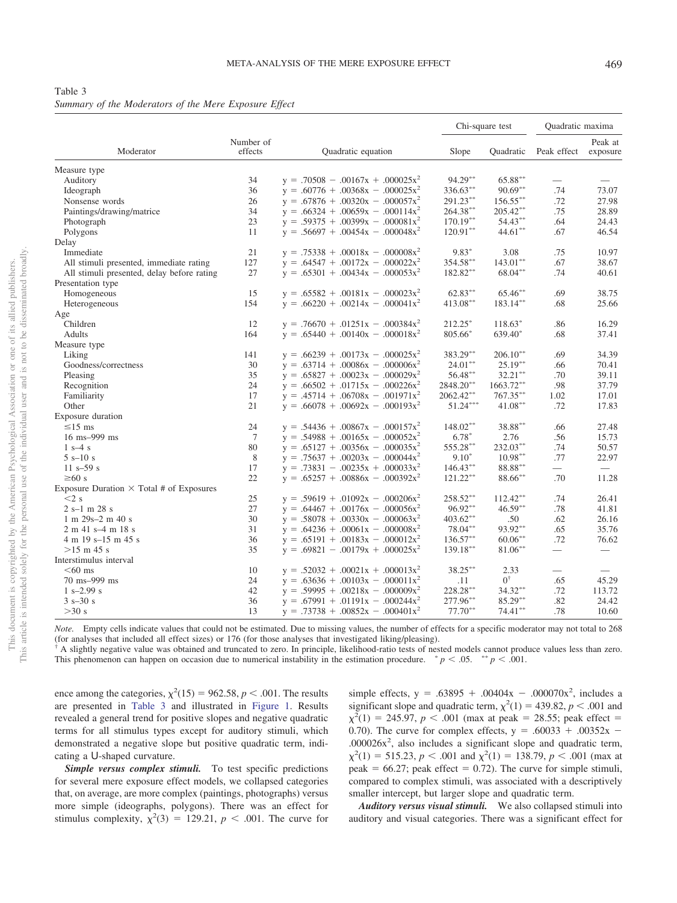Table 3
*Summary of the Moderators of the Mere Exposure Effect*

| Moderator | Number of effects | Quadratic equation | Chi-square test | | Quadratic maxima | |
|---|---|---|---|---|---|---|
| | | | Slope | Quadratic | Peak effect | Peak at exposure |
| Measure type | | | | | | |
| Auditory | 34 | $y = .70508 - .00167x + .000025x^2$ | 94.29** | 65.88** | — | — |
| Ideograph | 36 | $y = .60776 + .00368x - .000025x^2$ | 336.63** | 90.69** | .74 | 73.07 |
| Nonsense words | 26 | $y = .67876 + .00320x - .000057x^2$ | 291.23** | 156.55** | .72 | 27.98 |
| Paintings/drawing/matrice | 34 | $y = .66324 + .00659x - .000114x^2$ | 264.38** | 205.42** | .75 | 28.89 |
| Photograph | 23 | $y = .59375 + .00399x - .000081x^2$ | 170.19** | 54.43** | .64 | 24.43 |
| Polygons | 11 | $y = .56697 + .00454x - .000048x^2$ | 120.91** | 44.61** | .67 | 46.54 |
| Delay | | | | | | |
| Immediate | 21 | $y = .75338 + .00018x - .000008x^2$ | 9.83* | 3.08 | .75 | 10.97 |
| All stimuli presented, immediate rating | 127 | $y = .64547 + .00172x - .000022x^2$ | 354.58** | 143.01** | .67 | 38.67 |
| All stimuli presented, delay before rating | 27 | $y = .65301 + .00434x - .000053x^2$ | 182.82** | 68.04** | .74 | 40.61 |
| Presentation type | | | | | | |
| Homogeneous | 15 | $y = .65582 + .00181x - .000023x^2$ | 62.83** | 65.46** | .69 | 38.75 |
| Heterogeneous | 154 | $y = .66220 + .00214x - .000041x^2$ | 413.08** | 183.14** | .68 | 25.66 |
| Age | | | | | | |
| Children | 12 | $y = .76670 + .01251x - .000384x^2$ | 212.25* | 118.63* | .86 | 16.29 |
| Adults | 164 | $y = .65440 + .00140x - .000018x^2$ | 805.66* | 639.40* | .68 | 37.41 |
| Measure type | | | | | | |
| Liking | 141 | $y = .66239 + .00173x - .000025x^2$ | 383.29** | 206.10** | .69 | 34.39 |
| Goodness/correctness | 30 | $y = .63714 + .00086x - .000006x^2$ | 24.01** | 25.19** | .66 | 70.41 |
| Pleasing | 35 | $y = .65827 + .00023x - .000029x^2$ | 56.48** | 32.21** | .70 | 39.11 |
| Recognition | 24 | $y = .66502 + .01715x - .000226x^2$ | 2848.20** | 1663.72** | .98 | 37.79 |
| Familiarity | 17 | $y = .45714 + .06708x - .001971x^2$ | 2062.42** | 767.35** | 1.02 | 17.01 |
| Other | 21 | $y = .66078 + .00692x - .000193x^2$ | 51.24*** | 41.08** | .72 | 17.83 |
| Exposure duration | | | | | | |
| ≤15 ms | 24 | $y = .54436 + .00867x - .000157x^2$ | 148.02** | 38.88** | .66 | 27.48 |
| 16 ms–999 ms | 7 | $y = .54988 + .00165x - .000052x^2$ | 6.78* | 2.76 | .56 | 15.73 |
| 1 s–4 s | 80 | $y = .65127 + .00356x - .000035x^2$ | 555.28** | 232.03** | .74 | 50.57 |
| 5 s–10 s | 8 | $y = .75637 + .00203x - .000044x^2$ | 9.10* | 10.98** | .77 | 22.97 |
| 11 s–59 s | 17 | $y = .73831 - .00235x + .000033x^2$ | 146.43** | 88.88** | — | — |
| ≥60 s | 22 | $y = .65257 + .00886x - .000392x^2$ | 121.22** | 88.66** | .70 | 11.28 |
| Exposure Duration × Total # of Exposures | | | | | | |
| <2 s | 25 | $y = .59619 + .01092x - .000206x^2$ | 258.52** | 112.42** | .74 | 26.41 |
| 2 s–1 m 28 s | 27 | $y = .64467 + .00176x - .000056x^2$ | 96.92** | 46.59** | .78 | 41.81 |
| 1 m 29s–2 m 40 s | 30 | $y = .58078 + .00330x - .000063x^2$ | 403.62** | .50 | .62 | 26.16 |
| 2 m 41 s–4 m 18 s | 31 | $y = .64236 + .00061x - .000008x^2$ | 78.04** | 93.92** | .65 | 35.76 |
| 4 m 19 s–15 m 45 s | 36 | $y = .65191 + .00183x - .000012x^2$ | 136.57** | 60.06** | .72 | 76.62 |
| >15 m 45 s | 35 | $y = .69821 - .00179x + .000025x^2$ | 139.18** | 81.06** | — | — |
| Interstimulus interval | | | | | | |
| <60 ms | 10 | $y = .52032 + .00021x + .000013x^2$ | 38.25** | 2.33 | — | — |
| 70 ms–999 ms | 24 | $y = .63636 + .00103x - .000011x^2$ | .11 | 0† | .65 | 45.29 |
| 1 s–2.99 s | 42 | $y = .59995 + .00218x - .000009x^2$ | 228.28** | 34.32** | .72 | 113.72 |
| 3 s–30 s | 36 | $y = .67991 + .01191x - .000244x^2$ | 277.96** | 85.29** | .82 | 24.42 |
| >30 s | 13 | $y = .73738 + .00852x - .000401x^2$ | 77.70** | 74.41** | .78 | 10.60 |

*Note.* Empty cells indicate values that could not be estimated. Due to missing values, the number of effects for a specific moderator may not total to 268 (for analyses that included all effect sizes) or 176 (for those analyses that investigated liking/pleasing).
† A slightly negative value was obtained and truncated to zero. In principle, likelihood-ratio tests of nested models cannot produce values less than zero. This phenomenon can happen on occasion due to numerical instability in the estimation procedure. * $p < .05$. ** $p < .001$.

ence among the categories, $\chi^2(15) = 962.58$, $p < .001$. The results are presented in Table 3 and illustrated in Figure 1. Results revealed a general trend for positive slopes and negative quadratic terms for all stimulus types except for auditory stimuli, which demonstrated a negative slope but positive quadratic term, indicating a U-shaped curvature.

***Simple versus complex stimuli.*** To test specific predictions for several mere exposure effect models, we collapsed categories that, on average, are more complex (paintings, photographs) versus more simple (ideographs, polygons). There was an effect for stimulus complexity, $\chi^2(3) = 129.21$, $p < .001$. The curve for simple effects, $y = .63895 + .00404x - .000070x^2$, includes a significant slope and quadratic term, $\chi^2(1) = 439.82$, $p < .001$ and $\chi^2(1) = 245.97$, $p < .001$ (max at peak = 28.55; peak effect = 0.70). The curve for complex effects, $y = .60033 + .00352x - .000026x^2$, also includes a significant slope and quadratic term, $\chi^2(1) = 515.23$, $p < .001$ and $\chi^2(1) = 138.79$, $p < .001$ (max at peak = 66.27; peak effect = 0.72). The curve for simple stimuli, compared to complex stimuli, was associated with a descriptively smaller intercept, but larger slope and quadratic term.

***Auditory versus visual stimuli.*** We also collapsed stimuli into auditory and visual categories. There was a significant effect for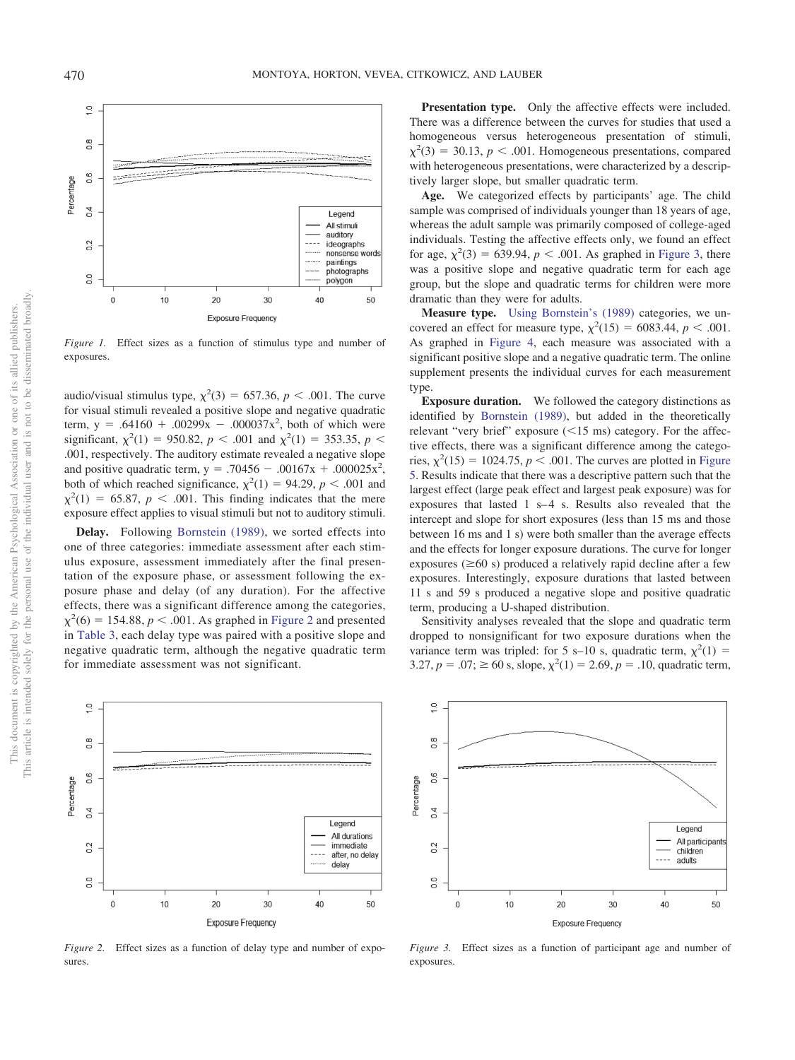*Figure 1.* Effect sizes as a function of stimulus type and number of exposures.

audio/visual stimulus type, $\chi^2(3) = 657.36$, $p < .001$. The curve for visual stimuli revealed a positive slope and negative quadratic term, $y = .64160 + .00299x - .000037x^2$, both of which were significant, $\chi^2(1) = 950.82$, $p < .001$ and $\chi^2(1) = 353.35$, $p < .001$, respectively. The auditory estimate revealed a negative slope and positive quadratic term, $y = .70456 - .00167x + .000025x^2$, both of which reached significance, $\chi^2(1) = 94.29$, $p < .001$ and $\chi^2(1) = 65.87$, $p < .001$. This finding indicates that the mere exposure effect applies to visual stimuli but not to auditory stimuli.

**Delay.** Following Bornstein (1989), we sorted effects into one of three categories: immediate assessment after each stimulus exposure, assessment immediately after the final presentation of the exposure phase, or assessment following the exposure phase and delay (of any duration). For the affective effects, there was a significant difference among the categories, $\chi^2(6) = 154.88$, $p < .001$. As graphed in Figure 2 and presented in Table 3, each delay type was paired with a positive slope and negative quadratic term, although the negative quadratic term for immediate assessment was not significant.

**Presentation type.** Only the affective effects were included. There was a difference between the curves for studies that used a homogeneous versus heterogeneous presentation of stimuli, $\chi^2(3) = 30.13$, $p < .001$. Homogeneous presentations, compared with heterogeneous presentations, were characterized by a descriptively larger slope, but smaller quadratic term.

**Age.** We categorized effects by participants' age. The child sample was comprised of individuals younger than 18 years of age, whereas the adult sample was primarily composed of college-aged individuals. Testing the affective effects only, we found an effect for age, $\chi^2(3) = 639.94$, $p < .001$. As graphed in Figure 3, there was a positive slope and negative quadratic term for each age group, but the slope and quadratic terms for children were more dramatic than they were for adults.

**Measure type.** Using Bornstein's (1989) categories, we uncovered an effect for measure type, $\chi^2(15) = 6083.44$, $p < .001$. As graphed in Figure 4, each measure was associated with a significant positive slope and a negative quadratic term. The online supplement presents the individual curves for each measurement type.

**Exposure duration.** We followed the category distinctions as identified by Bornstein (1989), but added in the theoretically relevant "very brief" exposure (<15 ms) category. For the affective effects, there was a significant difference among the categories, $\chi^2(15) = 1024.75$, $p < .001$. The curves are plotted in Figure 5. Results indicate that there was a descriptive pattern such that the largest effect (large peak effect and largest peak exposure) was for exposures that lasted 1 s–4 s. Results also revealed that the intercept and slope for short exposures (less than 15 ms and those between 16 ms and 1 s) were both smaller than the average effects and the effects for longer exposure durations. The curve for longer exposures (≥60 s) produced a relatively rapid decline after a few exposures. Interestingly, exposure durations that lasted between 11 s and 59 s produced a negative slope and positive quadratic term, producing a U-shaped distribution.

Sensitivity analyses revealed that the slope and quadratic term dropped to nonsignificant for two exposure durations when the variance term was tripled: for 5 s–10 s, quadratic term, $\chi^2(1) = 3.27$, $p = .07$; ≥ 60 s, slope, $\chi^2(1) = 2.69$, $p = .10$, quadratic term,

*Figure 2.* Effect sizes as a function of delay type and number of exposures.

*Figure 3.* Effect sizes as a function of participant age and number of exposures.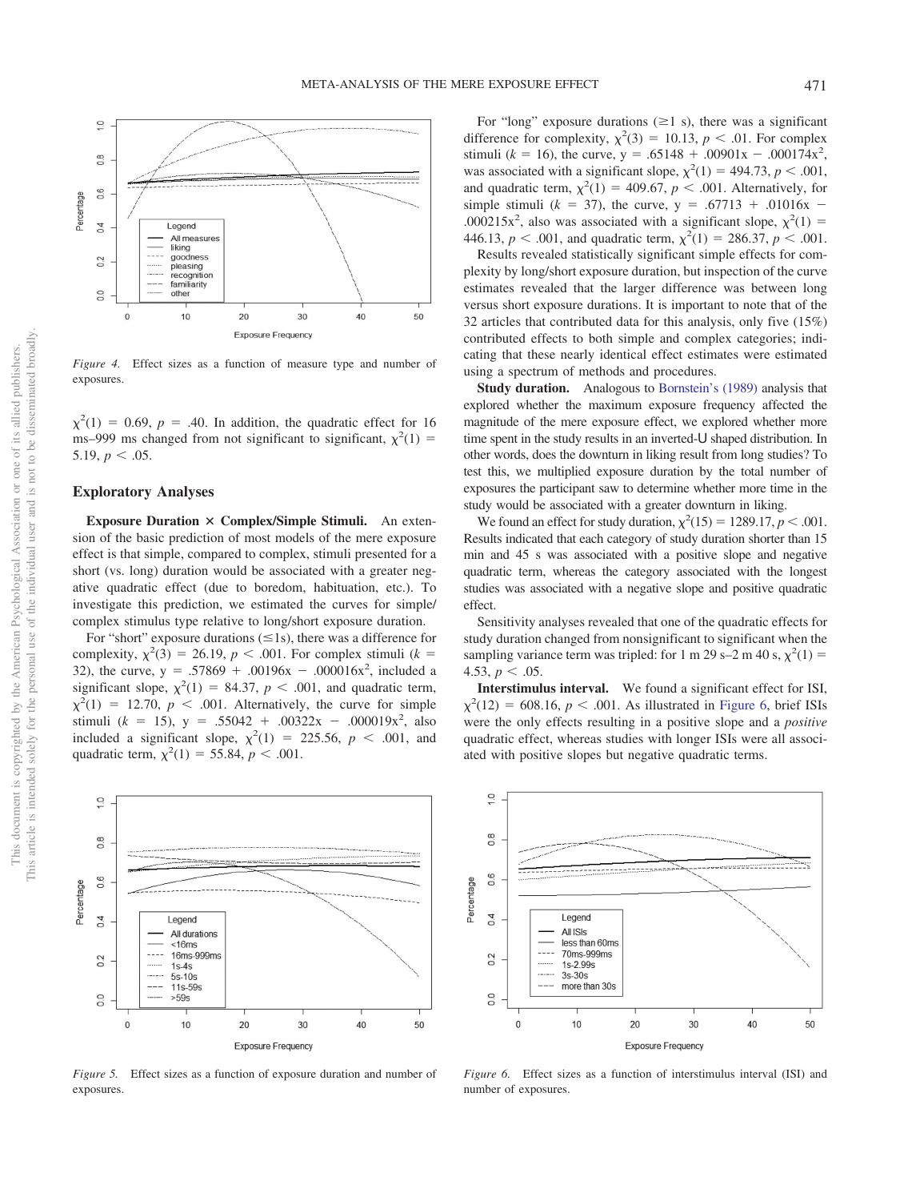Figure 4. Effect sizes as a function of measure type and number of exposures.

$\chi^2(1) = 0.69$, $p = .40$. In addition, the quadratic effect for 16 ms–999 ms changed from not significant to significant, $\chi^2(1) = 5.19$, $p < .05$.

## Exploratory Analyses

**Exposure Duration × Complex/Simple Stimuli.** An extension of the basic prediction of most models of the mere exposure effect is that simple, compared to complex, stimuli presented for a short (vs. long) duration would be associated with a greater negative quadratic effect (due to boredom, habituation, etc.). To investigate this prediction, we estimated the curves for simple/complex stimulus type relative to long/short exposure duration.

For "short" exposure durations ($\leq$1s), there was a difference for complexity, $\chi^2(3) = 26.19$, $p < .001$. For complex stimuli ($k = 32$), the curve, $y = .57869 + .00196x - .000016x^2$, included a significant slope, $\chi^2(1) = 84.37$, $p < .001$, and quadratic term, $\chi^2(1) = 12.70$, $p < .001$. Alternatively, the curve for simple stimuli ($k = 15$), $y = .55042 + .00322x - .000019x^2$, also included a significant slope, $\chi^2(1) = 225.56$, $p < .001$, and quadratic term, $\chi^2(1) = 55.84$, $p < .001$.

For "long" exposure durations ($\geq$1 s), there was a significant difference for complexity, $\chi^2(3) = 10.13$, $p < .01$. For complex stimuli ($k = 16$), the curve, $y = .65148 + .00901x - .000174x^2$, was associated with a significant slope, $\chi^2(1) = 494.73$, $p < .001$, and quadratic term, $\chi^2(1) = 409.67$, $p < .001$. Alternatively, for simple stimuli ($k = 37$), the curve, $y = .67713 + .01016x - .000215x^2$, also was associated with a significant slope, $\chi^2(1) = 446.13$, $p < .001$, and quadratic term, $\chi^2(1) = 286.37$, $p < .001$.

Results revealed statistically significant simple effects for complexity by long/short exposure duration, but inspection of the curve estimates revealed that the larger difference was between long versus short exposure durations. It is important to note that of the 32 articles that contributed data for this analysis, only five (15%) contributed effects to both simple and complex categories; indicating that these nearly identical effect estimates were estimated using a spectrum of methods and procedures.

**Study duration.** Analogous to Bornstein's (1989) analysis that explored whether the maximum exposure frequency affected the magnitude of the mere exposure effect, we explored whether more time spent in the study results in an inverted-U shaped distribution. In other words, does the downturn in liking result from long studies? To test this, we multiplied exposure duration by the total number of exposures the participant saw to determine whether more time in the study would be associated with a greater downturn in liking.

We found an effect for study duration, $\chi^2(15) = 1289.17$, $p < .001$. Results indicated that each category of study duration shorter than 15 min and 45 s was associated with a positive slope and negative quadratic term, whereas the category associated with the longest studies was associated with a negative slope and positive quadratic effect.

Sensitivity analyses revealed that one of the quadratic effects for study duration changed from nonsignificant to significant when the sampling variance term was tripled: for 1 m 29 s–2 m 40 s, $\chi^2(1) = 4.53$, $p < .05$.

**Interstimulus interval.** We found a significant effect for ISI, $\chi^2(12) = 608.16$, $p < .001$. As illustrated in Figure 6, brief ISIs were the only effects resulting in a positive slope and a *positive* quadratic effect, whereas studies with longer ISIs were all associated with positive slopes but negative quadratic terms.

Figure 5. Effect sizes as a function of exposure duration and number of exposures.

Figure 6. Effect sizes as a function of interstimulus interval (ISI) and number of exposures.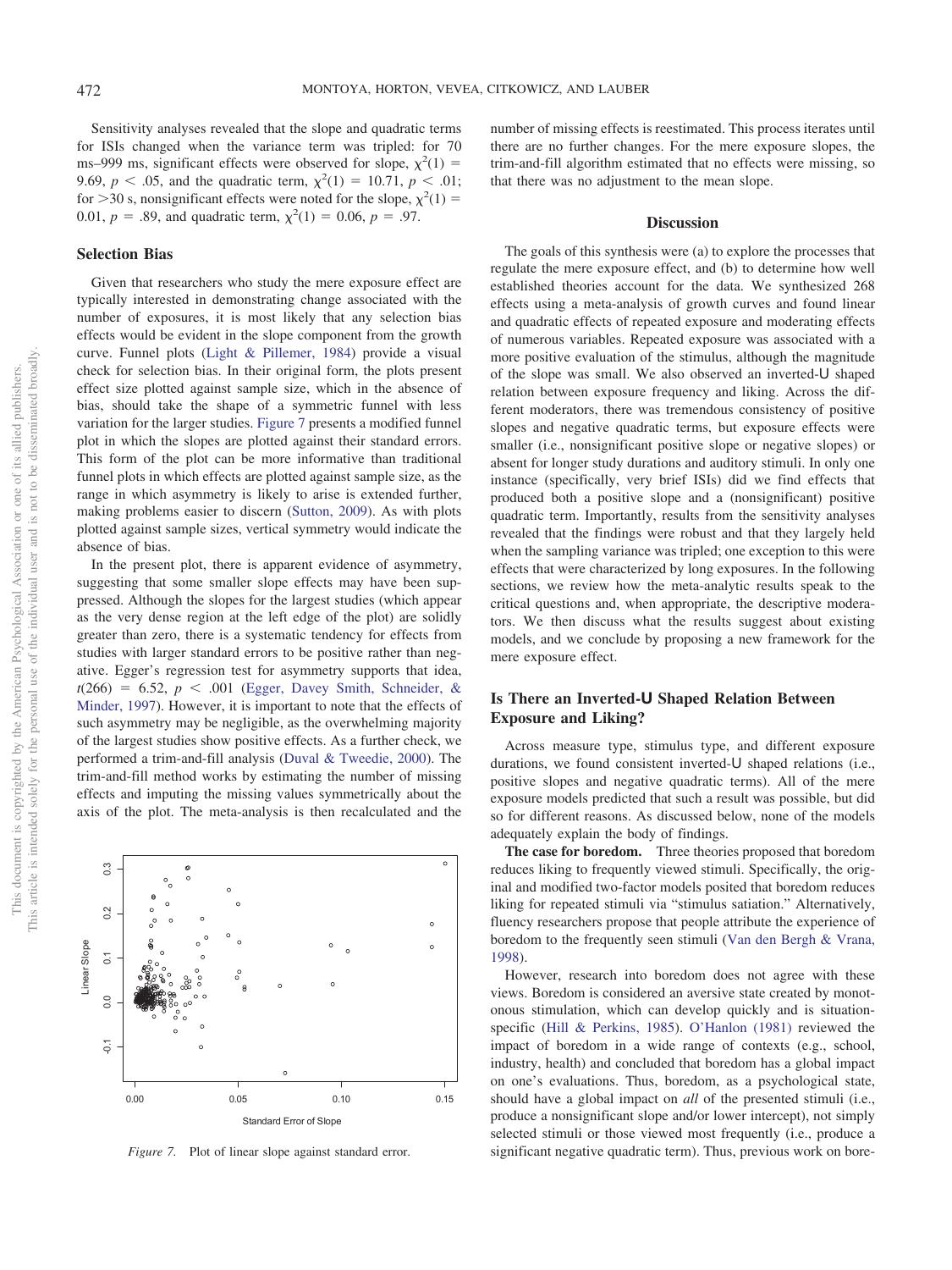Sensitivity analyses revealed that the slope and quadratic terms for ISIs changed when the variance term was tripled: for 70 ms–999 ms, significant effects were observed for slope, $\chi^2(1) = 9.69$, $p < .05$, and the quadratic term, $\chi^2(1) = 10.71$, $p < .01$; for >30 s, nonsignificant effects were noted for the slope, $\chi^2(1) = 0.01$, $p = .89$, and quadratic term, $\chi^2(1) = 0.06$, $p = .97$.

## Selection Bias

Given that researchers who study the mere exposure effect are typically interested in demonstrating change associated with the number of exposures, it is most likely that any selection bias effects would be evident in the slope component from the growth curve. Funnel plots (Light & Pillemer, 1984) provide a visual check for selection bias. In their original form, the plots present effect size plotted against sample size, which in the absence of bias, should take the shape of a symmetric funnel with less variation for the larger studies. Figure 7 presents a modified funnel plot in which the slopes are plotted against their standard errors. This form of the plot can be more informative than traditional funnel plots in which effects are plotted against sample size, as the range in which asymmetry is likely to arise is extended further, making problems easier to discern (Sutton, 2009). As with plots plotted against sample sizes, vertical symmetry would indicate the absence of bias.

In the present plot, there is apparent evidence of asymmetry, suggesting that some smaller slope effects may have been suppressed. Although the slopes for the largest studies (which appear as the very dense region at the left edge of the plot) are solidly greater than zero, there is a systematic tendency for effects from studies with larger standard errors to be positive rather than negative. Egger's regression test for asymmetry supports that idea, $t(266) = 6.52$, $p < .001$ (Egger, Davey Smith, Schneider, & Minder, 1997). However, it is important to note that the effects of such asymmetry may be negligible, as the overwhelming majority of the largest studies show positive effects. As a further check, we performed a trim-and-fill analysis (Duval & Tweedie, 2000). The trim-and-fill method works by estimating the number of missing effects and imputing the missing values symmetrically about the axis of the plot. The meta-analysis is then recalculated and the number of missing effects is reestimated. This process iterates until there are no further changes. For the mere exposure slopes, the trim-and-fill algorithm estimated that no effects were missing, so that there was no adjustment to the mean slope.

Linear Slope
-0.1
0.0
0.1
0.2
0.3
0.00
0.05
0.10
0.15
Standard Error of Slope

*Figure 7.* Plot of linear slope against standard error.

## Discussion

The goals of this synthesis were (a) to explore the processes that regulate the mere exposure effect, and (b) to determine how well established theories account for the data. We synthesized 268 effects using a meta-analysis of growth curves and found linear and quadratic effects of repeated exposure and moderating effects of numerous variables. Repeated exposure was associated with a more positive evaluation of the stimulus, although the magnitude of the slope was small. We also observed an inverted-U shaped relation between exposure frequency and liking. Across the different moderators, there was tremendous consistency of positive slopes and negative quadratic terms, but exposure effects were smaller (i.e., nonsignificant positive slope or negative slopes) or absent for longer study durations and auditory stimuli. In only one instance (specifically, very brief ISIs) did we find effects that produced both a positive slope and a (nonsignificant) positive quadratic term. Importantly, results from the sensitivity analyses revealed that the findings were robust and that they largely held when the sampling variance was tripled; one exception to this were effects that were characterized by long exposures. In the following sections, we review how the meta-analytic results speak to the critical questions and, when appropriate, the descriptive moderators. We then discuss what the results suggest about existing models, and we conclude by proposing a new framework for the mere exposure effect.

### Is There an Inverted-U Shaped Relation Between Exposure and Liking?

Across measure type, stimulus type, and different exposure durations, we found consistent inverted-U shaped relations (i.e., positive slopes and negative quadratic terms). All of the mere exposure models predicted that such a result was possible, but did so for different reasons. As discussed below, none of the models adequately explain the body of findings.

**The case for boredom.** Three theories proposed that boredom reduces liking to frequently viewed stimuli. Specifically, the original and modified two-factor models posited that boredom reduces liking for repeated stimuli via "stimulus satiation." Alternatively, fluency researchers propose that people attribute the experience of boredom to the frequently seen stimuli (Van den Bergh & Vrana, 1998).

However, research into boredom does not agree with these views. Boredom is considered an aversive state created by monotonous stimulation, which can develop quickly and is situation-specific (Hill & Perkins, 1985). O'Hanlon (1981) reviewed the impact of boredom in a wide range of contexts (e.g., school, industry, health) and concluded that boredom has a global impact on one's evaluations. Thus, boredom, as a psychological state, should have a global impact on *all* of the presented stimuli (i.e., produce a nonsignificant slope and/or lower intercept), not simply selected stimuli or those viewed most frequently (i.e., produce a significant negative quadratic term). Thus, previous work on bore-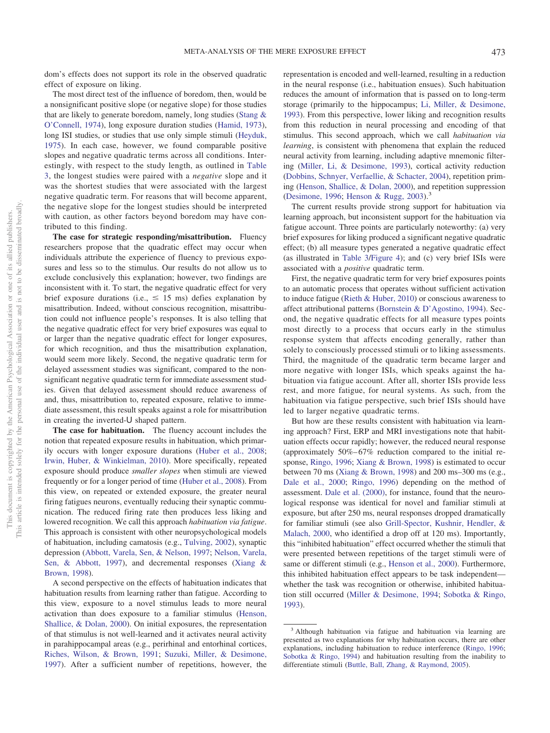dom's effects does not support its role in the observed quadratic effect of exposure on liking.

The most direct test of the influence of boredom, then, would be a nonsignificant positive slope (or negative slope) for those studies that are likely to generate boredom, namely, long studies (Stang & O'Connell, 1974), long exposure duration studies (Hamid, 1973), long ISI studies, or studies that use only simple stimuli (Heyduk, 1975). In each case, however, we found comparable positive slopes and negative quadratic terms across all conditions. Interestingly, with respect to the study length, as outlined in Table 3, the longest studies were paired with a *negative* slope and it was the shortest studies that were associated with the largest negative quadratic term. For reasons that will become apparent, the negative slope for the longest studies should be interpreted with caution, as other factors beyond boredom may have contributed to this finding.

**The case for strategic responding/misattribution.** Fluency researchers propose that the quadratic effect may occur when individuals attribute the experience of fluency to previous exposures and less so to the stimulus. Our results do not allow us to exclude conclusively this explanation; however, two findings are inconsistent with it. To start, the negative quadratic effect for very brief exposure durations (i.e., $\leq$ 15 ms) defies explanation by misattribution. Indeed, without conscious recognition, misattribution could not influence people's responses. It is also telling that the negative quadratic effect for very brief exposures was equal to or larger than the negative quadratic effect for longer exposures, for which recognition, and thus the misattribution explanation, would seem more likely. Second, the negative quadratic term for delayed assessment studies was significant, compared to the nonsignificant negative quadratic term for immediate assessment studies. Given that delayed assessment should reduce awareness of and, thus, misattribution to, repeated exposure, relative to immediate assessment, this result speaks against a role for misattribution in creating the inverted-U shaped pattern.

**The case for habituation.** The fluency account includes the notion that repeated exposure results in habituation, which primarily occurs with longer exposure durations (Huber et al., 2008; Irwin, Huber, & Winkielman, 2010). More specifically, repeated exposure should produce *smaller slopes* when stimuli are viewed frequently or for a longer period of time (Huber et al., 2008). From this view, on repeated or extended exposure, the greater neural firing fatigues neurons, eventually reducing their synaptic communication. The reduced firing rate then produces less liking and lowered recognition. We call this approach *habituation via fatigue*. This approach is consistent with other neuropsychological models of habituation, including camatosis (e.g., Tulving, 2002), synaptic depression (Abbott, Varela, Sen, & Nelson, 1997; Nelson, Varela, Sen, & Abbott, 1997), and decremental responses (Xiang & Brown, 1998).

A second perspective on the effects of habituation indicates that habituation results from learning rather than fatigue. According to this view, exposure to a novel stimulus leads to more neural activation than does exposure to a familiar stimulus (Henson, Shallice, & Dolan, 2000). On initial exposures, the representation of that stimulus is not well-learned and it activates neural activity in parahippocampal areas (e.g., perirhinal and entorhinal cortices, Riches, Wilson, & Brown, 1991; Suzuki, Miller, & Desimone, 1997). After a sufficient number of repetitions, however, the representation is encoded and well-learned, resulting in a reduction in the neural response (i.e., habituation ensues). Such habituation reduces the amount of information that is passed on to long-term storage (primarily to the hippocampus; Li, Miller, & Desimone, 1993). From this perspective, lower liking and recognition results from this reduction in neural processing and encoding of that stimulus. This second approach, which we call *habituation via learning*, is consistent with phenomena that explain the reduced neural activity from learning, including adaptive mnemonic filtering (Miller, Li, & Desimone, 1993), cortical activity reduction (Dobbins, Schnyer, Verfaellie, & Schacter, 2004), repetition priming (Henson, Shallice, & Dolan, 2000), and repetition suppression (Desimone, 1996; Henson & Rugg, 2003).[3]

The current results provide strong support for the habituation via learning approach, but inconsistent support for the habituation via fatigue account. Three points are particularly noteworthy: (a) very brief exposures for liking produced a significant negative quadratic effect; (b) all measure types generated a negative quadratic effect (as illustrated in Table 3/Figure 4); and (c) very brief ISIs were associated with a *positive* quadratic term.

First, the negative quadratic term for very brief exposures points to an automatic process that operates without sufficient activation to induce fatigue (Rieth & Huber, 2010) or conscious awareness to affect attributional patterns (Bornstein & D'Agostino, 1994). Second, the negative quadratic effects for all measure types points most directly to a process that occurs early in the stimulus response system that affects encoding generally, rather than solely to consciously processed stimuli or to liking assessments. Third, the magnitude of the quadratic term became larger and more negative with longer ISIs, which speaks against the habituation via fatigue account. After all, shorter ISIs provide less rest, and more fatigue, for neural systems. As such, from the habituation via fatigue perspective, such brief ISIs should have led to larger negative quadratic terms.

But how are these results consistent with habituation via learning approach? First, ERP and MRI investigations note that habituation effects occur rapidly; however, the reduced neural response (approximately 50%–67% reduction compared to the initial response, Ringo, 1996; Xiang & Brown, 1998) is estimated to occur between 70 ms (Xiang & Brown, 1998) and 200 ms–300 ms (e.g., Dale et al., 2000; Ringo, 1996) depending on the method of assessment. Dale et al. (2000), for instance, found that the neurological response was identical for novel and familiar stimuli at exposure, but after 250 ms, neural responses dropped dramatically for familiar stimuli (see also Grill-Spector, Kushnir, Hendler, & Malach, 2000, who identified a drop off at 120 ms). Importantly, this "inhibited habituation" effect occurred whether the stimuli that were presented between repetitions of the target stimuli were of same or different stimuli (e.g., Henson et al., 2000). Furthermore, this inhibited habituation effect appears to be task independent—whether the task was recognition or otherwise, inhibited habituation still occurred (Miller & Desimone, 1994; Sobotka & Ringo, 1993).

[3] Although habituation via fatigue and habituation via learning are presented as two explanations for why habituation occurs, there are other explanations, including habituation to reduce interference (Ringo, 1996; Sobotka & Ringo, 1994) and habituation resulting from the inability to differentiate stimuli (Buttle, Ball, Zhang, & Raymond, 2005).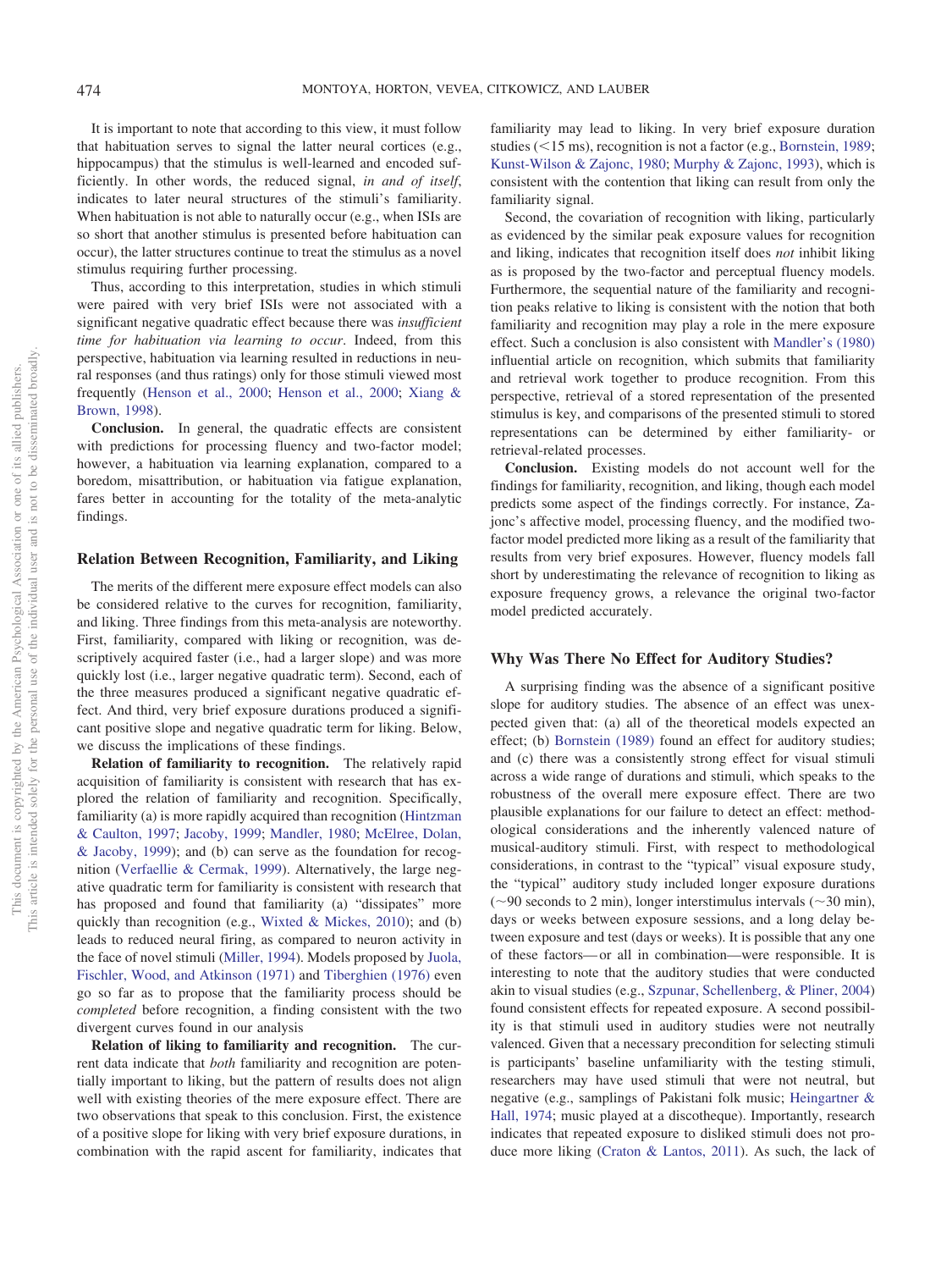It is important to note that according to this view, it must follow that habituation serves to signal the latter neural cortices (e.g., hippocampus) that the stimulus is well-learned and encoded sufficiently. In other words, the reduced signal, *in and of itself*, indicates to later neural structures of the stimuli's familiarity. When habituation is not able to naturally occur (e.g., when ISIs are so short that another stimulus is presented before habituation can occur), the latter structures continue to treat the stimulus as a novel stimulus requiring further processing.

Thus, according to this interpretation, studies in which stimuli were paired with very brief ISIs were not associated with a significant negative quadratic effect because there was *insufficient time for habituation via learning to occur*. Indeed, from this perspective, habituation via learning resulted in reductions in neural responses (and thus ratings) only for those stimuli viewed most frequently (Henson et al., 2000; Henson et al., 2000; Xiang & Brown, 1998).

**Conclusion.** In general, the quadratic effects are consistent with predictions for processing fluency and two-factor model; however, a habituation via learning explanation, compared to a boredom, misattribution, or habituation via fatigue explanation, fares better in accounting for the totality of the meta-analytic findings.

## Relation Between Recognition, Familiarity, and Liking

The merits of the different mere exposure effect models can also be considered relative to the curves for recognition, familiarity, and liking. Three findings from this meta-analysis are noteworthy. First, familiarity, compared with liking or recognition, was descriptively acquired faster (i.e., had a larger slope) and was more quickly lost (i.e., larger negative quadratic term). Second, each of the three measures produced a significant negative quadratic effect. And third, very brief exposure durations produced a significant positive slope and negative quadratic term for liking. Below, we discuss the implications of these findings.

**Relation of familiarity to recognition.** The relatively rapid acquisition of familiarity is consistent with research that has explored the relation of familiarity and recognition. Specifically, familiarity (a) is more rapidly acquired than recognition (Hintzman & Caulton, 1997; Jacoby, 1999; Mandler, 1980; McElree, Dolan, & Jacoby, 1999); and (b) can serve as the foundation for recognition (Verfaellie & Cermak, 1999). Alternatively, the large negative quadratic term for familiarity is consistent with research that has proposed and found that familiarity (a) "dissipates" more quickly than recognition (e.g., Wixted & Mickes, 2010); and (b) leads to reduced neural firing, as compared to neuron activity in the face of novel stimuli (Miller, 1994). Models proposed by Juola, Fischler, Wood, and Atkinson (1971) and Tiberghien (1976) even go so far as to propose that the familiarity process should be *completed* before recognition, a finding consistent with the two divergent curves found in our analysis

**Relation of liking to familiarity and recognition.** The current data indicate that *both* familiarity and recognition are potentially important to liking, but the pattern of results does not align well with existing theories of the mere exposure effect. There are two observations that speak to this conclusion. First, the existence of a positive slope for liking with very brief exposure durations, in combination with the rapid ascent for familiarity, indicates that familiarity may lead to liking. In very brief exposure duration studies (<15 ms), recognition is not a factor (e.g., Bornstein, 1989; Kunst-Wilson & Zajonc, 1980; Murphy & Zajonc, 1993), which is consistent with the contention that liking can result from only the familiarity signal.

Second, the covariation of recognition with liking, particularly as evidenced by the similar peak exposure values for recognition and liking, indicates that recognition itself does *not* inhibit liking as is proposed by the two-factor and perceptual fluency models. Furthermore, the sequential nature of the familiarity and recognition peaks relative to liking is consistent with the notion that both familiarity and recognition may play a role in the mere exposure effect. Such a conclusion is also consistent with Mandler's (1980) influential article on recognition, which submits that familiarity and retrieval work together to produce recognition. From this perspective, retrieval of a stored representation of the presented stimulus is key, and comparisons of the presented stimuli to stored representations can be determined by either familiarity- or retrieval-related processes.

**Conclusion.** Existing models do not account well for the findings for familiarity, recognition, and liking, though each model predicts some aspect of the findings correctly. For instance, Zajonc's affective model, processing fluency, and the modified two-factor model predicted more liking as a result of the familiarity that results from very brief exposures. However, fluency models fall short by underestimating the relevance of recognition to liking as exposure frequency grows, a relevance the original two-factor model predicted accurately.

## Why Was There No Effect for Auditory Studies?

A surprising finding was the absence of a significant positive slope for auditory studies. The absence of an effect was unexpected given that: (a) all of the theoretical models expected an effect; (b) Bornstein (1989) found an effect for auditory studies; and (c) there was a consistently strong effect for visual stimuli across a wide range of durations and stimuli, which speaks to the robustness of the overall mere exposure effect. There are two plausible explanations for our failure to detect an effect: methodological considerations and the inherently valenced nature of musical-auditory stimuli. First, with respect to methodological considerations, in contrast to the "typical" visual exposure study, the "typical" auditory study included longer exposure durations (~90 seconds to 2 min), longer interstimulus intervals (~30 min), days or weeks between exposure sessions, and a long delay between exposure and test (days or weeks). It is possible that any one of these factors—or all in combination—were responsible. It is interesting to note that the auditory studies that were conducted akin to visual studies (e.g., Szpunar, Schellenberg, & Pliner, 2004) found consistent effects for repeated exposure. A second possibility is that stimuli used in auditory studies were not neutrally valenced. Given that a necessary precondition for selecting stimuli is participants' baseline unfamiliarity with the testing stimuli, researchers may have used stimuli that were not neutral, but negative (e.g., samplings of Pakistani folk music; Heingartner & Hall, 1974; music played at a discotheque). Importantly, research indicates that repeated exposure to disliked stimuli does not produce more liking (Craton & Lantos, 2011). As such, the lack of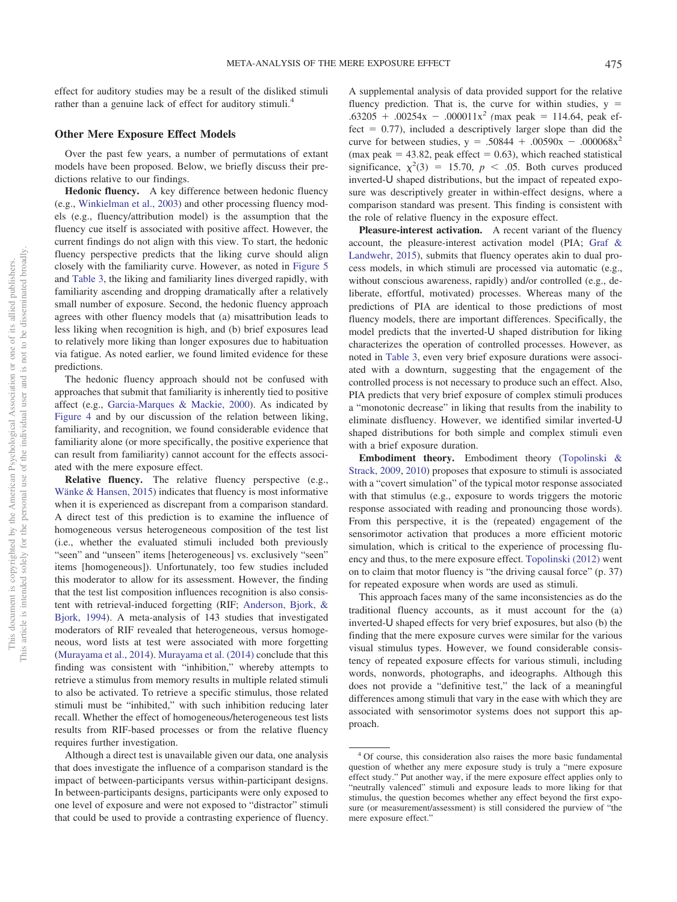effect for auditory studies may be a result of the disliked stimuli rather than a genuine lack of effect for auditory stimuli.[4]

## Other Mere Exposure Effect Models

Over the past few years, a number of permutations of extant models have been proposed. Below, we briefly discuss their predictions relative to our findings.

**Hedonic fluency.** A key difference between hedonic fluency (e.g., Winkielman et al., 2003) and other processing fluency models (e.g., fluency/attribution model) is the assumption that the fluency cue itself is associated with positive affect. However, the current findings do not align with this view. To start, the hedonic fluency perspective predicts that the liking curve should align closely with the familiarity curve. However, as noted in Figure 5 and Table 3, the liking and familiarity lines diverged rapidly, with familiarity ascending and dropping dramatically after a relatively small number of exposure. Second, the hedonic fluency approach agrees with other fluency models that (a) misattribution leads to less liking when recognition is high, and (b) brief exposures lead to relatively more liking than longer exposures due to habituation via fatigue. As noted earlier, we found limited evidence for these predictions.

The hedonic fluency approach should not be confused with approaches that submit that familiarity is inherently tied to positive affect (e.g., Garcia-Marques & Mackie, 2000). As indicated by Figure 4 and by our discussion of the relation between liking, familiarity, and recognition, we found considerable evidence that familiarity alone (or more specifically, the positive experience that can result from familiarity) cannot account for the effects associated with the mere exposure effect.

**Relative fluency.** The relative fluency perspective (e.g., Wänke & Hansen, 2015) indicates that fluency is most informative when it is experienced as discrepant from a comparison standard. A direct test of this prediction is to examine the influence of homogeneous versus heterogeneous composition of the test list (i.e., whether the evaluated stimuli included both previously "seen" and "unseen" items [heterogeneous] vs. exclusively "seen" items [homogeneous]). Unfortunately, too few studies included this moderator to allow for its assessment. However, the finding that the test list composition influences recognition is also consistent with retrieval-induced forgetting (RIF; Anderson, Bjork, & Bjork, 1994). A meta-analysis of 143 studies that investigated moderators of RIF revealed that heterogeneous, versus homogeneous, word lists at test were associated with more forgetting (Murayama et al., 2014). Murayama et al. (2014) conclude that this finding was consistent with "inhibition," whereby attempts to retrieve a stimulus from memory results in multiple related stimuli to also be activated. To retrieve a specific stimulus, those related stimuli must be "inhibited," with such inhibition reducing later recall. Whether the effect of homogeneous/heterogeneous test lists results from RIF-based processes or from the relative fluency requires further investigation.

Although a direct test is unavailable given our data, one analysis that does investigate the influence of a comparison standard is the impact of between-participants versus within-participant designs. In between-participants designs, participants were only exposed to one level of exposure and were not exposed to "distractor" stimuli that could be used to provide a contrasting experience of fluency. A supplemental analysis of data provided support for the relative fluency prediction. That is, the curve for within studies, $y = .63205 + .00254x - .000011x^2$ (max peak = 114.64, peak effect = 0.77), included a descriptively larger slope than did the curve for between studies, $y = .50844 + .00590x - .000068x^2$ (max peak = 43.82, peak effect = 0.63), which reached statistical significance, $\chi^2(3) = 15.70$, $p < .05$. Both curves produced inverted-U shaped distributions, but the impact of repeated exposure was descriptively greater in within-effect designs, where a comparison standard was present. This finding is consistent with the role of relative fluency in the exposure effect.

**Pleasure-interest activation.** A recent variant of the fluency account, the pleasure-interest activation model (PIA; Graf & Landwehr, 2015), submits that fluency operates akin to dual process models, in which stimuli are processed via automatic (e.g., without conscious awareness, rapidly) and/or controlled (e.g., deliberate, effortful, motivated) processes. Whereas many of the predictions of PIA are identical to those predictions of most fluency models, there are important differences. Specifically, the model predicts that the inverted-U shaped distribution for liking characterizes the operation of controlled processes. However, as noted in Table 3, even very brief exposure durations were associated with a downturn, suggesting that the engagement of the controlled process is not necessary to produce such an effect. Also, PIA predicts that very brief exposure of complex stimuli produces a "monotonic decrease" in liking that results from the inability to eliminate disfluency. However, we identified similar inverted-U shaped distributions for both simple and complex stimuli even with a brief exposure duration.

**Embodiment theory.** Embodiment theory (Topolinski & Strack, 2009, 2010) proposes that exposure to stimuli is associated with a "covert simulation" of the typical motor response associated with that stimulus (e.g., exposure to words triggers the motoric response associated with reading and pronouncing those words). From this perspective, it is the (repeated) engagement of the sensorimotor activation that produces a more efficient motoric simulation, which is critical to the experience of processing fluency and thus, to the mere exposure effect. Topolinski (2012) went on to claim that motor fluency is "the driving causal force" (p. 37) for repeated exposure when words are used as stimuli.

This approach faces many of the same inconsistencies as do the traditional fluency accounts, as it must account for the (a) inverted-U shaped effects for very brief exposures, but also (b) the finding that the mere exposure curves were similar for the various visual stimulus types. However, we found considerable consistency of repeated exposure effects for various stimuli, including words, nonwords, photographs, and ideographs. Although this does not provide a "definitive test," the lack of a meaningful differences among stimuli that vary in the ease with which they are associated with sensorimotor systems does not support this approach.

[4] Of course, this consideration also raises the more basic fundamental question of whether any mere exposure study is truly a "mere exposure effect study." Put another way, if the mere exposure effect applies only to "neutrally valenced" stimuli and exposure leads to more liking for that stimulus, the question becomes whether any effect beyond the first exposure (or measurement/assessment) is still considered the purview of "the mere exposure effect."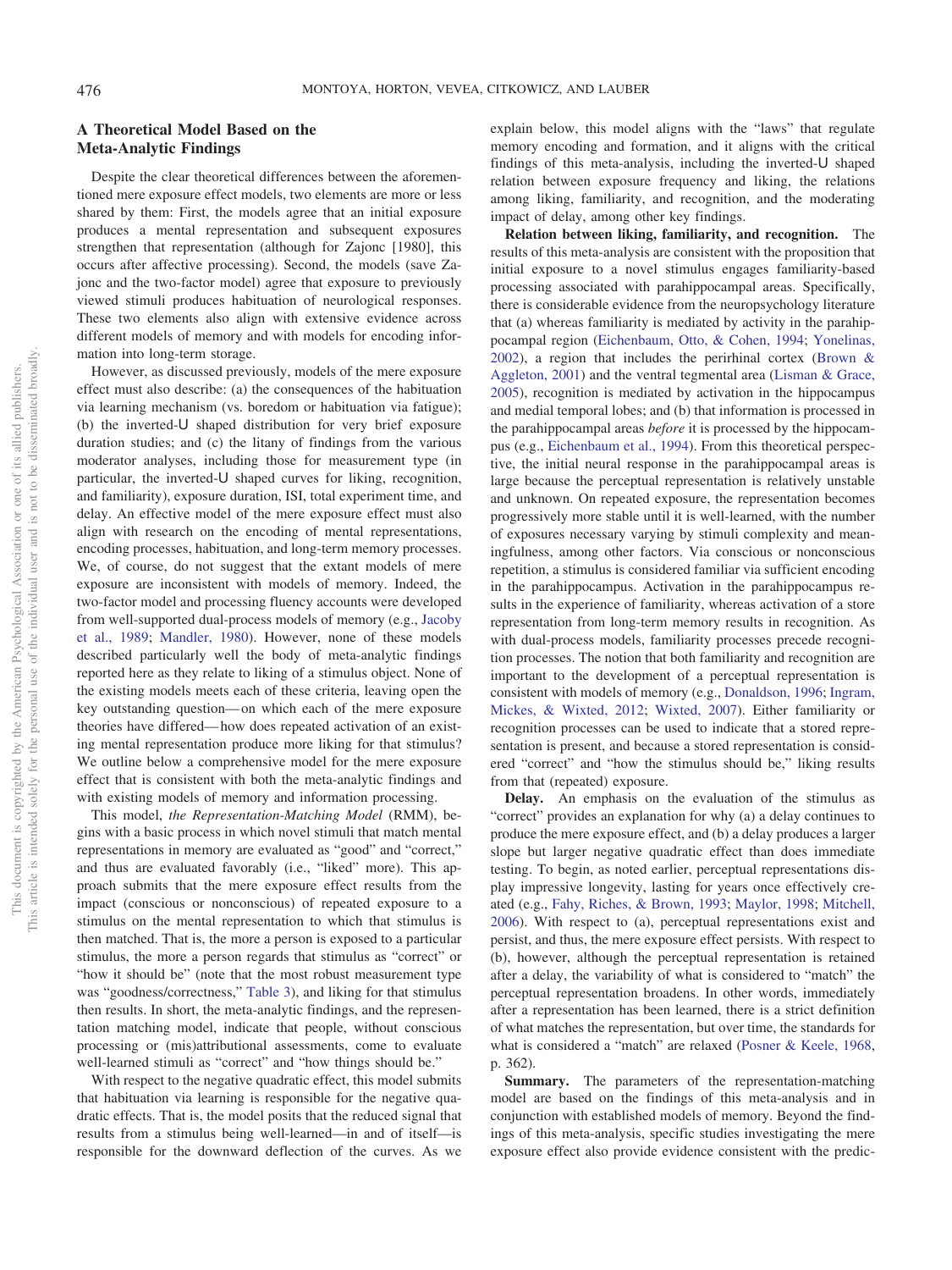## A Theoretical Model Based on the Meta-Analytic Findings

Despite the clear theoretical differences between the aforementioned mere exposure effect models, two elements are more or less shared by them: First, the models agree that an initial exposure produces a mental representation and subsequent exposures strengthen that representation (although for Zajonc [1980], this occurs after affective processing). Second, the models (save Zajonc and the two-factor model) agree that exposure to previously viewed stimuli produces habituation of neurological responses. These two elements also align with extensive evidence across different models of memory and with models for encoding information into long-term storage.

However, as discussed previously, models of the mere exposure effect must also describe: (a) the consequences of the habituation via learning mechanism (vs. boredom or habituation via fatigue); (b) the inverted-U shaped distribution for very brief exposure duration studies; and (c) the litany of findings from the various moderator analyses, including those for measurement type (in particular, the inverted-U shaped curves for liking, recognition, and familiarity), exposure duration, ISI, total experiment time, and delay. An effective model of the mere exposure effect must also align with research on the encoding of mental representations, encoding processes, habituation, and long-term memory processes. We, of course, do not suggest that the extant models of mere exposure are inconsistent with models of memory. Indeed, the two-factor model and processing fluency accounts were developed from well-supported dual-process models of memory (e.g., Jacoby et al., 1989; Mandler, 1980). However, none of these models described particularly well the body of meta-analytic findings reported here as they relate to liking of a stimulus object. None of the existing models meets each of these criteria, leaving open the key outstanding question—on which each of the mere exposure theories have differed—how does repeated activation of an existing mental representation produce more liking for that stimulus? We outline below a comprehensive model for the mere exposure effect that is consistent with both the meta-analytic findings and with existing models of memory and information processing.

This model, *the Representation-Matching Model* (RMM), begins with a basic process in which novel stimuli that match mental representations in memory are evaluated as "good" and "correct," and thus are evaluated favorably (i.e., "liked" more). This approach submits that the mere exposure effect results from the impact (conscious or nonconscious) of repeated exposure to a stimulus on the mental representation to which that stimulus is then matched. That is, the more a person is exposed to a particular stimulus, the more a person regards that stimulus as "correct" or "how it should be" (note that the most robust measurement type was "goodness/correctness," Table 3), and liking for that stimulus then results. In short, the meta-analytic findings, and the representation matching model, indicate that people, without conscious processing or (mis)attributional assessments, come to evaluate well-learned stimuli as "correct" and "how things should be."

With respect to the negative quadratic effect, this model submits that habituation via learning is responsible for the negative quadratic effects. That is, the model posits that the reduced signal that results from a stimulus being well-learned—in and of itself—is responsible for the downward deflection of the curves. As we explain below, this model aligns with the "laws" that regulate memory encoding and formation, and it aligns with the critical findings of this meta-analysis, including the inverted-U shaped relation between exposure frequency and liking, the relations among liking, familiarity, and recognition, and the moderating impact of delay, among other key findings.

**Relation between liking, familiarity, and recognition.** The results of this meta-analysis are consistent with the proposition that initial exposure to a novel stimulus engages familiarity-based processing associated with parahippocampal areas. Specifically, there is considerable evidence from the neuropsychology literature that (a) whereas familiarity is mediated by activity in the parahippocampal region (Eichenbaum, Otto, & Cohen, 1994; Yonelinas, 2002), a region that includes the perirhinal cortex (Brown & Aggleton, 2001) and the ventral tegmental area (Lisman & Grace, 2005), recognition is mediated by activation in the hippocampus and medial temporal lobes; and (b) that information is processed in the parahippocampal areas *before* it is processed by the hippocampus (e.g., Eichenbaum et al., 1994). From this theoretical perspective, the initial neural response in the parahippocampal areas is large because the perceptual representation is relatively unstable and unknown. On repeated exposure, the representation becomes progressively more stable until it is well-learned, with the number of exposures necessary varying by stimuli complexity and meaningfulness, among other factors. Via conscious or nonconscious repetition, a stimulus is considered familiar via sufficient encoding in the parahippocampus. Activation in the parahippocampus results in the experience of familiarity, whereas activation of a store representation from long-term memory results in recognition. As with dual-process models, familiarity processes precede recognition processes. The notion that both familiarity and recognition are important to the development of a perceptual representation is consistent with models of memory (e.g., Donaldson, 1996; Ingram, Mickes, & Wixted, 2012; Wixted, 2007). Either familiarity or recognition processes can be used to indicate that a stored representation is present, and because a stored representation is considered "correct" and "how the stimulus should be," liking results from that (repeated) exposure.

**Delay.** An emphasis on the evaluation of the stimulus as "correct" provides an explanation for why (a) a delay continues to produce the mere exposure effect, and (b) a delay produces a larger slope but larger negative quadratic effect than does immediate testing. To begin, as noted earlier, perceptual representations display impressive longevity, lasting for years once effectively created (e.g., Fahy, Riches, & Brown, 1993; Maylor, 1998; Mitchell, 2006). With respect to (a), perceptual representations exist and persist, and thus, the mere exposure effect persists. With respect to (b), however, although the perceptual representation is retained after a delay, the variability of what is considered to "match" the perceptual representation broadens. In other words, immediately after a representation has been learned, there is a strict definition of what matches the representation, but over time, the standards for what is considered a "match" are relaxed (Posner & Keele, 1968, p. 362).

**Summary.** The parameters of the representation-matching model are based on the findings of this meta-analysis and in conjunction with established models of memory. Beyond the findings of this meta-analysis, specific studies investigating the mere exposure effect also provide evidence consistent with the predic-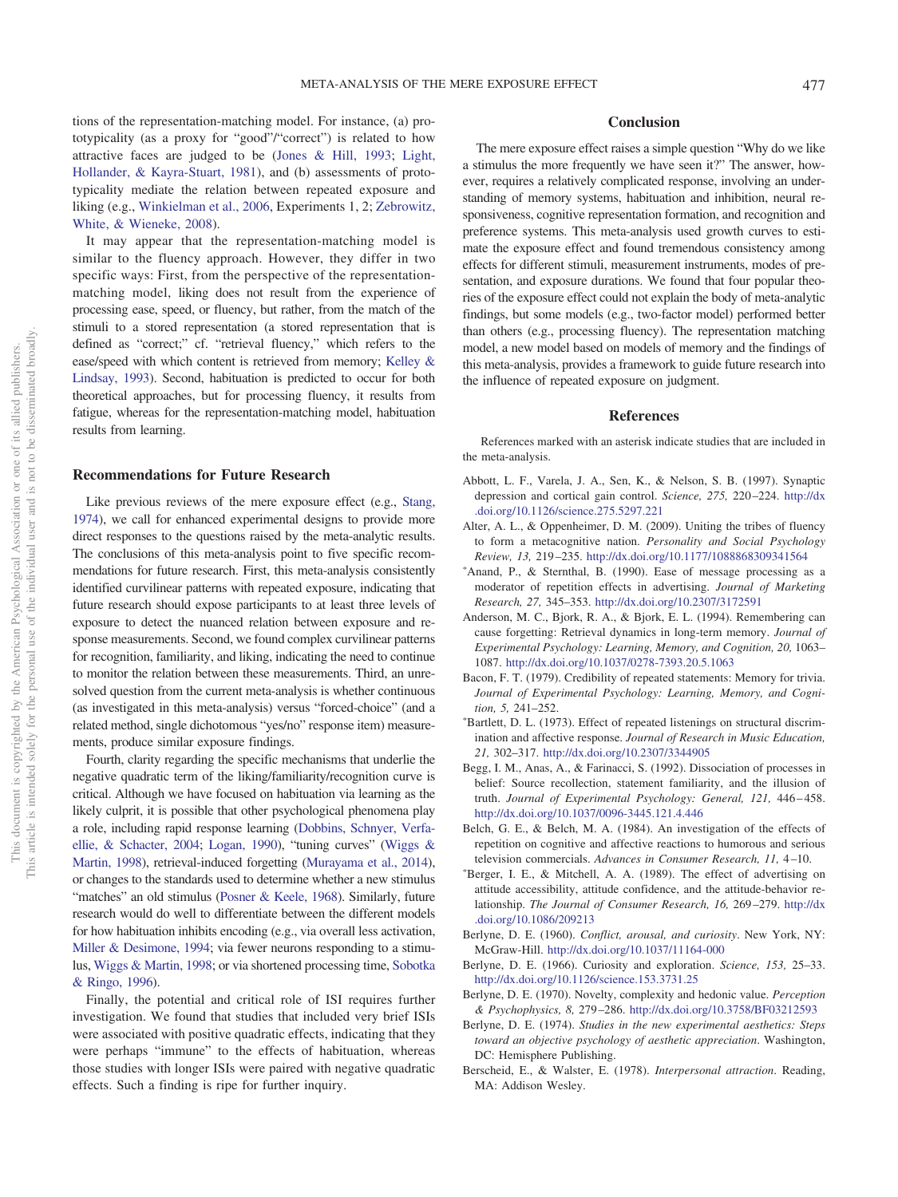tions of the representation-matching model. For instance, (a) prototypicality (as a proxy for "good"/"correct") is related to how attractive faces are judged to be (Jones & Hill, 1993; Light, Hollander, & Kayra-Stuart, 1981), and (b) assessments of prototypicality mediate the relation between repeated exposure and liking (e.g., Winkielman et al., 2006, Experiments 1, 2; Zebrowitz, White, & Wieneke, 2008).

It may appear that the representation-matching model is similar to the fluency approach. However, they differ in two specific ways: First, from the perspective of the representation-matching model, liking does not result from the experience of processing ease, speed, or fluency, but rather, from the match of the stimuli to a stored representation (a stored representation that is defined as "correct;" cf. "retrieval fluency," which refers to the ease/speed with which content is retrieved from memory; Kelley & Lindsay, 1993). Second, habituation is predicted to occur for both theoretical approaches, but for processing fluency, it results from fatigue, whereas for the representation-matching model, habituation results from learning.

## Recommendations for Future Research

Like previous reviews of the mere exposure effect (e.g., Stang, 1974), we call for enhanced experimental designs to provide more direct responses to the questions raised by the meta-analytic results. The conclusions of this meta-analysis point to five specific recommendations for future research. First, this meta-analysis consistently identified curvilinear patterns with repeated exposure, indicating that future research should expose participants to at least three levels of exposure to detect the nuanced relation between exposure and response measurements. Second, we found complex curvilinear patterns for recognition, familiarity, and liking, indicating the need to continue to monitor the relation between these measurements. Third, an unresolved question from the current meta-analysis is whether continuous (as investigated in this meta-analysis) versus "forced-choice" (and a related method, single dichotomous "yes/no" response item) measurements, produce similar exposure findings.

Fourth, clarity regarding the specific mechanisms that underlie the negative quadratic term of the liking/familiarity/recognition curve is critical. Although we have focused on habituation via learning as the likely culprit, it is possible that other psychological phenomena play a role, including rapid response learning (Dobbins, Schnyer, Verfaellie, & Schacter, 2004; Logan, 1990), "tuning curves" (Wiggs & Martin, 1998), retrieval-induced forgetting (Murayama et al., 2014), or changes to the standards used to determine whether a new stimulus "matches" an old stimulus (Posner & Keele, 1968). Similarly, future research would do well to differentiate between the different models for how habituation inhibits encoding (e.g., via overall less activation, Miller & Desimone, 1994; via fewer neurons responding to a stimulus, Wiggs & Martin, 1998; or via shortened processing time, Sobotka & Ringo, 1996).

Finally, the potential and critical role of ISI requires further investigation. We found that studies that included very brief ISIs were associated with positive quadratic effects, indicating that they were perhaps "immune" to the effects of habituation, whereas those studies with longer ISIs were paired with negative quadratic effects. Such a finding is ripe for further inquiry.

## Conclusion

The mere exposure effect raises a simple question "Why do we like a stimulus the more frequently we have seen it?" The answer, however, requires a relatively complicated response, involving an understanding of memory systems, habituation and inhibition, neural responsiveness, cognitive representation formation, and recognition and preference systems. This meta-analysis used growth curves to estimate the exposure effect and found tremendous consistency among effects for different stimuli, measurement instruments, modes of presentation, and exposure durations. We found that four popular theories of the exposure effect could not explain the body of meta-analytic findings, but some models (e.g., two-factor model) performed better than others (e.g., processing fluency). The representation matching model, a new model based on models of memory and the findings of this meta-analysis, provides a framework to guide future research into the influence of repeated exposure on judgment.

## References

References marked with an asterisk indicate studies that are included in the meta-analysis.

Abbott, L. F., Varela, J. A., Sen, K., & Nelson, S. B. (1997). Synaptic depression and cortical gain control. *Science, 275,* 220–224. http://dx.doi.org/10.1126/science.275.5297.221

Alter, A. L., & Oppenheimer, D. M. (2009). Uniting the tribes of fluency to form a metacognitive nation. *Personality and Social Psychology Review, 13,* 219–235. http://dx.doi.org/10.1177/1088868309341564

*Anand, P., & Sternthal, B. (1990). Ease of message processing as a moderator of repetition effects in advertising. *Journal of Marketing Research, 27,* 345–353. http://dx.doi.org/10.2307/3172591

Anderson, M. C., Bjork, R. A., & Bjork, E. L. (1994). Remembering can cause forgetting: Retrieval dynamics in long-term memory. *Journal of Experimental Psychology: Learning, Memory, and Cognition, 20,* 1063–1087. http://dx.doi.org/10.1037/0278-7393.20.5.1063

Bacon, F. T. (1979). Credibility of repeated statements: Memory for trivia. *Journal of Experimental Psychology: Learning, Memory, and Cognition, 5,* 241–252.

*Bartlett, D. L. (1973). Effect of repeated listenings on structural discrimination and affective response. *Journal of Research in Music Education, 21,* 302–317. http://dx.doi.org/10.2307/3344905

Begg, I. M., Anas, A., & Farinacci, S. (1992). Dissociation of processes in belief: Source recollection, statement familiarity, and the illusion of truth. *Journal of Experimental Psychology: General, 121,* 446–458. http://dx.doi.org/10.1037/0096-3445.121.4.446

Belch, G. E., & Belch, M. A. (1984). An investigation of the effects of repetition on cognitive and affective reactions to humorous and serious television commercials. *Advances in Consumer Research, 11,* 4–10.

*Berger, I. E., & Mitchell, A. A. (1989). The effect of advertising on attitude accessibility, attitude confidence, and the attitude-behavior relationship. *The Journal of Consumer Research, 16,* 269–279. http://dx.doi.org/10.1086/209213

Berlyne, D. E. (1960). *Conflict, arousal, and curiosity*. New York, NY: McGraw-Hill. http://dx.doi.org/10.1037/11164-000

Berlyne, D. E. (1966). Curiosity and exploration. *Science, 153,* 25–33. http://dx.doi.org/10.1126/science.153.3731.25

Berlyne, D. E. (1970). Novelty, complexity and hedonic value. *Perception & Psychophysics, 8,* 279–286. http://dx.doi.org/10.3758/BF03212593

Berlyne, D. E. (1974). *Studies in the new experimental aesthetics: Steps toward an objective psychology of aesthetic appreciation*. Washington, DC: Hemisphere Publishing.

Berscheid, E., & Walster, E. (1978). *Interpersonal attraction*. Reading, MA: Addison Wesley.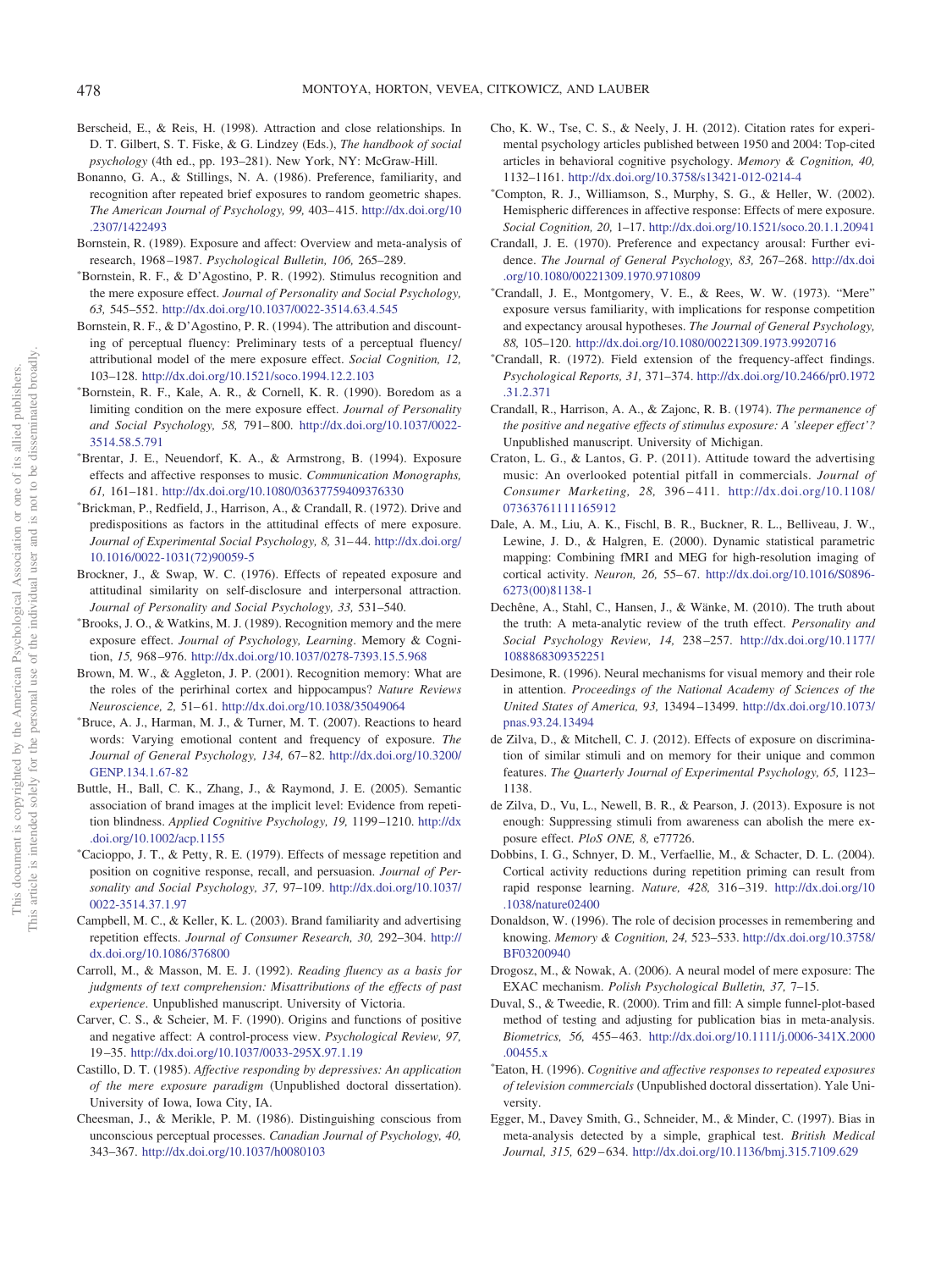Berscheid, E., & Reis, H. (1998). Attraction and close relationships. In D. T. Gilbert, S. T. Fiske, & G. Lindzey (Eds.), *The handbook of social psychology* (4th ed., pp. 193–281). New York, NY: McGraw-Hill.

Bonanno, G. A., & Stillings, N. A. (1986). Preference, familiarity, and recognition after repeated brief exposures to random geometric shapes. *The American Journal of Psychology, 99,* 403–415. http://dx.doi.org/10.2307/1422493

Bornstein, R. (1989). Exposure and affect: Overview and meta-analysis of research, 1968–1987. *Psychological Bulletin, 106,* 265–289.

*Bornstein, R. F., & D'Agostino, P. R. (1992). Stimulus recognition and the mere exposure effect. *Journal of Personality and Social Psychology, 63,* 545–552. http://dx.doi.org/10.1037/0022-3514.63.4.545

Bornstein, R. F., & D'Agostino, P. R. (1994). The attribution and discounting of perceptual fluency: Preliminary tests of a perceptual fluency/attributional model of the mere exposure effect. *Social Cognition, 12,* 103–128. http://dx.doi.org/10.1521/soco.1994.12.2.103

*Bornstein, R. F., Kale, A. R., & Cornell, K. R. (1990). Boredom as a limiting condition on the mere exposure effect. *Journal of Personality and Social Psychology, 58,* 791–800. http://dx.doi.org/10.1037/0022-3514.58.5.791

*Brentar, J. E., Neuendorf, K. A., & Armstrong, B. (1994). Exposure effects and affective responses to music. *Communication Monographs, 61,* 161–181. http://dx.doi.org/10.1080/03637759409376330

*Brickman, P., Redfield, J., Harrison, A., & Crandall, R. (1972). Drive and predispositions as factors in the attitudinal effects of mere exposure. *Journal of Experimental Social Psychology, 8,* 31–44. http://dx.doi.org/10.1016/0022-1031(72)90059-5

Brockner, J., & Swap, W. C. (1976). Effects of repeated exposure and attitudinal similarity on self-disclosure and interpersonal attraction. *Journal of Personality and Social Psychology, 33,* 531–540.

*Brooks, J. O., & Watkins, M. J. (1989). Recognition memory and the mere exposure effect. *Journal of Psychology, Learning*. Memory & Cognition, *15,* 968–976. http://dx.doi.org/10.1037/0278-7393.15.5.968

Brown, M. W., & Aggleton, J. P. (2001). Recognition memory: What are the roles of the perirhinal cortex and hippocampus? *Nature Reviews Neuroscience, 2,* 51–61. http://dx.doi.org/10.1038/35049064

*Bruce, A. J., Harman, M. J., & Turner, M. T. (2007). Reactions to heard words: Varying emotional content and frequency of exposure. *The Journal of General Psychology, 134,* 67–82. http://dx.doi.org/10.3200/GENP.134.1.67-82

Buttle, H., Ball, C. K., Zhang, J., & Raymond, J. E. (2005). Semantic association of brand images at the implicit level: Evidence from repetition blindness. *Applied Cognitive Psychology, 19,* 1199–1210. http://dx.doi.org/10.1002/acp.1155

*Cacioppo, J. T., & Petty, R. E. (1979). Effects of message repetition and position on cognitive response, recall, and persuasion. *Journal of Personality and Social Psychology, 37,* 97–109. http://dx.doi.org/10.1037/0022-3514.37.1.97

Campbell, M. C., & Keller, K. L. (2003). Brand familiarity and advertising repetition effects. *Journal of Consumer Research, 30,* 292–304. http://dx.doi.org/10.1086/376800

Carroll, M., & Masson, M. E. J. (1992). *Reading fluency as a basis for judgments of text comprehension: Misattributions of the effects of past experience*. Unpublished manuscript. University of Victoria.

Carver, C. S., & Scheier, M. F. (1990). Origins and functions of positive and negative affect: A control-process view. *Psychological Review, 97,* 19–35. http://dx.doi.org/10.1037/0033-295X.97.1.19

Castillo, D. T. (1985). *Affective responding by depressives: An application of the mere exposure paradigm* (Unpublished doctoral dissertation). University of Iowa, Iowa City, IA.

Cheesman, J., & Merikle, P. M. (1986). Distinguishing conscious from unconscious perceptual processes. *Canadian Journal of Psychology, 40,* 343–367. http://dx.doi.org/10.1037/h0080103

Cho, K. W., Tse, C. S., & Neely, J. H. (2012). Citation rates for experimental psychology articles published between 1950 and 2004: Top-cited articles in behavioral cognitive psychology. *Memory & Cognition, 40,* 1132–1161. http://dx.doi.org/10.3758/s13421-012-0214-4

*Compton, R. J., Williamson, S., Murphy, S. G., & Heller, W. (2002). Hemispheric differences in affective response: Effects of mere exposure. *Social Cognition, 20,* 1–17. http://dx.doi.org/10.1521/soco.20.1.1.20941

Crandall, J. E. (1970). Preference and expectancy arousal: Further evidence. *The Journal of General Psychology, 83,* 267–268. http://dx.doi.org/10.1080/00221309.1970.9710809

*Crandall, J. E., Montgomery, V. E., & Rees, W. W. (1973). "Mere" exposure versus familiarity, with implications for response competition and expectancy arousal hypotheses. *The Journal of General Psychology, 88,* 105–120. http://dx.doi.org/10.1080/00221309.1973.9920716

*Crandall, R. (1972). Field extension of the frequency-affect findings. *Psychological Reports, 31,* 371–374. http://dx.doi.org/10.2466/pr0.1972.31.2.371

Crandall, R., Harrison, A. A., & Zajonc, R. B. (1974). *The permanence of the positive and negative effects of stimulus exposure: A 'sleeper effect'?* Unpublished manuscript. University of Michigan.

Craton, L. G., & Lantos, G. P. (2011). Attitude toward the advertising music: An overlooked potential pitfall in commercials. *Journal of Consumer Marketing, 28,* 396–411. http://dx.doi.org/10.1108/07363761111165912

Dale, A. M., Liu, A. K., Fischl, B. R., Buckner, R. L., Belliveau, J. W., Lewine, J. D., & Halgren, E. (2000). Dynamic statistical parametric mapping: Combining fMRI and MEG for high-resolution imaging of cortical activity. *Neuron, 26,* 55–67. http://dx.doi.org/10.1016/S0896-6273(00)81138-1

Dechêne, A., Stahl, C., Hansen, J., & Wänke, M. (2010). The truth about the truth: A meta-analytic review of the truth effect. *Personality and Social Psychology Review, 14,* 238–257. http://dx.doi.org/10.1177/1088868309352251

Desimone, R. (1996). Neural mechanisms for visual memory and their role in attention. *Proceedings of the National Academy of Sciences of the United States of America, 93,* 13494–13499. http://dx.doi.org/10.1073/pnas.93.24.13494

de Zilva, D., & Mitchell, C. J. (2012). Effects of exposure on discrimination of similar stimuli and on memory for their unique and common features. *The Quarterly Journal of Experimental Psychology, 65,* 1123–1138.

de Zilva, D., Vu, L., Newell, B. R., & Pearson, J. (2013). Exposure is not enough: Suppressing stimuli from awareness can abolish the mere exposure effect. *PloS ONE, 8,* e77726.

Dobbins, I. G., Schnyer, D. M., Verfaellie, M., & Schacter, D. L. (2004). Cortical activity reductions during repetition priming can result from rapid response learning. *Nature, 428,* 316–319. http://dx.doi.org/10.1038/nature02400

Donaldson, W. (1996). The role of decision processes in remembering and knowing. *Memory & Cognition, 24,* 523–533. http://dx.doi.org/10.3758/BF03200940

Drogosz, M., & Nowak, A. (2006). A neural model of mere exposure: The EXAC mechanism. *Polish Psychological Bulletin, 37,* 7–15.

Duval, S., & Tweedie, R. (2000). Trim and fill: A simple funnel-plot-based method of testing and adjusting for publication bias in meta-analysis. *Biometrics, 56,* 455–463. http://dx.doi.org/10.1111/j.0006-341X.2000.00455.x

*Eaton, H. (1996). *Cognitive and affective responses to repeated exposures of television commercials* (Unpublished doctoral dissertation). Yale University.

Egger, M., Davey Smith, G., Schneider, M., & Minder, C. (1997). Bias in meta-analysis detected by a simple, graphical test. *British Medical Journal, 315,* 629–634. http://dx.doi.org/10.1136/bmj.315.7109.629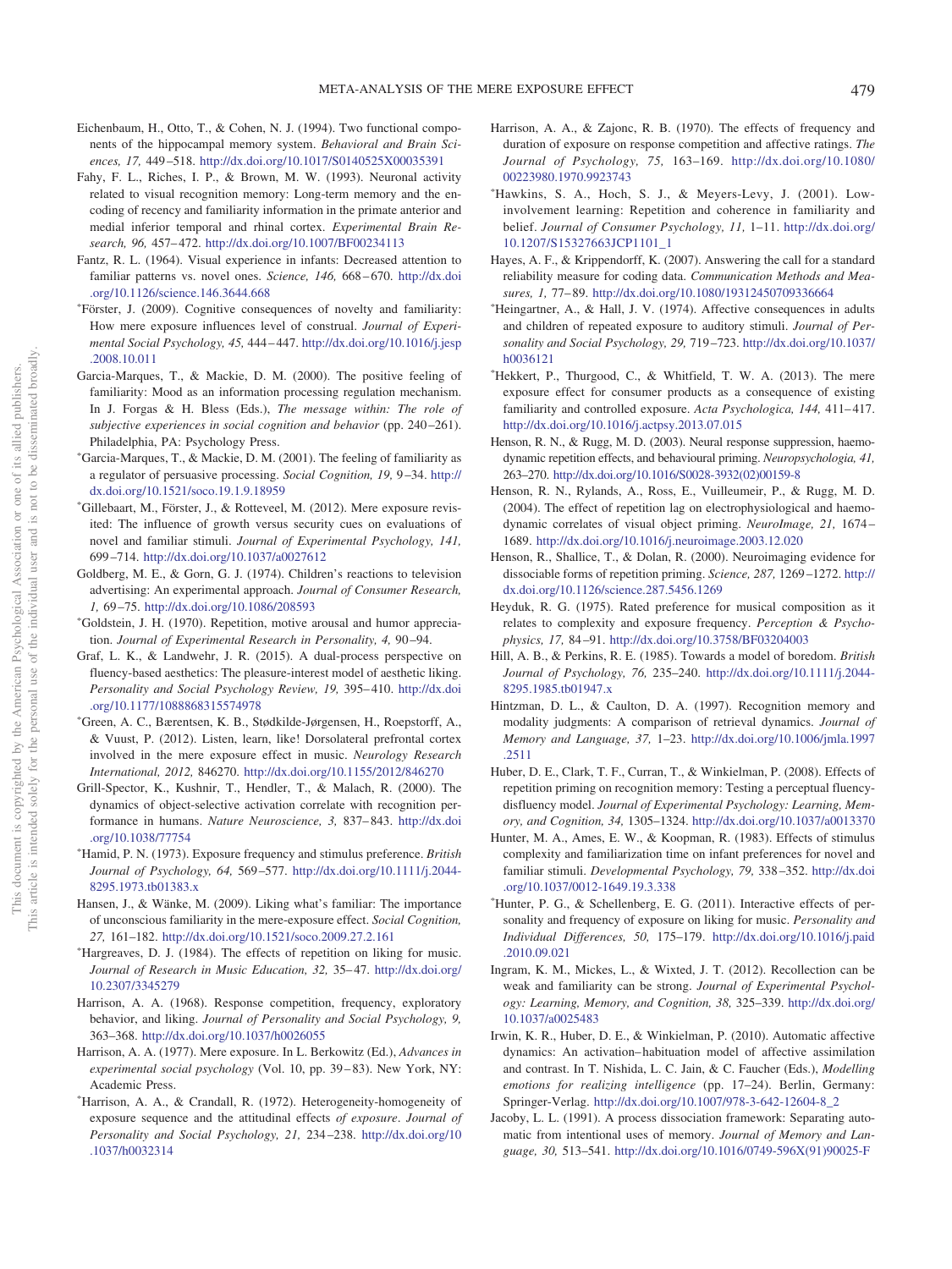Eichenbaum, H., Otto, T., & Cohen, N. J. (1994). Two functional components of the hippocampal memory system. *Behavioral and Brain Sciences, 17,* 449–518. http://dx.doi.org/10.1017/S0140525X00035391

Fahy, F. L., Riches, I. P., & Brown, M. W. (1993). Neuronal activity related to visual recognition memory: Long-term memory and the encoding of recency and familiarity information in the primate anterior and medial inferior temporal and rhinal cortex. *Experimental Brain Research, 96,* 457–472. http://dx.doi.org/10.1007/BF00234113

Fantz, R. L. (1964). Visual experience in infants: Decreased attention to familiar patterns vs. novel ones. *Science, 146,* 668–670. http://dx.doi.org/10.1126/science.146.3644.668

*Förster, J. (2009). Cognitive consequences of novelty and familiarity: How mere exposure influences level of construal. *Journal of Experimental Social Psychology, 45,* 444–447. http://dx.doi.org/10.1016/j.jesp.2008.10.011

Garcia-Marques, T., & Mackie, D. M. (2000). The positive feeling of familiarity: Mood as an information processing regulation mechanism. In J. Forgas & H. Bless (Eds.), *The message within: The role of subjective experiences in social cognition and behavior* (pp. 240–261). Philadelphia, PA: Psychology Press.

*Garcia-Marques, T., & Mackie, D. M. (2001). The feeling of familiarity as a regulator of persuasive processing. *Social Cognition, 19,* 9–34. http://dx.doi.org/10.1521/soco.19.1.9.18959

*Gillebaart, M., Förster, J., & Rotteveel, M. (2012). Mere exposure revisited: The influence of growth versus security cues on evaluations of novel and familiar stimuli. *Journal of Experimental Psychology, 141,* 699–714. http://dx.doi.org/10.1037/a0027612

Goldberg, M. E., & Gorn, G. J. (1974). Children's reactions to television advertising: An experimental approach. *Journal of Consumer Research, 1,* 69–75. http://dx.doi.org/10.1086/208593

*Goldstein, J. H. (1970). Repetition, motive arousal and humor appreciation. *Journal of Experimental Research in Personality, 4,* 90–94.

Graf, L. K., & Landwehr, J. R. (2015). A dual-process perspective on fluency-based aesthetics: The pleasure-interest model of aesthetic liking. *Personality and Social Psychology Review, 19,* 395–410. http://dx.doi.org/10.1177/1088868315574978

*Green, A. C., Bærentsen, K. B., Stødkilde-Jørgensen, H., Roepstorff, A., & Vuust, P. (2012). Listen, learn, like! Dorsolateral prefrontal cortex involved in the mere exposure effect in music. *Neurology Research International, 2012,* 846270. http://dx.doi.org/10.1155/2012/846270

Grill-Spector, K., Kushnir, T., Hendler, T., & Malach, R. (2000). The dynamics of object-selective activation correlate with recognition performance in humans. *Nature Neuroscience, 3,* 837–843. http://dx.doi.org/10.1038/77754

*Hamid, P. N. (1973). Exposure frequency and stimulus preference. *British Journal of Psychology, 64,* 569–577. http://dx.doi.org/10.1111/j.2044-8295.1973.tb01383.x

Hansen, J., & Wänke, M. (2009). Liking what's familiar: The importance of unconscious familiarity in the mere-exposure effect. *Social Cognition, 27,* 161–182. http://dx.doi.org/10.1521/soco.2009.27.2.161

*Hargreaves, D. J. (1984). The effects of repetition on liking for music. *Journal of Research in Music Education, 32,* 35–47. http://dx.doi.org/10.2307/3345279

Harrison, A. A. (1968). Response competition, frequency, exploratory behavior, and liking. *Journal of Personality and Social Psychology, 9,* 363–368. http://dx.doi.org/10.1037/h0026055

Harrison, A. A. (1977). Mere exposure. In L. Berkowitz (Ed.), *Advances in experimental social psychology* (Vol. 10, pp. 39–83). New York, NY: Academic Press.

*Harrison, A. A., & Crandall, R. (1972). Heterogeneity-homogeneity of exposure sequence and the attitudinal effects *of exposure*. *Journal of Personality and Social Psychology, 21,* 234–238. http://dx.doi.org/10.1037/h0032314

Harrison, A. A., & Zajonc, R. B. (1970). The effects of frequency and duration of exposure on response competition and affective ratings. *The Journal of Psychology, 75,* 163–169. http://dx.doi.org/10.1080/00223980.1970.9923743

*Hawkins, S. A., Hoch, S. J., & Meyers-Levy, J. (2001). Low-involvement learning: Repetition and coherence in familiarity and belief. *Journal of Consumer Psychology, 11,* 1–11. http://dx.doi.org/10.1207/S15327663JCP1101_1

Hayes, A. F., & Krippendorff, K. (2007). Answering the call for a standard reliability measure for coding data. *Communication Methods and Measures, 1,* 77–89. http://dx.doi.org/10.1080/19312450709336664

*Heingartner, A., & Hall, J. V. (1974). Affective consequences in adults and children of repeated exposure to auditory stimuli. *Journal of Personality and Social Psychology, 29,* 719–723. http://dx.doi.org/10.1037/h0036121

*Hekkert, P., Thurgood, C., & Whitfield, T. W. A. (2013). The mere exposure effect for consumer products as a consequence of existing familiarity and controlled exposure. *Acta Psychologica, 144,* 411–417. http://dx.doi.org/10.1016/j.actpsy.2013.07.015

Henson, R. N., & Rugg, M. D. (2003). Neural response suppression, haemodynamic repetition effects, and behavioural priming. *Neuropsychologia, 41,* 263–270. http://dx.doi.org/10.1016/S0028-3932(02)00159-8

Henson, R. N., Rylands, A., Ross, E., Vuilleumeir, P., & Rugg, M. D. (2004). The effect of repetition lag on electrophysiological and haemodynamic correlates of visual object priming. *NeuroImage, 21,* 1674–1689. http://dx.doi.org/10.1016/j.neuroimage.2003.12.020

Henson, R., Shallice, T., & Dolan, R. (2000). Neuroimaging evidence for dissociable forms of repetition priming. *Science, 287,* 1269–1272. http://dx.doi.org/10.1126/science.287.5456.1269

Heyduk, R. G. (1975). Rated preference for musical composition as it relates to complexity and exposure frequency. *Perception & Psychophysics, 17,* 84–91. http://dx.doi.org/10.3758/BF03204003

Hill, A. B., & Perkins, R. E. (1985). Towards a model of boredom. *British Journal of Psychology, 76,* 235–240. http://dx.doi.org/10.1111/j.2044-8295.1985.tb01947.x

Hintzman, D. L., & Caulton, D. A. (1997). Recognition memory and modality judgments: A comparison of retrieval dynamics. *Journal of Memory and Language, 37,* 1–23. http://dx.doi.org/10.1006/jmla.1997.2511

Huber, D. E., Clark, T. F., Curran, T., & Winkielman, P. (2008). Effects of repetition priming on recognition memory: Testing a perceptual fluency-disfluency model. *Journal of Experimental Psychology: Learning, Memory, and Cognition, 34,* 1305–1324. http://dx.doi.org/10.1037/a0013370

Hunter, M. A., Ames, E. W., & Koopman, R. (1983). Effects of stimulus complexity and familiarization time on infant preferences for novel and familiar stimuli. *Developmental Psychology, 79,* 338–352. http://dx.doi.org/10.1037/0012-1649.19.3.338

*Hunter, P. G., & Schellenberg, E. G. (2011). Interactive effects of personality and frequency of exposure on liking for music. *Personality and Individual Differences, 50,* 175–179. http://dx.doi.org/10.1016/j.paid.2010.09.021

Ingram, K. M., Mickes, L., & Wixted, J. T. (2012). Recollection can be weak and familiarity can be strong. *Journal of Experimental Psychology: Learning, Memory, and Cognition, 38,* 325–339. http://dx.doi.org/10.1037/a0025483

Irwin, K. R., Huber, D. E., & Winkielman, P. (2010). Automatic affective dynamics: An activation–habituation model of affective assimilation and contrast. In T. Nishida, L. C. Jain, & C. Faucher (Eds.), *Modelling emotions for realizing intelligence* (pp. 17–24). Berlin, Germany: Springer-Verlag. http://dx.doi.org/10.1007/978-3-642-12604-8_2

Jacoby, L. L. (1991). A process dissociation framework: Separating automatic from intentional uses of memory. *Journal of Memory and Language, 30,* 513–541. http://dx.doi.org/10.1016/0749-596X(91)90025-F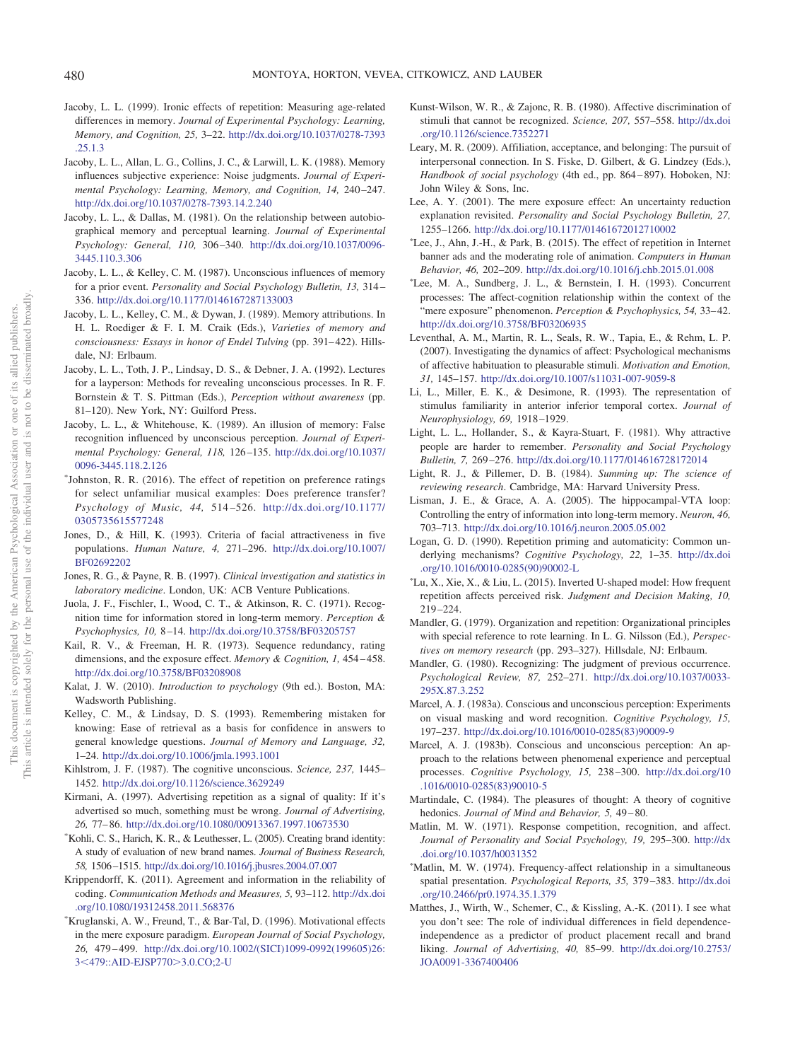Jacoby, L. L. (1999). Ironic effects of repetition: Measuring age-related differences in memory. *Journal of Experimental Psychology: Learning, Memory, and Cognition, 25,* 3–22. http://dx.doi.org/10.1037/0278-7393.25.1.3

Jacoby, L. L., Allan, L. G., Collins, J. C., & Larwill, L. K. (1988). Memory influences subjective experience: Noise judgments. *Journal of Experimental Psychology: Learning, Memory, and Cognition, 14,* 240–247. http://dx.doi.org/10.1037/0278-7393.14.2.240

Jacoby, L. L., & Dallas, M. (1981). On the relationship between autobiographical memory and perceptual learning. *Journal of Experimental Psychology: General, 110,* 306–340. http://dx.doi.org/10.1037/0096-3445.110.3.306

Jacoby, L. L., & Kelley, C. M. (1987). Unconscious influences of memory for a prior event. *Personality and Social Psychology Bulletin, 13,* 314–336. http://dx.doi.org/10.1177/0146167287133003

Jacoby, L. L., Kelley, C. M., & Dywan, J. (1989). Memory attributions. In H. L. Roediger & F. I. M. Craik (Eds.), *Varieties of memory and consciousness: Essays in honor of Endel Tulving* (pp. 391–422). Hillsdale, NJ: Erlbaum.

Jacoby, L. L., Toth, J. P., Lindsay, D. S., & Debner, J. A. (1992). Lectures for a layperson: Methods for revealing unconscious processes. In R. F. Bornstein & T. S. Pittman (Eds.), *Perception without awareness* (pp. 81–120). New York, NY: Guilford Press.

Jacoby, L. L., & Whitehouse, K. (1989). An illusion of memory: False recognition influenced by unconscious perception. *Journal of Experimental Psychology: General, 118,* 126–135. http://dx.doi.org/10.1037/0096-3445.118.2.126

*Johnston, R. R. (2016). The effect of repetition on preference ratings for select unfamiliar musical examples: Does preference transfer? *Psychology of Music, 44,* 514–526. http://dx.doi.org/10.1177/0305735615577248

Jones, D., & Hill, K. (1993). Criteria of facial attractiveness in five populations. *Human Nature, 4,* 271–296. http://dx.doi.org/10.1007/BF02692202

Jones, R. G., & Payne, R. B. (1997). *Clinical investigation and statistics in laboratory medicine*. London, UK: ACB Venture Publications.

Juola, J. F., Fischler, I., Wood, C. T., & Atkinson, R. C. (1971). Recognition time for information stored in long-term memory. *Perception & Psychophysics, 10,* 8–14. http://dx.doi.org/10.3758/BF03205757

Kail, R. V., & Freeman, H. R. (1973). Sequence redundancy, rating dimensions, and the exposure effect. *Memory & Cognition, 1,* 454–458. http://dx.doi.org/10.3758/BF03208908

Kalat, J. W. (2010). *Introduction to psychology* (9th ed.). Boston, MA: Wadsworth Publishing.

Kelley, C. M., & Lindsay, D. S. (1993). Remembering mistaken for knowing: Ease of retrieval as a basis for confidence in answers to general knowledge questions. *Journal of Memory and Language, 32,* 1–24. http://dx.doi.org/10.1006/jmla.1993.1001

Kihlstrom, J. F. (1987). The cognitive unconscious. *Science, 237,* 1445–1452. http://dx.doi.org/10.1126/science.3629249

Kirmani, A. (1997). Advertising repetition as a signal of quality: If it's advertised so much, something must be wrong. *Journal of Advertising, 26,* 77–86. http://dx.doi.org/10.1080/00913367.1997.10673530

*Kohli, C. S., Harich, K. R., & Leuthesser, L. (2005). Creating brand identity: A study of evaluation of new brand names. *Journal of Business Research, 58,* 1506–1515. http://dx.doi.org/10.1016/j.jbusres.2004.07.007

Krippendorff, K. (2011). Agreement and information in the reliability of coding. *Communication Methods and Measures, 5,* 93–112. http://dx.doi.org/10.1080/19312458.2011.568376

*Kruglanski, A. W., Freund, T., & Bar-Tal, D. (1996). Motivational effects in the mere exposure paradigm. *European Journal of Social Psychology, 26,* 479–499. http://dx.doi.org/10.1002/(SICI)1099-0992(199605)26:3<479::AID-EJSP770>3.0.CO;2-U

Kunst-Wilson, W. R., & Zajonc, R. B. (1980). Affective discrimination of stimuli that cannot be recognized. *Science, 207,* 557–558. http://dx.doi.org/10.1126/science.7352271

Leary, M. R. (2009). Affiliation, acceptance, and belonging: The pursuit of interpersonal connection. In S. Fiske, D. Gilbert, & G. Lindzey (Eds.), *Handbook of social psychology* (4th ed., pp. 864–897). Hoboken, NJ: John Wiley & Sons, Inc.

Lee, A. Y. (2001). The mere exposure effect: An uncertainty reduction explanation revisited. *Personality and Social Psychology Bulletin, 27,* 1255–1266. http://dx.doi.org/10.1177/01461672012710002

*Lee, J., Ahn, J.-H., & Park, B. (2015). The effect of repetition in Internet banner ads and the moderating role of animation. *Computers in Human Behavior, 46,* 202–209. http://dx.doi.org/10.1016/j.chb.2015.01.008

*Lee, M. A., Sundberg, J. L., & Bernstein, I. H. (1993). Concurrent processes: The affect-cognition relationship within the context of the "mere exposure" phenomenon. *Perception & Psychophysics, 54,* 33–42. http://dx.doi.org/10.3758/BF03206935

Leventhal, A. M., Martin, R. L., Seals, R. W., Tapia, E., & Rehm, L. P. (2007). Investigating the dynamics of affect: Psychological mechanisms of affective habituation to pleasurable stimuli. *Motivation and Emotion, 31,* 145–157. http://dx.doi.org/10.1007/s11031-007-9059-8

Li, L., Miller, E. K., & Desimone, R. (1993). The representation of stimulus familiarity in anterior inferior temporal cortex. *Journal of Neurophysiology, 69,* 1918–1929.

Light, L. L., Hollander, S., & Kayra-Stuart, F. (1981). Why attractive people are harder to remember. *Personality and Social Psychology Bulletin, 7,* 269–276. http://dx.doi.org/10.1177/014616728172014

Light, R. J., & Pillemer, D. B. (1984). *Summing up: The science of reviewing research*. Cambridge, MA: Harvard University Press.

Lisman, J. E., & Grace, A. A. (2005). The hippocampal-VTA loop: Controlling the entry of information into long-term memory. *Neuron, 46,* 703–713. http://dx.doi.org/10.1016/j.neuron.2005.05.002

Logan, G. D. (1990). Repetition priming and automaticity: Common underlying mechanisms? *Cognitive Psychology, 22,* 1–35. http://dx.doi.org/10.1016/0010-0285(90)90002-L

*Lu, X., Xie, X., & Liu, L. (2015). Inverted U-shaped model: How frequent repetition affects perceived risk. *Judgment and Decision Making, 10,* 219–224.

Mandler, G. (1979). Organization and repetition: Organizational principles with special reference to rote learning. In L. G. Nilsson (Ed.), *Perspectives on memory research* (pp. 293–327). Hillsdale, NJ: Erlbaum.

Mandler, G. (1980). Recognizing: The judgment of previous occurrence. *Psychological Review, 87,* 252–271. http://dx.doi.org/10.1037/0033-295X.87.3.252

Marcel, A. J. (1983a). Conscious and unconscious perception: Experiments on visual masking and word recognition. *Cognitive Psychology, 15,* 197–237. http://dx.doi.org/10.1016/0010-0285(83)90009-9

Marcel, A. J. (1983b). Conscious and unconscious perception: An approach to the relations between phenomenal experience and perceptual processes. *Cognitive Psychology, 15,* 238–300. http://dx.doi.org/10.1016/0010-0285(83)90010-5

Martindale, C. (1984). The pleasures of thought: A theory of cognitive hedonics. *Journal of Mind and Behavior, 5,* 49–80.

Matlin, M. W. (1971). Response competition, recognition, and affect. *Journal of Personality and Social Psychology, 19,* 295–300. http://dx.doi.org/10.1037/h0031352

*Matlin, M. W. (1974). Frequency-affect relationship in a simultaneous spatial presentation. *Psychological Reports, 35,* 379–383. http://dx.doi.org/10.2466/pr0.1974.35.1.379

Matthes, J., Wirth, W., Schemer, C., & Kissling, A.-K. (2011). I see what you don't see: The role of individual differences in field dependence-independence as a predictor of product placement recall and brand liking. *Journal of Advertising, 40,* 85–99. http://dx.doi.org/10.2753/JOA0091-3367400406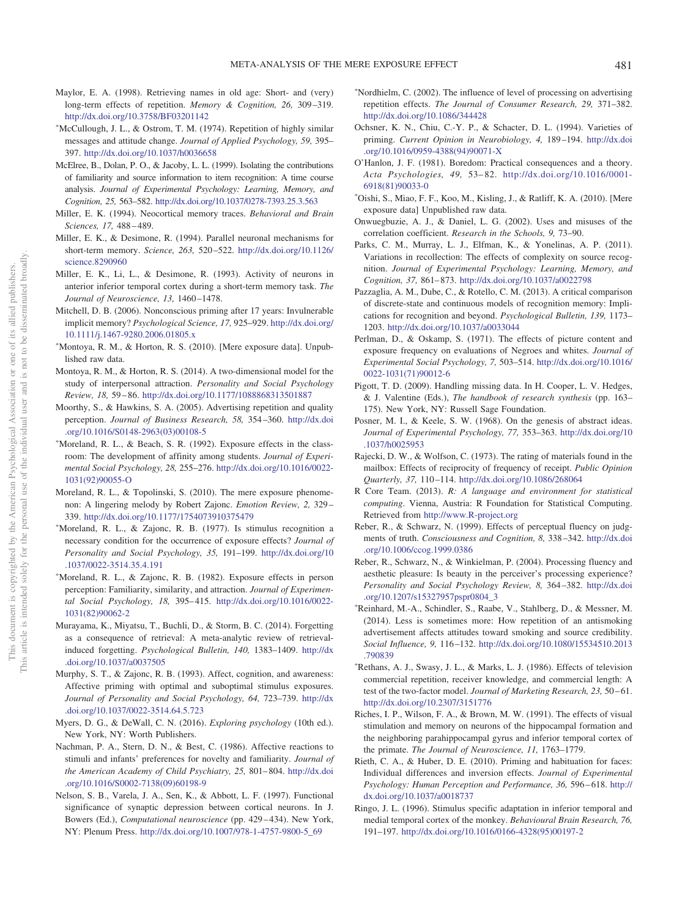Maylor, E. A. (1998). Retrieving names in old age: Short- and (very) long-term effects of repetition. *Memory & Cognition, 26,* 309–319. http://dx.doi.org/10.3758/BF03201142

*McCullough, J. L., & Ostrom, T. M. (1974). Repetition of highly similar messages and attitude change. *Journal of Applied Psychology, 59,* 395–397. http://dx.doi.org/10.1037/h0036658

McElree, B., Dolan, P. O., & Jacoby, L. L. (1999). Isolating the contributions of familiarity and source information to item recognition: A time course analysis. *Journal of Experimental Psychology: Learning, Memory, and Cognition, 25,* 563–582. http://dx.doi.org/10.1037/0278-7393.25.3.563

Miller, E. K. (1994). Neocortical memory traces. *Behavioral and Brain Sciences, 17,* 488–489.

Miller, E. K., & Desimone, R. (1994). Parallel neuronal mechanisms for short-term memory. *Science, 263,* 520–522. http://dx.doi.org/10.1126/science.8290960

Miller, E. K., Li, L., & Desimone, R. (1993). Activity of neurons in anterior inferior temporal cortex during a short-term memory task. *The Journal of Neuroscience, 13,* 1460–1478.

Mitchell, D. B. (2006). Nonconscious priming after 17 years: Invulnerable implicit memory? *Psychological Science, 17,* 925–929. http://dx.doi.org/10.1111/j.1467-9280.2006.01805.x

*Montoya, R. M., & Horton, R. S. (2010). [Mere exposure data]. Unpublished raw data.

Montoya, R. M., & Horton, R. S. (2014). A two-dimensional model for the study of interpersonal attraction. *Personality and Social Psychology Review, 18,* 59–86. http://dx.doi.org/10.1177/1088868313501887

Moorthy, S., & Hawkins, S. A. (2005). Advertising repetition and quality perception. *Journal of Business Research, 58,* 354–360. http://dx.doi.org/10.1016/S0148-2963(03)00108-5

*Moreland, R. L., & Beach, S. R. (1992). Exposure effects in the classroom: The development of affinity among students. *Journal of Experimental Social Psychology, 28,* 255–276. http://dx.doi.org/10.1016/0022-1031(92)90055-O

Moreland, R. L., & Topolinski, S. (2010). The mere exposure phenomenon: A lingering melody by Robert Zajonc. *Emotion Review, 2,* 329–339. http://dx.doi.org/10.1177/1754073910375479

*Moreland, R. L., & Zajonc, R. B. (1977). Is stimulus recognition a necessary condition for the occurrence of exposure effects? *Journal of Personality and Social Psychology, 35,* 191–199. http://dx.doi.org/10.1037/0022-3514.35.4.191

*Moreland, R. L., & Zajonc, R. B. (1982). Exposure effects in person perception: Familiarity, similarity, and attraction. *Journal of Experimental Social Psychology, 18,* 395–415. http://dx.doi.org/10.1016/0022-1031(82)90062-2

Murayama, K., Miyatsu, T., Buchli, D., & Storm, B. C. (2014). Forgetting as a consequence of retrieval: A meta-analytic review of retrieval-induced forgetting. *Psychological Bulletin, 140,* 1383–1409. http://dx.doi.org/10.1037/a0037505

Murphy, S. T., & Zajonc, R. B. (1993). Affect, cognition, and awareness: Affective priming with optimal and suboptimal stimulus exposures. *Journal of Personality and Social Psychology, 64,* 723–739. http://dx.doi.org/10.1037/0022-3514.64.5.723

Myers, D. G., & DeWall, C. N. (2016). *Exploring psychology* (10th ed.). New York, NY: Worth Publishers.

Nachman, P. A., Stern, D. N., & Best, C. (1986). Affective reactions to stimuli and infants' preferences for novelty and familiarity. *Journal of the American Academy of Child Psychiatry, 25,* 801–804. http://dx.doi.org/10.1016/S0002-7138(09)60198-9

Nelson, S. B., Varela, J. A., Sen, K., & Abbott, L. F. (1997). Functional significance of synaptic depression between cortical neurons. In J. Bowers (Ed.), *Computational neuroscience* (pp. 429–434). New York, NY: Plenum Press. http://dx.doi.org/10.1007/978-1-4757-9800-5_69

*Nordhielm, C. (2002). The influence of level of processing on advertising repetition effects. *The Journal of Consumer Research, 29,* 371–382. http://dx.doi.org/10.1086/344428

Ochsner, K. N., Chiu, C.-Y. P., & Schacter, D. L. (1994). Varieties of priming. *Current Opinion in Neurobiology, 4,* 189–194. http://dx.doi.org/10.1016/0959-4388(94)90071-X

O'Hanlon, J. F. (1981). Boredom: Practical consequences and a theory. *Acta Psychologies, 49,* 53–82. http://dx.doi.org/10.1016/0001-6918(81)90033-0

*Oishi, S., Miao, F. F., Koo, M., Kisling, J., & Ratliff, K. A. (2010). [Mere exposure data] Unpublished raw data.

Onwuegbuzie, A. J., & Daniel, L. G. (2002). Uses and misuses of the correlation coefficient. *Research in the Schools, 9,* 73–90.

Parks, C. M., Murray, L. J., Elfman, K., & Yonelinas, A. P. (2011). Variations in recollection: The effects of complexity on source recognition. *Journal of Experimental Psychology: Learning, Memory, and Cognition, 37,* 861–873. http://dx.doi.org/10.1037/a0022798

Pazzaglia, A. M., Dube, C., & Rotello, C. M. (2013). A critical comparison of discrete-state and continuous models of recognition memory: Implications for recognition and beyond. *Psychological Bulletin, 139,* 1173–1203. http://dx.doi.org/10.1037/a0033044

Perlman, D., & Oskamp, S. (1971). The effects of picture content and exposure frequency on evaluations of Negroes and whites. *Journal of Experimental Social Psychology, 7,* 503–514. http://dx.doi.org/10.1016/0022-1031(71)90012-6

Pigott, T. D. (2009). Handling missing data. In H. Cooper, L. V. Hedges, & J. Valentine (Eds.), *The handbook of research synthesis* (pp. 163–175). New York, NY: Russell Sage Foundation.

Posner, M. I., & Keele, S. W. (1968). On the genesis of abstract ideas. *Journal of Experimental Psychology, 77,* 353–363. http://dx.doi.org/10.1037/h0025953

Rajecki, D. W., & Wolfson, C. (1973). The rating of materials found in the mailbox: Effects of reciprocity of frequency of receipt. *Public Opinion Quarterly, 37,* 110–114. http://dx.doi.org/10.1086/268064

R Core Team. (2013). *R: A language and environment for statistical computing*. Vienna, Austria: R Foundation for Statistical Computing. Retrieved from http://www.R-project.org

Reber, R., & Schwarz, N. (1999). Effects of perceptual fluency on judgments of truth. *Consciousness and Cognition, 8,* 338–342. http://dx.doi.org/10.1006/ccog.1999.0386

Reber, R., Schwarz, N., & Winkielman, P. (2004). Processing fluency and aesthetic pleasure: Is beauty in the perceiver's processing experience? *Personality and Social Psychology Review, 8,* 364–382. http://dx.doi.org/10.1207/s15327957pspr0804_3

*Reinhard, M.-A., Schindler, S., Raabe, V., Stahlberg, D., & Messner, M. (2014). Less is sometimes more: How repetition of an antismoking advertisement affects attitudes toward smoking and source credibility. *Social Influence, 9,* 116–132. http://dx.doi.org/10.1080/15534510.2013.790839

*Rethans, A. J., Swasy, J. L., & Marks, L. J. (1986). Effects of television commercial repetition, receiver knowledge, and commercial length: A test of the two-factor model. *Journal of Marketing Research, 23,* 50–61. http://dx.doi.org/10.2307/3151776

Riches, I. P., Wilson, F. A., & Brown, M. W. (1991). The effects of visual stimulation and memory on neurons of the hippocampal formation and the neighboring parahippocampal gyrus and inferior temporal cortex of the primate. *The Journal of Neuroscience, 11,* 1763–1779.

Rieth, C. A., & Huber, D. E. (2010). Priming and habituation for faces: Individual differences and inversion effects. *Journal of Experimental Psychology: Human Perception and Performance, 36,* 596–618. http://dx.doi.org/10.1037/a0018737

Ringo, J. L. (1996). Stimulus specific adaptation in inferior temporal and medial temporal cortex of the monkey. *Behavioural Brain Research, 76,* 191–197. http://dx.doi.org/10.1016/0166-4328(95)00197-2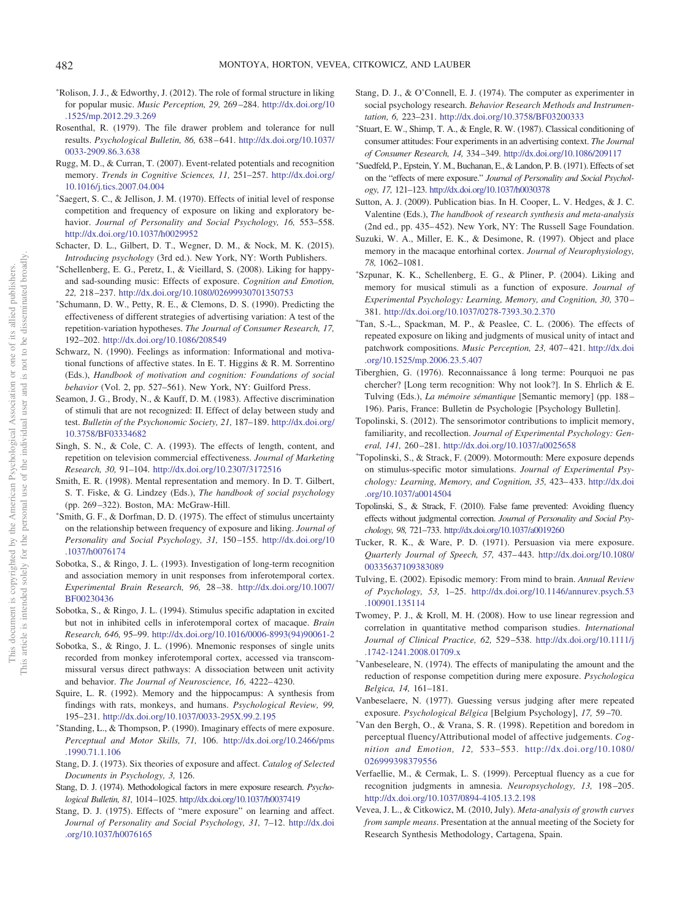*Rolison, J. J., & Edworthy, J. (2012). The role of formal structure in liking for popular music. *Music Perception, 29,* 269–284. http://dx.doi.org/10.1525/mp.2012.29.3.269

Rosenthal, R. (1979). The file drawer problem and tolerance for null results. *Psychological Bulletin, 86,* 638–641. http://dx.doi.org/10.1037/0033-2909.86.3.638

Rugg, M. D., & Curran, T. (2007). Event-related potentials and recognition memory. *Trends in Cognitive Sciences, 11,* 251–257. http://dx.doi.org/10.1016/j.tics.2007.04.004

*Saegert, S. C., & Jellison, J. M. (1970). Effects of initial level of response competition and frequency of exposure on liking and exploratory behavior. *Journal of Personality and Social Psychology, 16,* 553–558. http://dx.doi.org/10.1037/h0029952

Schacter, D. L., Gilbert, D. T., Wegner, D. M., & Nock, M. K. (2015). *Introducing psychology* (3rd ed.). New York, NY: Worth Publishers.

*Schellenberg, E. G., Peretz, I., & Vieillard, S. (2008). Liking for happy- and sad-sounding music: Effects of exposure. *Cognition and Emotion, 22,* 218–237. http://dx.doi.org/10.1080/02699930701350753

*Schumann, D. W., Petty, R. E., & Clemons, D. S. (1990). Predicting the effectiveness of different strategies of advertising variation: A test of the repetition-variation hypotheses. *The Journal of Consumer Research, 17,* 192–202. http://dx.doi.org/10.1086/208549

Schwarz, N. (1990). Feelings as information: Informational and motivational functions of affective states. In E. T. Higgins & R. M. Sorrentino (Eds.), *Handbook of motivation and cognition: Foundations of social behavior* (Vol. 2, pp. 527–561). New York, NY: Guilford Press.

Seamon, J. G., Brody, N., & Kauff, D. M. (1983). Affective discrimination of stimuli that are not recognized: II. Effect of delay between study and test. *Bulletin of the Psychonomic Society, 21,* 187–189. http://dx.doi.org/10.3758/BF03334682

Singh, S. N., & Cole, C. A. (1993). The effects of length, content, and repetition on television commercial effectiveness. *Journal of Marketing Research, 30,* 91–104. http://dx.doi.org/10.2307/3172516

Smith, E. R. (1998). Mental representation and memory. In D. T. Gilbert, S. T. Fiske, & G. Lindzey (Eds.), *The handbook of social psychology* (pp. 269–322). Boston, MA: McGraw-Hill.

*Smith, G. F., & Dorfman, D. D. (1975). The effect of stimulus uncertainty on the relationship between frequency of exposure and liking. *Journal of Personality and Social Psychology, 31,* 150–155. http://dx.doi.org/10.1037/h0076174

Sobotka, S., & Ringo, J. L. (1993). Investigation of long-term recognition and association memory in unit responses from inferotemporal cortex. *Experimental Brain Research, 96,* 28–38. http://dx.doi.org/10.1007/BF00230436

Sobotka, S., & Ringo, J. L. (1994). Stimulus specific adaptation in excited but not in inhibited cells in inferotemporal cortex of macaque. *Brain Research, 646,* 95–99. http://dx.doi.org/10.1016/0006-8993(94)90061-2

Sobotka, S., & Ringo, J. L. (1996). Mnemonic responses of single units recorded from monkey inferotemporal cortex, accessed via transcommissural versus direct pathways: A dissociation between unit activity and behavior. *The Journal of Neuroscience, 16,* 4222–4230.

Squire, L. R. (1992). Memory and the hippocampus: A synthesis from findings with rats, monkeys, and humans. *Psychological Review, 99,* 195–231. http://dx.doi.org/10.1037/0033-295X.99.2.195

*Stang, L., & Thompson, P. (1990). Imaginary effects of mere exposure. *Perceptual and Motor Skills, 71,* 106. http://dx.doi.org/10.2466/pms.1990.71.1.106

Stang, D. J. (1973). Six theories of exposure and affect. *Catalog of Selected Documents in Psychology, 3,* 126.

Stang, D. J. (1974). Methodological factors in mere exposure research. *Psychological Bulletin, 81,* 1014–1025. http://dx.doi.org/10.1037/h0037419

Stang, D. J. (1975). Effects of "mere exposure" on learning and affect. *Journal of Personality and Social Psychology, 31,* 7–12. http://dx.doi.org/10.1037/h0076165

Stang, D. J., & O'Connell, E. J. (1974). The computer as experimenter in social psychology research. *Behavior Research Methods and Instrumentation, 6,* 223–231. http://dx.doi.org/10.3758/BF03200333

*Stuart, E. W., Shimp, T. A., & Engle, R. W. (1987). Classical conditioning of consumer attitudes: Four experiments in an advertising context. *The Journal of Consumer Research, 14,* 334–349. http://dx.doi.org/10.1086/209117

*Suedfeld, P., Epstein, Y. M., Buchanan, E., & Landon, P. B. (1971). Effects of set on the "effects of mere exposure." *Journal of Personality and Social Psychology, 17,* 121–123. http://dx.doi.org/10.1037/h0030378

Sutton, A. J. (2009). Publication bias. In H. Cooper, L. V. Hedges, & J. C. Valentine (Eds.), *The handbook of research synthesis and meta-analysis* (2nd ed., pp. 435–452). New York, NY: The Russell Sage Foundation.

Suzuki, W. A., Miller, E. K., & Desimone, R. (1997). Object and place memory in the macaque entorhinal cortex. *Journal of Neurophysiology, 78,* 1062–1081.

*Szpunar, K. K., Schellenberg, E. G., & Pliner, P. (2004). Liking and memory for musical stimuli as a function of exposure. *Journal of Experimental Psychology: Learning, Memory, and Cognition, 30,* 370–381. http://dx.doi.org/10.1037/0278-7393.30.2.370

*Tan, S.-L., Spackman, M. P., & Peaslee, C. L. (2006). The effects of repeated exposure on liking and judgments of musical unity of intact and patchwork compositions. *Music Perception, 23,* 407–421. http://dx.doi.org/10.1525/mp.2006.23.5.407

Tiberghien, G. (1976). Reconnaissance â long terme: Pourquoi ne pas chercher? [Long term recognition: Why not look?]. In S. Ehrlich & E. Tulving (Eds.), *La mémoire sémantique* [Semantic memory] (pp. 188–196). Paris, France: Bulletin de Psychologie [Psychology Bulletin].

Topolinski, S. (2012). The sensorimotor contributions to implicit memory, familiarity, and recollection. *Journal of Experimental Psychology: General, 141,* 260–281. http://dx.doi.org/10.1037/a0025658

*Topolinski, S., & Strack, F. (2009). Motormouth: Mere exposure depends on stimulus-specific motor simulations. *Journal of Experimental Psychology: Learning, Memory, and Cognition, 35,* 423–433. http://dx.doi.org/10.1037/a0014504

Topolinski, S., & Strack, F. (2010). False fame prevented: Avoiding fluency effects without judgmental correction. *Journal of Personality and Social Psychology, 98,* 721–733. http://dx.doi.org/10.1037/a0019260

Tucker, R. K., & Ware, P. D. (1971). Persuasion via mere exposure. *Quarterly Journal of Speech, 57,* 437–443. http://dx.doi.org/10.1080/00335637109383089

Tulving, E. (2002). Episodic memory: From mind to brain. *Annual Review of Psychology, 53,* 1–25. http://dx.doi.org/10.1146/annurev.psych.53.100901.135114

Twomey, P. J., & Kroll, M. H. (2008). How to use linear regression and correlation in quantitative method comparison studies. *International Journal of Clinical Practice, 62,* 529–538. http://dx.doi.org/10.1111/j.1742-1241.2008.01709.x

*Vanbeseleare, N. (1974). The effects of manipulating the amount and the reduction of response competition during mere exposure. *Psychologica Belgica, 14,* 161–181.

Vanbeselaere, N. (1977). Guessing versus judging after mere repeated exposure. *Psychological Bélgica* [Belgium Psychology], *17,* 59–70.

*Van den Bergh, O., & Vrana, S. R. (1998). Repetition and boredom in perceptual fluency/Attributional model of affective judgements. *Cognition and Emotion, 12,* 533–553. http://dx.doi.org/10.1080/026999398379556

Verfaellie, M., & Cermak, L. S. (1999). Perceptual fluency as a cue for recognition judgments in amnesia. *Neuropsychology, 13,* 198–205. http://dx.doi.org/10.1037/0894-4105.13.2.198

Vevea, J. L., & Citkowicz, M. (2010, July). *Meta-analysis of growth curves from sample means*. Presentation at the annual meeting of the Society for Research Synthesis Methodology, Cartagena, Spain.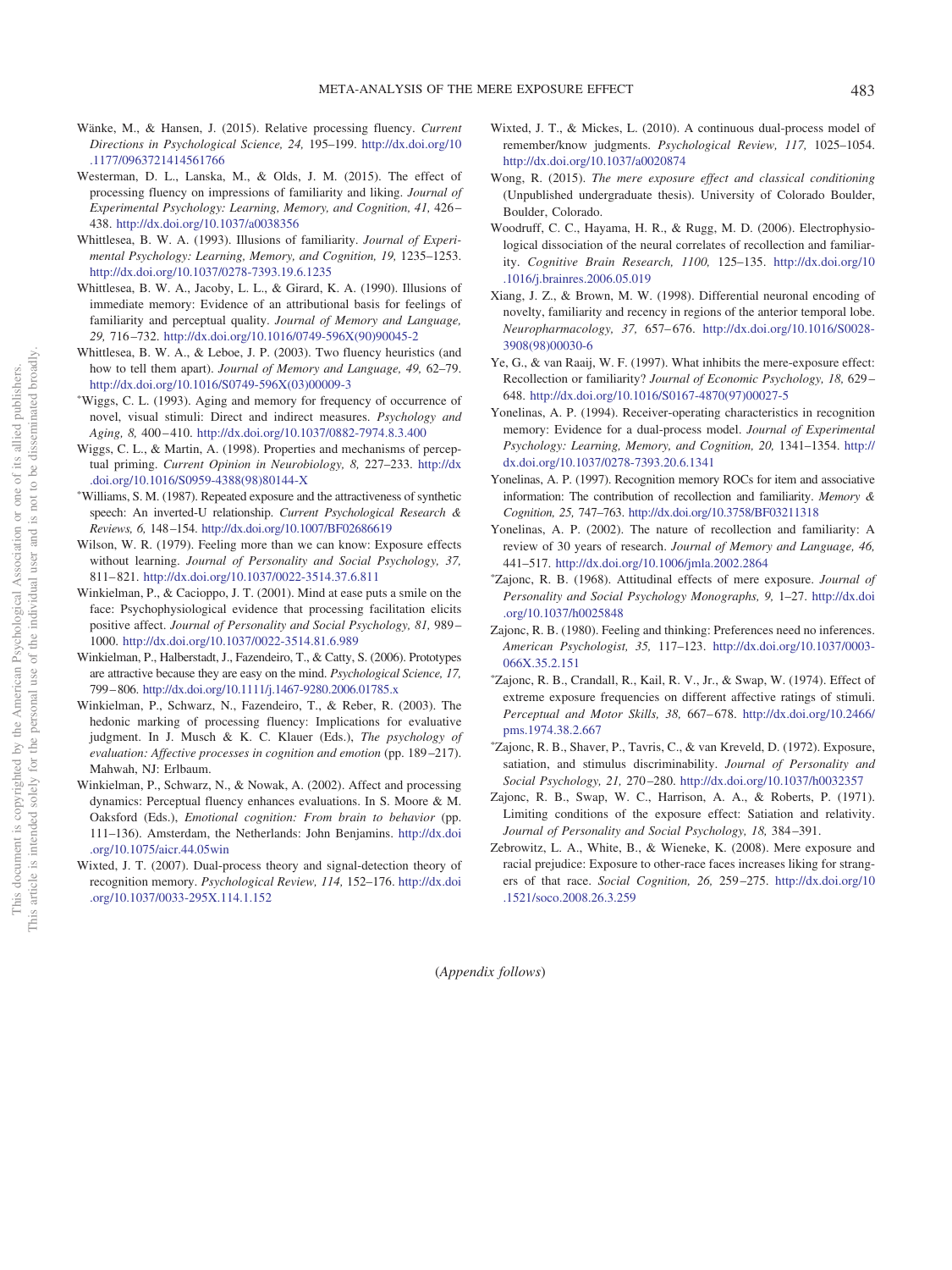Wänke, M., & Hansen, J. (2015). Relative processing fluency. *Current Directions in Psychological Science, 24,* 195–199. http://dx.doi.org/10.1177/0963721414561766

Westerman, D. L., Lanska, M., & Olds, J. M. (2015). The effect of processing fluency on impressions of familiarity and liking. *Journal of Experimental Psychology: Learning, Memory, and Cognition, 41,* 426–438. http://dx.doi.org/10.1037/a0038356

Whittlesea, B. W. A. (1993). Illusions of familiarity. *Journal of Experimental Psychology: Learning, Memory, and Cognition, 19,* 1235–1253. http://dx.doi.org/10.1037/0278-7393.19.6.1235

Whittlesea, B. W. A., Jacoby, L. L., & Girard, K. A. (1990). Illusions of immediate memory: Evidence of an attributional basis for feelings of familiarity and perceptual quality. *Journal of Memory and Language, 29,* 716–732. http://dx.doi.org/10.1016/0749-596X(90)90045-2

Whittlesea, B. W. A., & Leboe, J. P. (2003). Two fluency heuristics (and how to tell them apart). *Journal of Memory and Language, 49,* 62–79. http://dx.doi.org/10.1016/S0749-596X(03)00009-3

*Wiggs, C. L. (1993). Aging and memory for frequency of occurrence of novel, visual stimuli: Direct and indirect measures. *Psychology and Aging, 8,* 400–410. http://dx.doi.org/10.1037/0882-7974.8.3.400

Wiggs, C. L., & Martin, A. (1998). Properties and mechanisms of perceptual priming. *Current Opinion in Neurobiology, 8,* 227–233. http://dx.doi.org/10.1016/S0959-4388(98)80144-X

*Williams, S. M. (1987). Repeated exposure and the attractiveness of synthetic speech: An inverted-U relationship. *Current Psychological Research & Reviews, 6,* 148–154. http://dx.doi.org/10.1007/BF02686619

Wilson, W. R. (1979). Feeling more than we can know: Exposure effects without learning. *Journal of Personality and Social Psychology, 37,* 811–821. http://dx.doi.org/10.1037/0022-3514.37.6.811

Winkielman, P., & Cacioppo, J. T. (2001). Mind at ease puts a smile on the face: Psychophysiological evidence that processing facilitation elicits positive affect. *Journal of Personality and Social Psychology, 81,* 989–1000. http://dx.doi.org/10.1037/0022-3514.81.6.989

Winkielman, P., Halberstadt, J., Fazendeiro, T., & Catty, S. (2006). Prototypes are attractive because they are easy on the mind. *Psychological Science, 17,* 799–806. http://dx.doi.org/10.1111/j.1467-9280.2006.01785.x

Winkielman, P., Schwarz, N., Fazendeiro, T., & Reber, R. (2003). The hedonic marking of processing fluency: Implications for evaluative judgment. In J. Musch & K. C. Klauer (Eds.), *The psychology of evaluation: Affective processes in cognition and emotion* (pp. 189–217). Mahwah, NJ: Erlbaum.

Winkielman, P., Schwarz, N., & Nowak, A. (2002). Affect and processing dynamics: Perceptual fluency enhances evaluations. In S. Moore & M. Oaksford (Eds.), *Emotional cognition: From brain to behavior* (pp. 111–136). Amsterdam, the Netherlands: John Benjamins. http://dx.doi.org/10.1075/aicr.44.05win

Wixted, J. T. (2007). Dual-process theory and signal-detection theory of recognition memory. *Psychological Review, 114,* 152–176. http://dx.doi.org/10.1037/0033-295X.114.1.152

Wixted, J. T., & Mickes, L. (2010). A continuous dual-process model of remember/know judgments. *Psychological Review, 117,* 1025–1054. http://dx.doi.org/10.1037/a0020874

Wong, R. (2015). *The mere exposure effect and classical conditioning* (Unpublished undergraduate thesis). University of Colorado Boulder, Boulder, Colorado.

Woodruff, C. C., Hayama, H. R., & Rugg, M. D. (2006). Electrophysiological dissociation of the neural correlates of recollection and familiarity. *Cognitive Brain Research, 1100,* 125–135. http://dx.doi.org/10.1016/j.brainres.2006.05.019

Xiang, J. Z., & Brown, M. W. (1998). Differential neuronal encoding of novelty, familiarity and recency in regions of the anterior temporal lobe. *Neuropharmacology, 37,* 657–676. http://dx.doi.org/10.1016/S0028-3908(98)00030-6

Ye, G., & van Raaij, W. F. (1997). What inhibits the mere-exposure effect: Recollection or familiarity? *Journal of Economic Psychology, 18,* 629–648. http://dx.doi.org/10.1016/S0167-4870(97)00027-5

Yonelinas, A. P. (1994). Receiver-operating characteristics in recognition memory: Evidence for a dual-process model. *Journal of Experimental Psychology: Learning, Memory, and Cognition, 20,* 1341–1354. http://dx.doi.org/10.1037/0278-7393.20.6.1341

Yonelinas, A. P. (1997). Recognition memory ROCs for item and associative information: The contribution of recollection and familiarity. *Memory & Cognition, 25,* 747–763. http://dx.doi.org/10.3758/BF03211318

Yonelinas, A. P. (2002). The nature of recollection and familiarity: A review of 30 years of research. *Journal of Memory and Language, 46,* 441–517. http://dx.doi.org/10.1006/jmla.2002.2864

*Zajonc, R. B. (1968). Attitudinal effects of mere exposure. *Journal of Personality and Social Psychology Monographs, 9,* 1–27. http://dx.doi.org/10.1037/h0025848

Zajonc, R. B. (1980). Feeling and thinking: Preferences need no inferences. *American Psychologist, 35,* 117–123. http://dx.doi.org/10.1037/0003-066X.35.2.151

*Zajonc, R. B., Crandall, R., Kail, R. V., Jr., & Swap, W. (1974). Effect of extreme exposure frequencies on different affective ratings of stimuli. *Perceptual and Motor Skills, 38,* 667–678. http://dx.doi.org/10.2466/pms.1974.38.2.667

*Zajonc, R. B., Shaver, P., Tavris, C., & van Kreveld, D. (1972). Exposure, satiation, and stimulus discriminability. *Journal of Personality and Social Psychology, 21,* 270–280. http://dx.doi.org/10.1037/h0032357

Zajonc, R. B., Swap, W. C., Harrison, A. A., & Roberts, P. (1971). Limiting conditions of the exposure effect: Satiation and relativity. *Journal of Personality and Social Psychology, 18,* 384–391.

Zebrowitz, L. A., White, B., & Wieneke, K. (2008). Mere exposure and racial prejudice: Exposure to other-race faces increases liking for strangers of that race. *Social Cognition, 26,* 259–275. http://dx.doi.org/10.1521/soco.2008.26.3.259

(*Appendix follows*)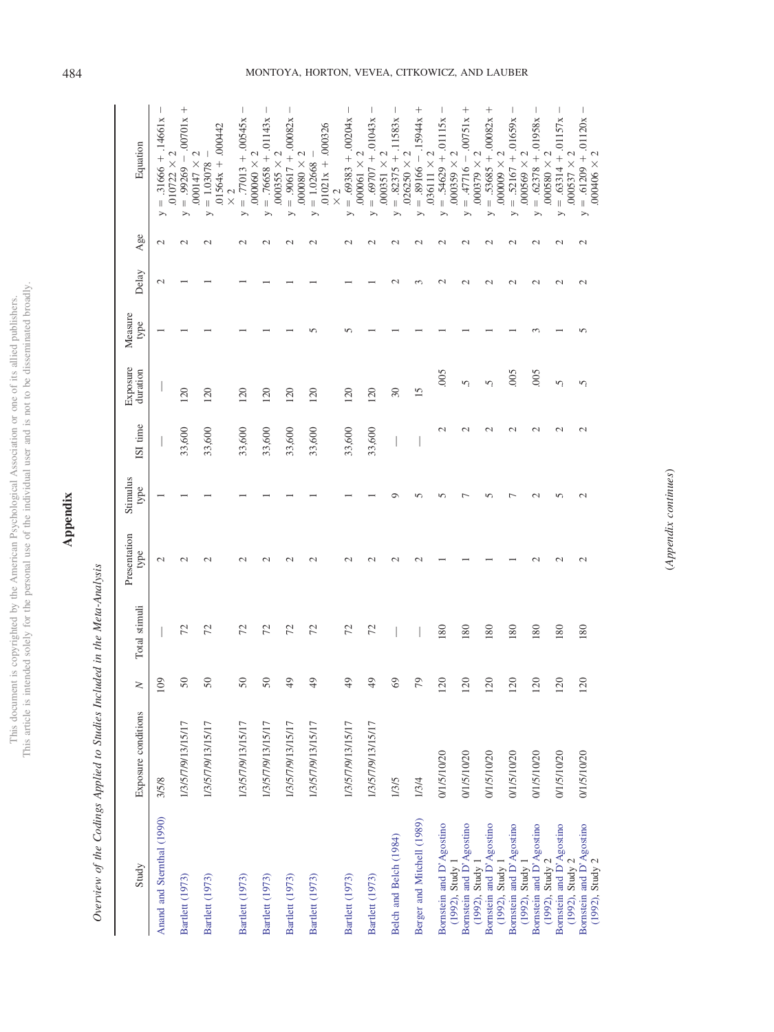# Appendix

*Overview of the Codings Applied to Studies Included in the Meta-Analysis*

| Study | Exposure conditions | $N$ | Total stimuli | Presentation type | Stimulus type | ISI time | Exposure duration | Measure type | Delay | Age | Equation |
|---|---|---|---|---|---|---|---|---|---|---|---|
| Anand and Sternthal (1990) | 3/5/8 | 109 | — | 2 | 1 | — | — | 1 | 2 | 2 | $y = .31666 + .14661x - .010722 \times 2$ |
| Bartlett (1973) | 1/3/5/7/9/13/15/17 | 50 | 72 | 2 | 1 | 33,600 | 120 | 1 | 1 | 2 | $y = .99269 - .00701x + .000147 \times 2$ |
| Bartlett (1973) | 1/3/5/7/9/13/15/17 | 50 | 72 | 2 | 1 | 33,600 | 120 | 1 | 1 | 2 | $y = 1.03078 - .01564x + .000442 \times 2$ |
| Bartlett (1973) | 1/3/5/7/9/13/15/17 | 50 | 72 | 2 | 1 | 33,600 | 120 | 1 | 1 | 2 | $y = .77013 + .00545x - .000060 \times 2$ |
| Bartlett (1973) | 1/3/5/7/9/13/15/17 | 50 | 72 | 2 | 1 | 33,600 | 120 | 1 | 1 | 2 | $y = .76658 + .01143x - .000355 \times 2$ |
| Bartlett (1973) | 1/3/5/7/9/13/15/17 | 49 | 72 | 2 | 1 | 33,600 | 120 | 1 | 1 | 2 | $y = .90617 + .00082x - .000080 \times 2$ |
| Bartlett (1973) | 1/3/5/7/9/13/15/17 | 49 | 72 | 2 | 1 | 33,600 | 120 | 5 | 1 | 2 | $y = 1.02668 - .01021x + .000326 \times 2$ |
| Bartlett (1973) | 1/3/5/7/9/13/15/17 | 49 | 72 | 2 | 1 | 33,600 | 120 | 5 | 1 | 2 | $y = .69383 + .00204x - .000061 \times 2$ |
| Bartlett (1973) | 1/3/5/7/9/13/15/17 | 49 | 72 | 2 | 1 | 33,600 | 120 | 1 | 1 | 2 | $y = .69707 + .01043x - .000351 \times 2$ |
| Belch and Belch (1984) | 1/3/5 | 69 | — | 2 | 9 | — | 30 | 1 | 2 | 2 | $y = .82375 + .11583x - .026250 \times 2$ |
| Berger and Mitchell (1989) | 1/3/4 | 79 | — | 2 | 5 | — | 15 | 1 | 3 | 2 | $y = .89166 - .15944x + .036111 \times 2$ |
| Bornstein and D'Agostino (1992), Study 1 | 0/1/5/10/20 | 120 | 180 | 1 | 5 | 2 | .005 | 1 | 2 | 2 | $y = .54629 + .01115x - .000359 \times 2$ |
| Bornstein and D'Agostino (1992), Study 1 | 0/1/5/10/20 | 120 | 180 | 1 | 7 | 2 | .5 | 1 | 2 | 2 | $y = .47716 - .00751x + .000379 \times 2$ |
| Bornstein and D'Agostino (1992), Study 1 | 0/1/5/10/20 | 120 | 180 | 1 | 5 | 2 | .5 | 1 | 2 | 2 | $y = .53685 + .00082x + .000009 \times 2$ |
| Bornstein and D'Agostino (1992), Study 1 | 0/1/5/10/20 | 120 | 180 | 1 | 7 | 2 | .005 | 1 | 2 | 2 | $y = .52167 + .01659x - .000569 \times 2$ |
| Bornstein and D'Agostino (1992), Study 2 | 0/1/5/10/20 | 120 | 180 | 2 | 2 | 2 | .005 | 3 | 2 | 2 | $y = .62378 + .01958x - .000580 \times 2$ |
| Bornstein and D'Agostino (1992), Study 2 | 0/1/5/10/20 | 120 | 180 | 2 | 5 | 2 | .5 | 1 | 2 | 2 | $y = .63314 + .01157x - .000537 \times 2$ |
| Bornstein and D'Agostino (1992), Study 2 | 0/1/5/10/20 | 120 | 180 | 2 | 2 | 2 | .5 | 5 | 2 | 2 | $y = .61209 + .01120x - .000406 \times 2$ |

*(Appendix continues)*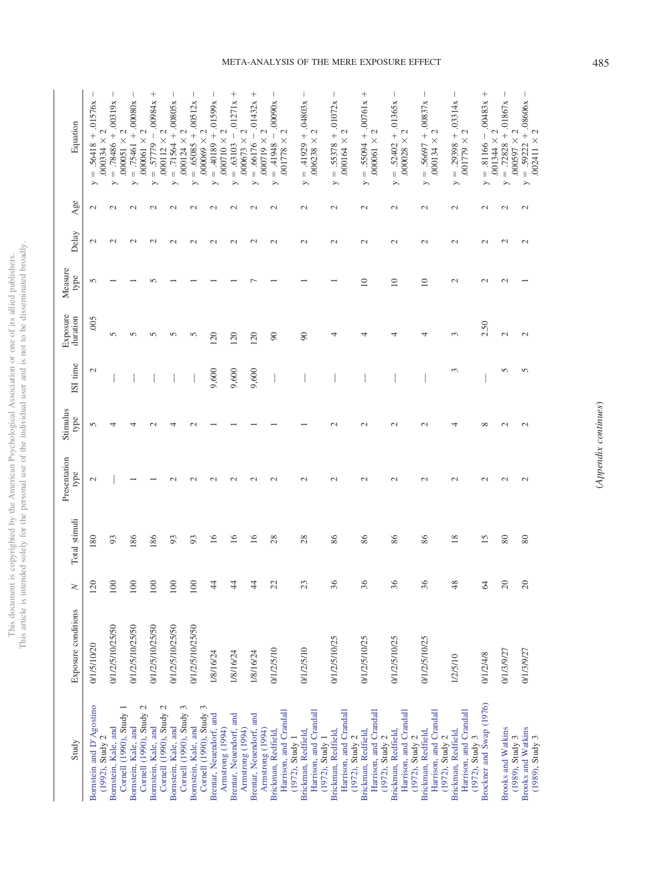| Study | Exposure conditions | $N$ | Total stimuli | Presentation type | Stimulus type | ISI time | Exposure duration | Measure type | Delay | Age | Equation |
|---|---|---|---|---|---|---|---|---|---|---|---|
| Bornstein and D'Agostino (1992), Study 2 | 0/1/5/10/20 | 120 | 180 | 2 | 5 | 2 | .005 | 5 | 2 | 2 | $y = .56418 + .01576x - .000334 \times 2$ |
| Bornstein, Kale, and Cornell (1990), Study 1 | 0/1/2/5/10/25/50 | 100 | 93 | — | 4 | — | 5 | 1 | 2 | 2 | $y = .78486 + .00319x - .000051 \times 2$ |
| Bornstein, Kale, and Cornell (1990), Study 2 | 0/1/2/5/10/25/50 | 100 | 186 | 1 | 4 | — | 5 | 1 | 2 | 2 | $y = .75461 + .00080x - .000061 \times 2$ |
| Bornstein, Kale, and Cornell (1990), Study 2 | 0/1/2/5/10/25/50 | 100 | 186 | 1 | 2 | — | 5 | 5 | 2 | 2 | $y = .57779 - .00984x + .000112 \times 2$ |
| Bornstein, Kale, and Cornell (1990), Study 3 | 0/1/2/5/10/25/50 | 100 | 93 | 2 | 4 | — | 5 | 1 | 2 | 2 | $y = .71564 + .00805x - .000124 \times 2$ |
| Bornstein, Kale, and Cornell (1990), Study 3 | 0/1/2/5/10/25/50 | 100 | 93 | 2 | 2 | — | 5 | 1 | 2 | 2 | $y = .65085 + .00512x - .000069 \times 2$ |
| Brentar, Neuendorf, and Armstrong (1994) | 1/8/16/24 | 44 | 16 | 2 | 1 | 9,600 | 120 | 1 | 2 | 2 | $y = .40189 + .01599x - .000710 \times 2$ |
| Brentar, Neuendorf, and Armstrong (1994) | 1/8/16/24 | 44 | 16 | 2 | 1 | 9,600 | 120 | 1 | 2 | 2 | $y = .63103 - .01271x + .000673 \times 2$ |
| Brentar, Neuendorf, and Armstrong (1994) | 1/8/16/24 | 44 | 16 | 2 | 1 | 9,600 | 120 | 7 | 2 | 2 | $y = .66176 - .01432x + .000719 \times 2$ |
| Brickman, Redfield, Harrison, and Crandall (1972), Study 1 | 0/1/2/5/10 | 22 | 28 | 2 | 1 | — | 90 | 1 | 2 | 2 | $y = .41948 - .00090x - .001778 \times 2$ |
| Brickman, Redfield, Harrison, and Crandall (1972), Study 1 | 0/1/2/5/10 | 23 | 28 | 2 | 1 | — | 90 | 1 | 2 | 2 | $y = .41929 + .04803x - .006238 \times 2$ |
| Brickman, Redfield, Harrison, and Crandall (1972), Study 2 | 0/1/2/5/10/25 | 36 | 86 | 2 | 2 | — | 4 | 1 | 2 | 2 | $y = .55378 + .01072x - .000164 \times 2$ |
| Brickman, Redfield, Harrison, and Crandall (1972), Study 2 | 0/1/2/5/10/25 | 36 | 86 | 2 | 2 | — | 4 | 10 | 2 | 2 | $y = .55094 + .00761x + .000061 \times 2$ |
| Brickman, Redfield, Harrison, and Crandall (1972), Study 2 | 0/1/2/5/10/25 | 36 | 86 | 2 | 2 | — | 4 | 10 | 2 | 2 | $y = .52402 + .01365x - .000028 \times 2$ |
| Brickman, Redfield, Harrison, and Crandall (1972), Study 2 | 0/1/2/5/10/25 | 36 | 86 | 2 | 2 | — | 4 | 10 | 2 | 2 | $y = .56697 + .00837x - .000134 \times 2$ |
| Brickman, Redfield, Harrison, and Crandall (1972), Study 3 | 1/2/5/10 | 48 | 18 | 2 | 4 | 3 | 3 | 2 | 2 | 2 | $y = .29398 + .03314x - .001779 \times 2$ |
| Brockner and Swap (1976) | 0/1/2/4/8 | 64 | 15 | 2 | 8 | — | 2.50 | 2 | 2 | 2 | $y = .81166 - .00483x + .001344 \times 2$ |
| Brooks and Watkins (1989), Study 3 | 0/1/3/9/27 | 20 | 80 | 2 | 2 | 5 | 2 | 2 | 2 | 2 | $y = .72828 + .01867x - .000597 \times 2$ |
| Brooks and Watkins (1989), Study 3 | 0/1/3/9/27 | 20 | 80 | 2 | 2 | 5 | 2 | 1 | 2 | 2 | $y = .59222 + .08606x - .002411 \times 2$ |

(*Appendix continues*)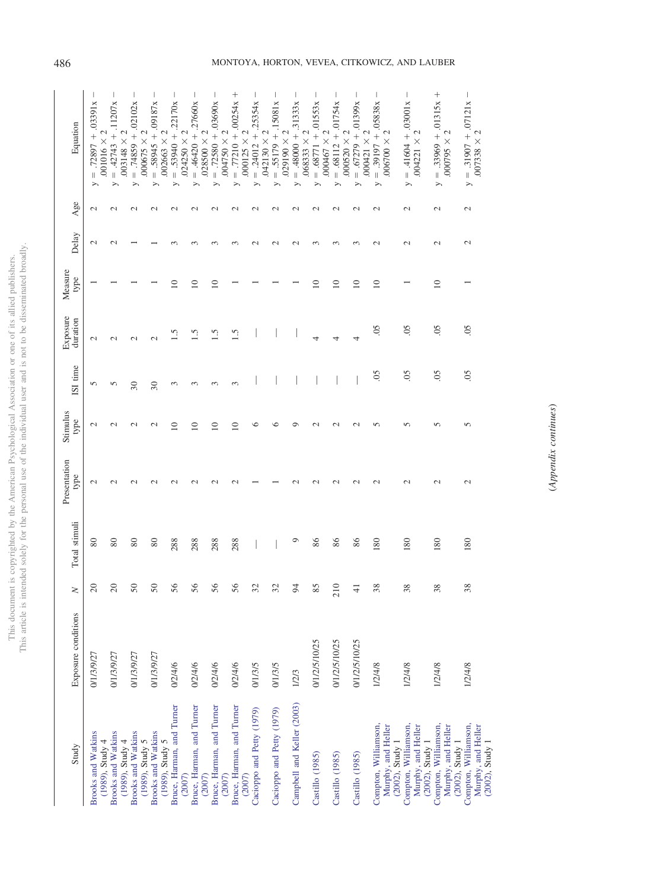| Study | Exposure conditions | $N$ | Total stimuli | Presentation type | Stimulus type | ISI time | Exposure duration | Measure type | Delay | Age | Equation |
|---|---|---|---|---|---|---|---|---|---|---|---|
| Brooks and Watkins (1989), Study 4 | 0/1/3/9/27 | 20 | 80 | 2 | 2 | 5 | 2 | 1 | 2 | 2 | $y = .72897 + .03391x - .001016 \times 2$ |
| Brooks and Watkins (1989), Study 4 | 0/1/3/9/27 | 20 | 80 | 2 | 2 | 5 | 2 | 1 | 2 | 2 | $y = .42743 + .11207x - .003148 \times 2$ |
| Brooks and Watkins (1989), Study 5 | 0/1/3/9/27 | 50 | 80 | 2 | 2 | 30 | 2 | 1 | 1 | 2 | $y = .74859 + .02102x - .000675 \times 2$ |
| Brooks and Watkins (1989), Study 5 | 0/1/3/9/27 | 50 | 80 | 2 | 2 | 30 | 2 | 1 | 1 | 2 | $y = .58945 + .09187x - .002663 \times 2$ |
| Bruce, Harman, and Turner (2007) | 0/2/4/6 | 56 | 288 | 2 | 10 | 3 | 1.5 | 10 | 3 | 2 | $y = .53940 + .22170x - .024250 \times 2$ |
| Bruce, Harman, and Turner (2007) | 0/2/4/6 | 56 | 288 | 2 | 10 | 3 | 1.5 | 10 | 3 | 2 | $y = .46420 + .27660x - .028500 \times 2$ |
| Bruce, Harman, and Turner (2007) | 0/2/4/6 | 56 | 288 | 2 | 10 | 3 | 1.5 | 10 | 3 | 2 | $y = .72580 + .03690x - .004750 \times 2$ |
| Bruce, Harman, and Turner (2007) | 0/2/4/6 | 56 | 288 | 2 | 10 | 3 | 1.5 | 1 | 3 | 2 | $y = .77210 + .00254x + .000125 \times 2$ |
| Cacioppo and Petty (1979) | 0/1/3/5 | 32 | — | 1 | 6 | — | — | 1 | 2 | 2 | $y = .24012 + .25354x - .042130 \times 2$ |
| Cacioppo and Petty (1979) | 0/1/3/5 | 32 | — | 1 | 6 | — | — | 1 | 2 | 2 | $y = .55179 + .15081x - .029190 \times 2$ |
| Campbell and Keller (2003) | 1/2/3 | 94 | 9 | 2 | 9 | — | — | 1 | 2 | 2 | $y = .48000 + .31333x - .068333 \times 2$ |
| Castillo (1985) | 0/1/2/5/10/25 | 85 | 86 | 2 | 2 | — | 4 | 10 | 3 | 2 | $y = .68771 + .01553x - .000467 \times 2$ |
| Castillo (1985) | 0/1/2/5/10/25 | 210 | 86 | 2 | 2 | — | 4 | 10 | 3 | 2 | $y = .68112 + .01754x - .000520 \times 2$ |
| Castillo (1985) | 0/1/2/5/10/25 | 41 | 86 | 2 | 2 | — | 4 | 10 | 3 | 2 | $y = .67279 + .01399x - .000421 \times 2$ |
| Compton, Williamson, Murphy, and Heller (2002), Study 1 | 1/2/4/8 | 38 | 180 | 2 | 5 | .05 | .05 | 10 | 2 | 2 | $y = .39197 + .05838x - .006700 \times 2$ |
| Compton, Williamson, Murphy, and Heller (2002), Study 1 | 1/2/4/8 | 38 | 180 | 2 | 5 | .05 | .05 | 1 | 2 | 2 | $y = .41604 + .03001x - .004221 \times 2$ |
| Compton, Williamson, Murphy, and Heller (2002), Study 1 | 1/2/4/8 | 38 | 180 | 2 | 5 | .05 | .05 | 10 | 2 | 2 | $y = .33969 + .01315x + .000795 \times 2$ |
| Compton, Williamson, Murphy, and Heller (2002), Study 1 | 1/2/4/8 | 38 | 180 | 2 | 5 | .05 | .05 | 1 | 2 | 2 | $y = .31907 + .07121x - .007338 \times 2$ |

*(Appendix continues)*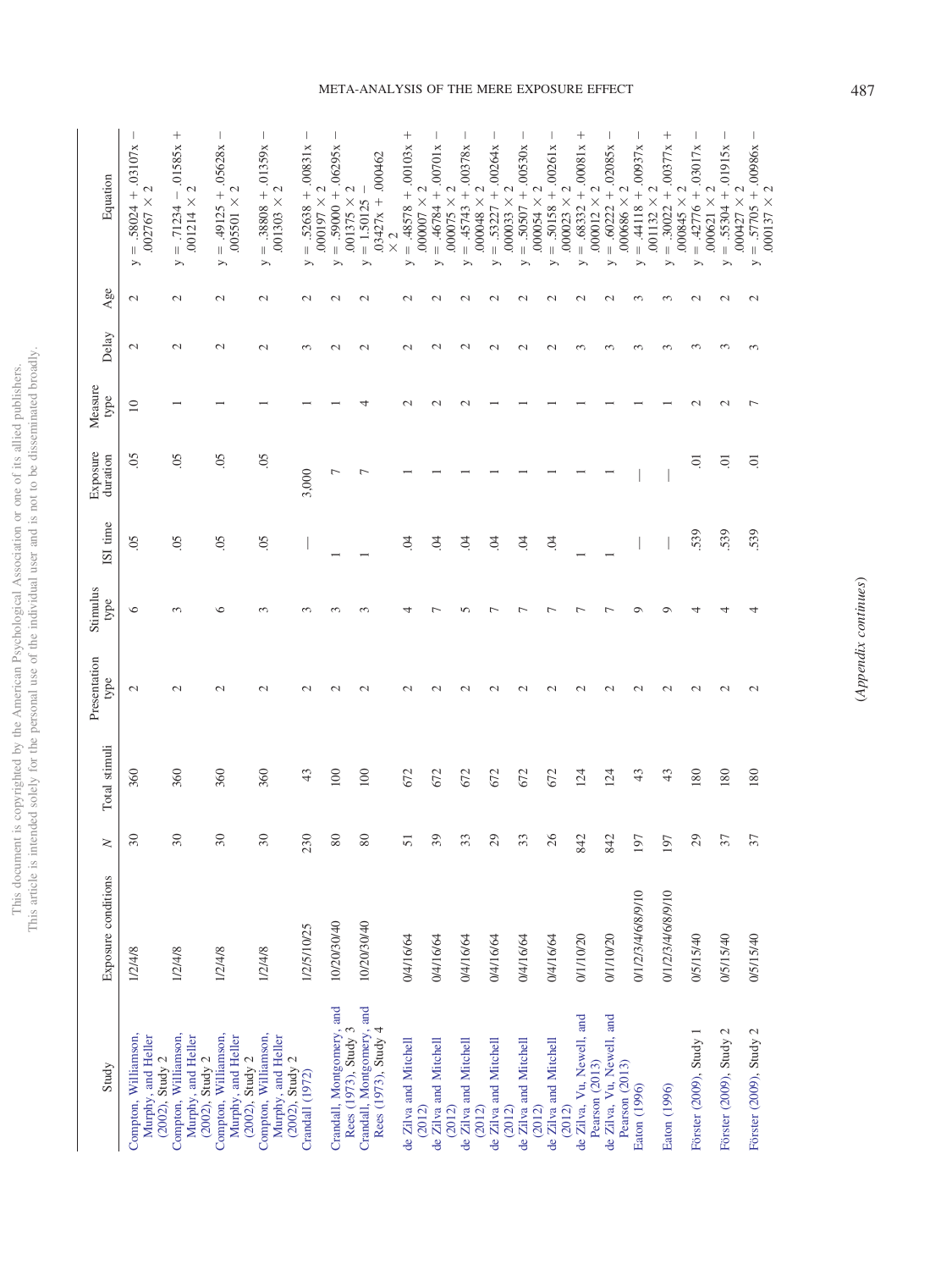| Study | Exposure conditions | N | Total stimuli | Presentation type | Stimulus type | ISI time | Exposure duration | Measure type | Delay | Age | Equation |
|---|---|---|---|---|---|---|---|---|---|---|---|
| Compton, Williamson, Murphy, and Heller (2002), Study 2 | 1/2/4/8 | 30 | 360 | 2 | 6 | .05 | .05 | 10 | 2 | 2 | $y = .58024 + .03107x - .002767 \times 2$ |
| Compton, Williamson, Murphy, and Heller (2002), Study 2 | 1/2/4/8 | 30 | 360 | 2 | 3 | .05 | .05 | 1 | 2 | 2 | $y = .71234 - .01585x + .001214 \times 2$ |
| Compton, Williamson, Murphy, and Heller (2002), Study 2 | 1/2/4/8 | 30 | 360 | 2 | 6 | .05 | .05 | 1 | 2 | 2 | $y = .49125 + .05628x - .005501 \times 2$ |
| Compton, Williamson, Murphy, and Heller (2002), Study 2 | 1/2/4/8 | 30 | 360 | 2 | 3 | .05 | .05 | 1 | 2 | 2 | $y = .38808 + .01359x - .001303 \times 2$ |
| Crandall (1972) | 1/2/5/10/25 | 230 | 43 | 2 | 3 | — | 3,000 | 1 | 3 | 2 | $y = .52638 + .00831x - .000197 \times 2$ |
| Crandall, Montgomery, and Rees (1973), Study 3 | 10/20/30/40 | 80 | 100 | 2 | 3 | 1 | 7 | 1 | 2 | 2 | $y = .59000 + .06295x - .001375 \times 2$ |
| Crandall, Montgomery, and Rees (1973), Study 4 | 10/20/30/40 | 80 | 100 | 2 | 3 | 1 | 7 | 4 | 2 | 2 | $y = 1.50125 - .03427x + .000462 \times 2$ |
| de Zilva and Mitchell (2012) | 0/4/16/64 | 51 | 672 | 2 | 4 | .04 | 1 | 2 | 2 | 2 | $y = .48578 + .00103x + .000007 \times 2$ |
| de Zilva and Mitchell (2012) | 0/4/16/64 | 39 | 672 | 2 | 7 | .04 | 1 | 2 | 2 | 2 | $y = .46784 + .00701x - .000075 \times 2$ |
| de Zilva and Mitchell (2012) | 0/4/16/64 | 33 | 672 | 2 | 5 | .04 | 1 | 2 | 2 | 2 | $y = .45743 + .00378x - .000048 \times 2$ |
| de Zilva and Mitchell (2012) | 0/4/16/64 | 29 | 672 | 2 | 7 | .04 | 1 | 1 | 2 | 2 | $y = .53227 + .00264x - .000033 \times 2$ |
| de Zilva and Mitchell (2012) | 0/4/16/64 | 33 | 672 | 2 | 7 | .04 | 1 | 1 | 2 | 2 | $y = .50507 + .00530x - .000054 \times 2$ |
| de Zilva and Mitchell (2012) | 0/4/16/64 | 26 | 672 | 2 | 7 | .04 | 1 | 1 | 2 | 2 | $y = .50158 + .00261x - .000023 \times 2$ |
| de Zilva, Vu, Newell, and Pearson (2013) | 0/1/10/20 | 842 | 124 | 2 | 7 | 1 | 1 | 1 | 3 | 2 | $y = .68332 + .00081x + .000012 \times 2$ |
| de Zilva, Vu, Newell, and Pearson (2013) | 0/1/10/20 | 842 | 124 | 2 | 7 | 1 | 1 | 1 | 3 | 2 | $y = .60222 + .02085x - .00686 \times 2$ |
| Eaton (1996) | 0/1/2/3/4/6/8/9/10 | 197 | 43 | 2 | 9 | — | — | 1 | 3 | 3 | $y = .44118 + .00937x - .001132 \times 2$ |
| Eaton (1996) | 0/1/2/3/4/6/8/9/10 | 197 | 43 | 2 | 9 | — | — | 1 | 3 | 3 | $y = .30022 + .00377x + .000845 \times 2$ |
| Förster (2009), Study 1 | 0/5/15/40 | 29 | 180 | 2 | 4 | .539 | .01 | 2 | 3 | 2 | $y = .42776 + .03017x - .000621 \times 2$ |
| Förster (2009), Study 2 | 0/5/15/40 | 37 | 180 | 2 | 4 | .539 | .01 | 2 | 3 | 2 | $y = .55304 + .01915x - .000427 \times 2$ |
| Förster (2009), Study 2 | 0/5/15/40 | 37 | 180 | 2 | 4 | .539 | .01 | 7 | 3 | 2 | $y = .57705 + .00986x - .000137 \times 2$ |

(*Appendix continues*)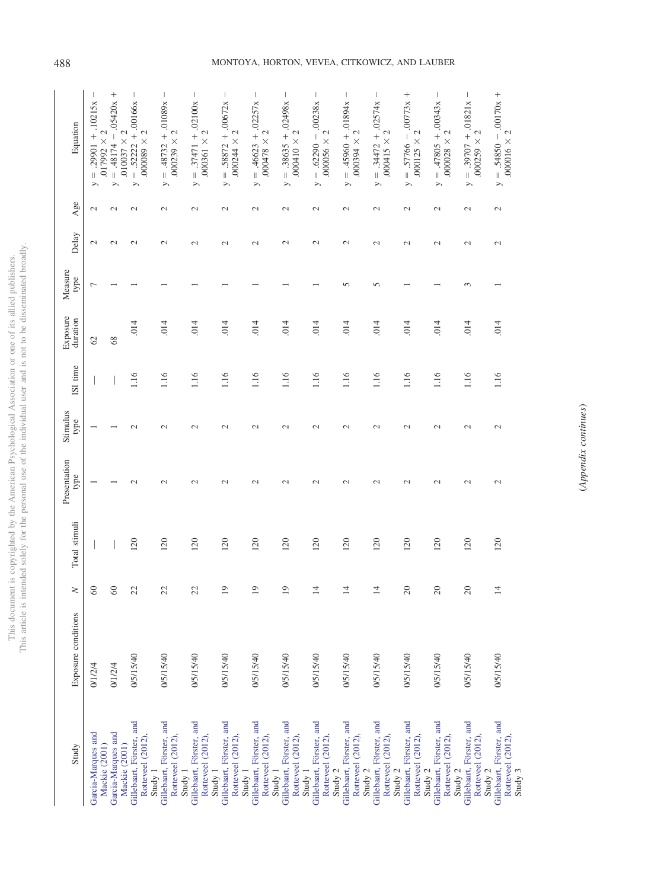| Study | Exposure conditions | $N$ | Total stimuli | Presentation type | Stimulus type | ISI time | Exposure duration | Measure type | Delay | Age | Equation |
|---|---|---|---|---|---|---|---|---|---|---|---|
| Garcia-Marques and Mackie (2001) | 0/1/2/4 | 60 | — | 1 | 1 | — | 62 | 7 | 2 | 2 | $y = .29901 + .10215x - .017992 \times 2$ |
| Garcia-Marques and Mackie (2001) | 0/1/2/4 | 60 | — | 1 | 1 | — | 68 | 1 | 2 | 2 | $y = .48174 - .05420x + .010037 \times 2$ |
| Gillebaart, Förster, and Rotteveel (2012), Study 1 | 0/5/15/40 | 22 | 120 | 2 | 2 | 1.16 | .014 | 1 | 2 | 2 | $y = .52222 + .00166x - .000089 \times 2$ |
| Gillebaart, Förster, and Rotteveel (2012), Study 1 | 0/5/15/40 | 22 | 120 | 2 | 2 | 1.16 | .014 | 1 | 2 | 2 | $y = .48732 + .01089x - .000239 \times 2$ |
| Gillebaart, Förster, and Rotteveel (2012), Study 1 | 0/5/15/40 | 22 | 120 | 2 | 2 | 1.16 | .014 | 1 | 2 | 2 | $y = .37471 + .02100x - .000361 \times 2$ |
| Gillebaart, Förster, and Rotteveel (2012), Study 1 | 0/5/15/40 | 19 | 120 | 2 | 2 | 1.16 | .014 | 1 | 2 | 2 | $y = .58872 + .00672x - .000244 \times 2$ |
| Gillebaart, Förster, and Rotteveel (2012), Study 1 | 0/5/15/40 | 19 | 120 | 2 | 2 | 1.16 | .014 | 1 | 2 | 2 | $y = .46623 + .02257x - .000478 \times 2$ |
| Gillebaart, Förster, and Rotteveel (2012), Study 1 | 0/5/15/40 | 19 | 120 | 2 | 2 | 1.16 | .014 | 1 | 2 | 2 | $y = .38635 + .02498x - .000410 \times 2$ |
| Gillebaart, Förster, and Rotteveel (2012), Study 2 | 0/5/15/40 | 14 | 120 | 2 | 2 | 1.16 | .014 | 1 | 2 | 2 | $y = .62290 - .00238x - .000056 \times 2$ |
| Gillebaart, Förster, and Rotteveel (2012), Study 2 | 0/5/15/40 | 14 | 120 | 2 | 2 | 1.16 | .014 | 5 | 2 | 2 | $y = .45960 + .01894x - .000394 \times 2$ |
| Gillebaart, Förster, and Rotteveel (2012), Study 2 | 0/5/15/40 | 14 | 120 | 2 | 2 | 1.16 | .014 | 5 | 2 | 2 | $y = .34472 + .02574x - .000415 \times 2$ |
| Gillebaart, Förster, and Rotteveel (2012), Study 2 | 0/5/15/40 | 20 | 120 | 2 | 2 | 1.16 | .014 | 1 | 2 | 2 | $y = .57766 - .00773x + .000125 \times 2$ |
| Gillebaart, Förster, and Rotteveel (2012), Study 2 | 0/5/15/40 | 20 | 120 | 2 | 2 | 1.16 | .014 | 1 | 2 | 2 | $y = .47805 + .00343x - .000028 \times 2$ |
| Gillebaart, Förster, and Rotteveel (2012), Study 2 | 0/5/15/40 | 20 | 120 | 2 | 2 | 1.16 | .014 | 3 | 2 | 2 | $y = .39707 + .01821x - .000259 \times 2$ |
| Gillebaart, Förster, and Rotteveel (2012), Study 3 | 0/5/15/40 | 14 | 120 | 2 | 2 | 1.16 | .014 | 1 | 2 | 2 | $y = .54850 - .00170x + .000016 \times 2$ |

(*Appendix continues*)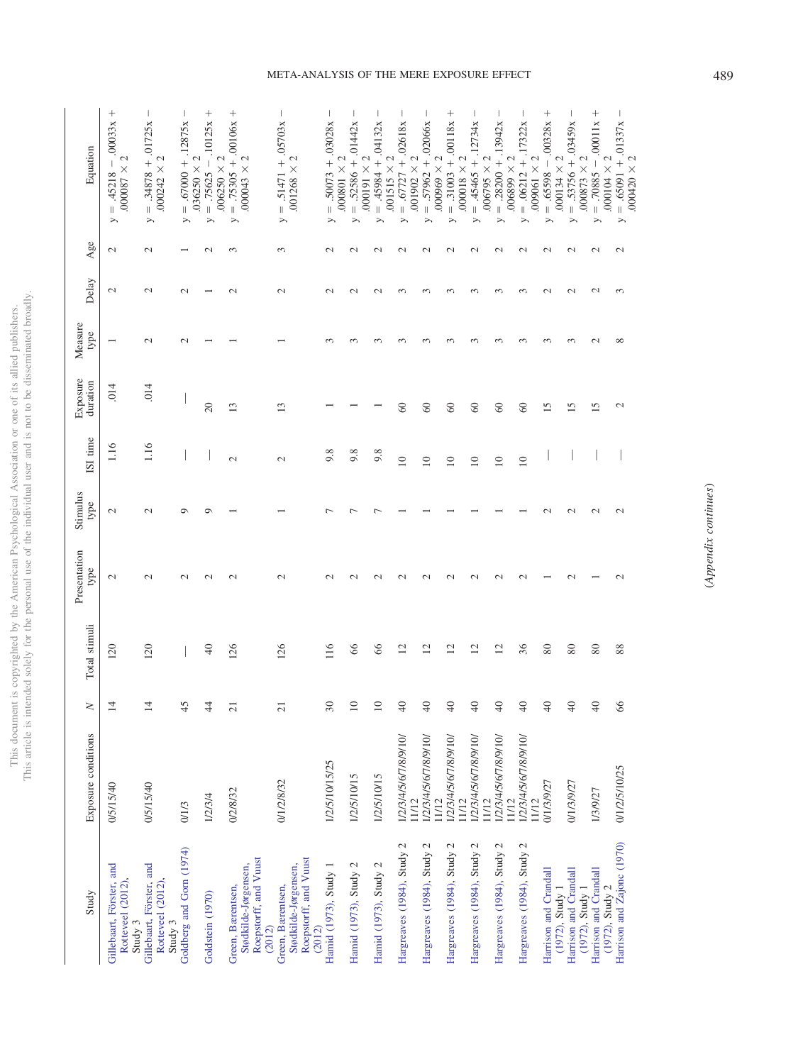| Study | Exposure conditions | $N$ | Total stimuli | Presentation type | Stimulus type | ISI time | Exposure duration | Measure type | Delay | Age | Equation |
|---|---|---|---|---|---|---|---|---|---|---|---|
| Gillebaart, Förster, and Rotteveel (2012), Study 3 | 0/5/15/40 | 14 | 120 | 2 | 2 | 1.16 | .014 | 1 | 2 | 2 | $y = .45218 - .00033x + .000087 \times 2$ |
| Gillebaart, Förster, and Rotteveel (2012), Study 3 | 0/5/15/40 | 14 | 120 | 2 | 2 | 1.16 | .014 | 2 | 2 | 2 | $y = .34878 + .01725x - .000242 \times 2$ |
| Goldberg and Gorn (1974) | 0/1/3 | 45 | — | 2 | 9 | — | — | 2 | 2 | 1 | $y = .67000 + .12875x - .036250 \times 2$ |
| Goldstein (1970) | 1/2/3/4 | 44 | 40 | 2 | 9 | — | 20 | 1 | 1 | 2 | $y = .75625 - .10125x + .006250 \times 2$ |
| Green, Bærentsen, Stødkilde-Jørgensen, Roepstorff, and Vuust (2012) | 0/2/8/32 | 21 | 126 | 2 | 1 | 2 | 13 | 1 | 2 | 3 | $y = .75305 + .00106x + .000043 \times 2$ |
| Green, Bærentsen, Stødkilde-Jørgensen, Roepstorff, and Vuust (2012) | 0/1/2/8/32 | 21 | 126 | 2 | 1 | 2 | 13 | 1 | 2 | 3 | $y = .51471 + .05703x - .001268 \times 2$ |
| Hamid (1973), Study 1 | 1/2/5/10/15/25 | 30 | 116 | 2 | 7 | 9.8 | 1 | 3 | 2 | 2 | $y = .50073 + .03028x - .000801 \times 2$ |
| Hamid (1973), Study 2 | 1/2/5/10/15 | 10 | 66 | 2 | 7 | 9.8 | 1 | 3 | 2 | 2 | $y = .52586 + .01442x - .000191 \times 2$ |
| Hamid (1973), Study 2 | 1/2/5/10/15 | 10 | 66 | 2 | 7 | 9.8 | 1 | 3 | 2 | 2 | $y = .45984 + .04132x - .001515 \times 2$ |
| Hargreaves (1984), Study 2 | 1/2/3/4/5/6/7/8/9/10/11/12 | 40 | 12 | 2 | 1 | 10 | 60 | 3 | 3 | 2 | $y = .67727 + .02618x - .001902 \times 2$ |
| Hargreaves (1984), Study 2 | 1/2/3/4/5/6/7/8/9/10/11/12 | 40 | 12 | 2 | 1 | 10 | 60 | 3 | 3 | 2 | $y = .57962 + .02066x - .000969 \times 2$ |
| Hargreaves (1984), Study 2 | 1/2/3/4/5/6/7/8/9/10/11/12 | 40 | 12 | 2 | 1 | 10 | 60 | 3 | 3 | 2 | $y = .31003 + .00118x + .000018 \times 2$ |
| Hargreaves (1984), Study 2 | 1/2/3/4/5/6/7/8/9/10/11/12 | 40 | 12 | 2 | 1 | 10 | 60 | 3 | 3 | 2 | $y = .45465 + .12734x - .006795 \times 2$ |
| Hargreaves (1984), Study 2 | 1/2/3/4/5/6/7/8/9/10/11/12 | 40 | 12 | 2 | 1 | 10 | 60 | 3 | 3 | 2 | $y = .28200 + .13942x - .006899 \times 2$ |
| Hargreaves (1984), Study 2 | 1/2/3/4/5/6/7/8/9/10/11/12 | 40 | 36 | 2 | 1 | 10 | 60 | 3 | 3 | 2 | $y = .06212 + .17322x - .009061 \times 2$ |
| Harrison and Crandall (1972), Study 1 | 0/1/3/9/27 | 40 | 80 | 1 | 2 | — | 15 | 3 | 2 | 2 | $y = .65598 - .00328x + .000134 \times 2$ |
| Harrison and Crandall (1972), Study 1 | 0/1/3/9/27 | 40 | 80 | 2 | 2 | — | 15 | 3 | 2 | 2 | $y = .53756 + .03459x - .000873 \times 2$ |
| Harrison and Crandall (1972), Study 2 | 1/3/9/27 | 40 | 80 | 1 | 2 | — | 15 | 2 | 2 | 2 | $y = .70885 - .00011x + .000104 \times 2$ |
| Harrison and Zajonc (1970) | 0/1/2/5/10/25 | 66 | 88 | 2 | 2 | — | 2 | 8 | 3 | 2 | $y = .65091 + .01337x - .000420 \times 2$ |

(Appendix continues)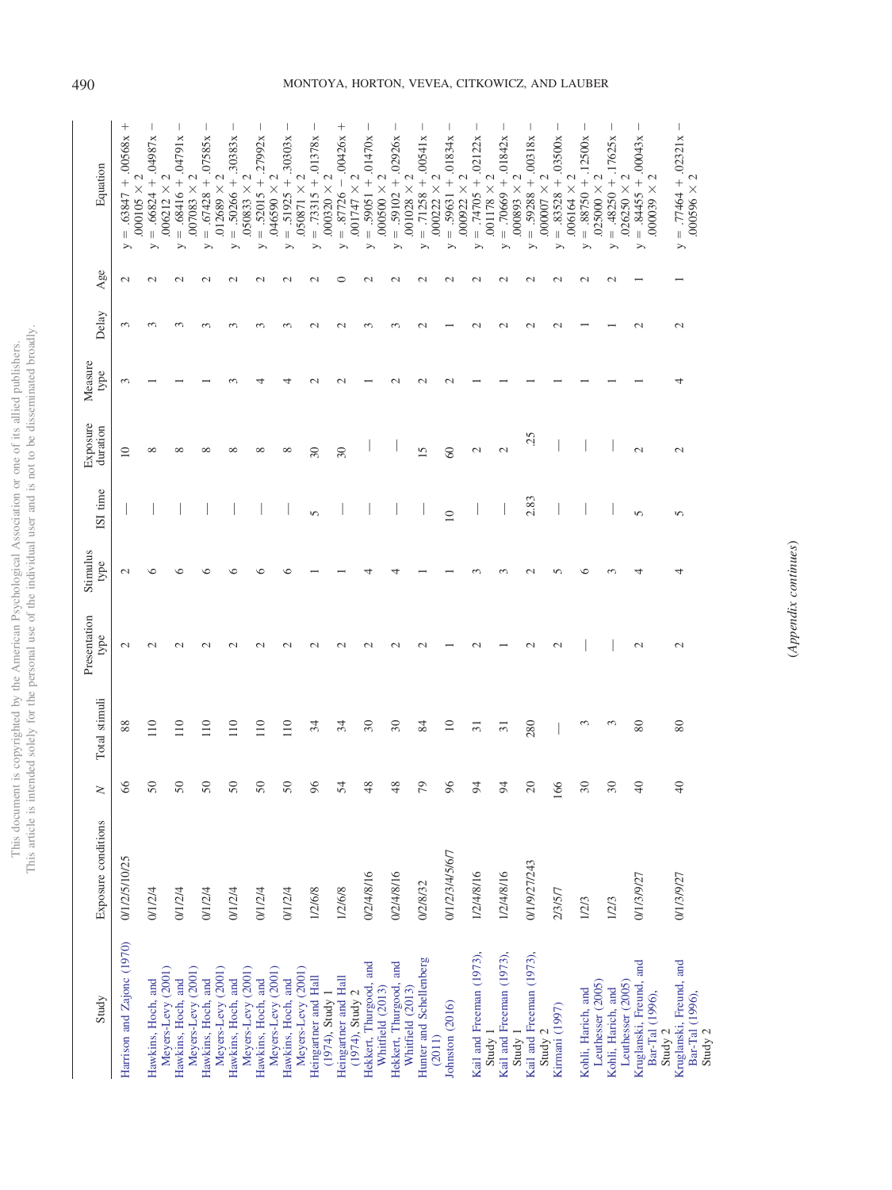| Study | Exposure conditions | $N$ | Total stimuli | Presentation type | Stimulus type | ISI time | Exposure duration | Measure type | Delay | Age | Equation |
|---|---|---|---|---|---|---|---|---|---|---|---|
| Harrison and Zajonc (1970) | 0/1/2/5/10/25 | 66 | 88 | 2 | 2 | — | 10 | 3 | 3 | 2 | $y = .63847 + .00568x + .000105 \times 2$ |
| Hawkins, Hoch, and Meyers-Levy (2001) | 0/1/2/4 | 50 | 110 | 2 | 6 | — | 8 | 1 | 3 | 2 | $y = .66824 + .04987x - .006212 \times 2$ |
| Hawkins, Hoch, and Meyers-Levy (2001) | 0/1/2/4 | 50 | 110 | 2 | 6 | — | 8 | 1 | 3 | 2 | $y = .68416 + .04791x - .007083 \times 2$ |
| Hawkins, Hoch, and Meyers-Levy (2001) | 0/1/2/4 | 50 | 110 | 2 | 6 | — | 8 | 1 | 3 | 2 | $y = .67428 + .07585x - .012689 \times 2$ |
| Hawkins, Hoch, and Meyers-Levy (2001) | 0/1/2/4 | 50 | 110 | 2 | 6 | — | 8 | 3 | 3 | 2 | $y = .50266 + .30383x - .050833 \times 2$ |
| Hawkins, Hoch, and Meyers-Levy (2001) | 0/1/2/4 | 50 | 110 | 2 | 6 | — | 8 | 4 | 3 | 2 | $y = .52015 + .27992x - .046590 \times 2$ |
| Hawkins, Hoch, and Meyers-Levy (2001) | 0/1/2/4 | 50 | 110 | 2 | 6 | — | 8 | 4 | 3 | 2 | $y = .51925 + .30303x - .050871 \times 2$ |
| Heingartner and Hall (1974), Study 1 | 1/2/6/8 | 96 | 34 | 2 | 1 | 5 | 30 | 2 | 2 | 2 | $y = .73315 + .01378x - .000320 \times 2$ |
| Heingartner and Hall (1974), Study 2 | 1/2/6/8 | 54 | 34 | 2 | 1 | — | 30 | 2 | 2 | 0 | $y = .87726 - .00426x + .001747 \times 2$ |
| Hekkert, Thurgood, and Whitfield (2013) | 0/2/4/8/16 | 48 | 30 | 2 | 4 | — | — | 1 | 3 | 2 | $y = .59051 + .01470x - .00500 \times 2$ |
| Hekkert, Thurgood, and Whitfield (2013) | 0/2/4/8/16 | 48 | 30 | 2 | 4 | — | — | 2 | 3 | 2 | $y = .59102 + .02926x - .001028 \times 2$ |
| Hunter and Schellenberg (2011) | 0/2/8/32 | 79 | 84 | 2 | 1 | — | 15 | 2 | 2 | 2 | $y = .71258 + .00541x - .000222 \times 2$ |
| Johnston (2016) | 0/1/2/3/4/5/6/7 | 96 | 10 | 1 | 1 | 10 | 60 | 2 | 1 | 2 | $y = .59631 + .01834x - .000922 \times 2$ |
| Kail and Freeman (1973), Study 1 | 1/2/4/8/16 | 94 | 31 | 2 | 3 | — | 2 | 1 | 2 | 2 | $y = .74705 + .02122x - .001178 \times 2$ |
| Kail and Freeman (1973), Study 1 | 1/2/4/8/16 | 94 | 31 | 1 | 3 | — | 2 | 1 | 2 | 2 | $y = .70669 + .01842x - .000893 \times 2$ |
| Kail and Freeman (1973), Study 2 | 0/1/9/27/243 | 20 | 280 | 2 | 2 | 2.83 | .25 | 1 | 2 | 2 | $y = .59288 + .00318x - .000007 \times 2$ |
| Kirmani (1997) | 2/3/5/7 | 166 | — | 2 | 5 | — | — | 1 | 2 | 2 | $y = .83528 + .03500x - .006164 \times 2$ |
| Kohli, Harich, and Leuthesser (2005) | 1/2/3 | 30 | 3 | — | 6 | — | — | 1 | 1 | 2 | $y = .88750 + .12500x - .025000 \times 2$ |
| Kohli, Harich, and Leuthesser (2005) | 1/2/3 | 30 | 3 | — | 3 | — | — | 1 | 1 | 2 | $y = .48250 + .17625x - .026250 \times 2$ |
| Kruglanski, Freund, and Bar-Tal (1996), Study 2 | 0/1/3/9/27 | 40 | 80 | 2 | 4 | 5 | 2 | 1 | 2 | 1 | $y = .84455 + .00043x - .000039 \times 2$ |
| Kruglanski, Freund, and Bar-Tal (1996), Study 2 | 0/1/3/9/27 | 40 | 80 | 2 | 4 | 5 | 2 | 4 | 2 | 1 | $y = .77464 + .02321x - .000596 \times 2$ |

*(Appendix continues)*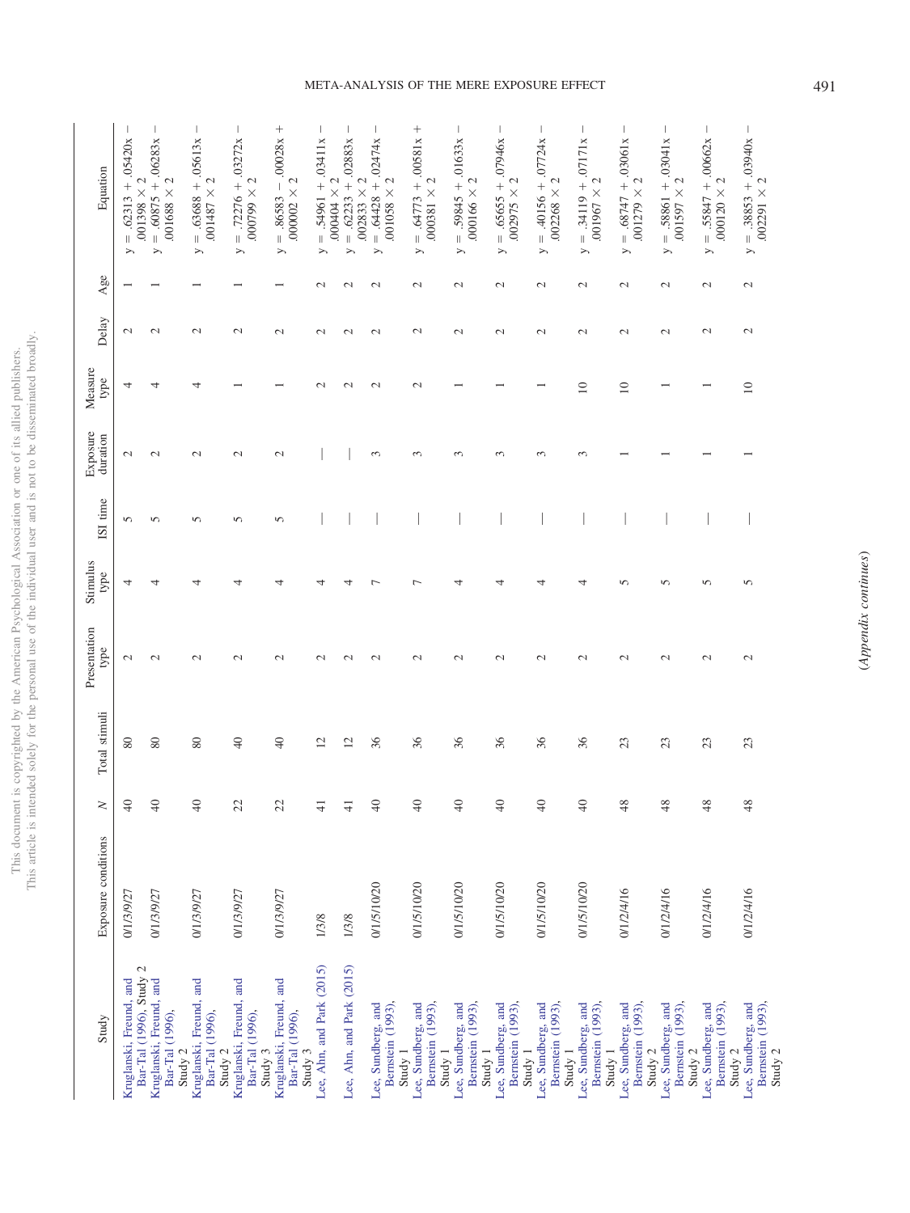| Study | Exposure conditions | N | Total stimuli | Presentation type | Stimulus type | ISI time | Exposure duration | Measure type | Delay | Age | Equation |
|---|---|---|---|---|---|---|---|---|---|---|---|
| Kruglanski, Freund, and Bar-Tal (1996), Study 2 | 0/1/3/9/27 | 40 | 80 | 2 | 4 | 5 | 2 | 4 | 2 | 1 | $y = .62313 + .05420x - .001398 \times 2$ |
| Kruglanski, Freund, and Bar-Tal (1996), Study 2 | 0/1/3/9/27 | 40 | 80 | 2 | 4 | 5 | 2 | 4 | 2 | 1 | $y = .60875 + .06283x - .001688 \times 2$ |
| Kruglanski, Freund, and Bar-Tal (1996), Study 2 | 0/1/3/9/27 | 40 | 80 | 2 | 4 | 5 | 2 | 4 | 2 | 1 | $y = .63688 + .05613x - .001487 \times 2$ |
| Kruglanski, Freund, and Bar-Tal (1996), Study 3 | 0/1/3/9/27 | 22 | 40 | 2 | 4 | 5 | 2 | 1 | 2 | 1 | $y = .72276 + .03272x - .000799 \times 2$ |
| Kruglanski, Freund, and Bar-Tal (1996), Study 3 | 0/1/3/9/27 | 22 | 40 | 2 | 4 | 5 | 2 | 1 | 2 | 1 | $y = .86583 - .00028x + .000002 \times 2$ |
| Lee, Ahn, and Park (2015) | 1/3/8 | 41 | 12 | 2 | 4 | — | — | 2 | 2 | 2 | $y = .54961 + .03411x - .00404 \times 2$ |
| Lee, Ahn, and Park (2015) | 1/3/8 | 41 | 12 | 2 | 4 | — | — | 2 | 2 | 2 | $y = .62233 + .02883x - .002833 \times 2$ |
| Lee, Sundberg, and Bernstein (1993), Study 1 | 0/1/5/10/20 | 40 | 36 | 2 | 7 | — | 3 | 2 | 2 | 2 | $y = .64428 + .02474x - .001058 \times 2$ |
| Lee, Sundberg, and Bernstein (1993), Study 1 | 0/1/5/10/20 | 40 | 36 | 2 | 7 | — | 3 | 2 | 2 | 2 | $y = .64773 + .00581x + .000381 \times 2$ |
| Lee, Sundberg, and Bernstein (1993), Study 1 | 0/1/5/10/20 | 40 | 36 | 2 | 4 | — | 3 | 1 | 2 | 2 | $y = .59845 + .01633x - .000166 \times 2$ |
| Lee, Sundberg, and Bernstein (1993), Study 1 | 0/1/5/10/20 | 40 | 36 | 2 | 4 | — | 3 | 1 | 2 | 2 | $y = .65655 + .07946x - .002975 \times 2$ |
| Lee, Sundberg, and Bernstein (1993), Study 1 | 0/1/5/10/20 | 40 | 36 | 2 | 4 | — | 3 | 1 | 2 | 2 | $y = .40156 + .07724x - .002268 \times 2$ |
| Lee, Sundberg, and Bernstein (1993), Study 1 | 0/1/5/10/20 | 40 | 36 | 2 | 4 | — | 3 | 10 | 2 | 2 | $y = .34119 + .07171x - .001967 \times 2$ |
| Lee, Sundberg, and Bernstein (1993), Study 2 | 0/1/2/4/16 | 48 | 23 | 2 | 5 | — | 1 | 10 | 2 | 2 | $y = .68747 + .03061x - .001279 \times 2$ |
| Lee, Sundberg, and Bernstein (1993), Study 2 | 0/1/2/4/16 | 48 | 23 | 2 | 5 | — | 1 | 1 | 2 | 2 | $y = .58861 + .03041x - .001597 \times 2$ |
| Lee, Sundberg, and Bernstein (1993), Study 2 | 0/1/2/4/16 | 48 | 23 | 2 | 5 | — | 1 | 1 | 2 | 2 | $y = .55847 + .00662x - .000120 \times 2$ |
| Lee, Sundberg, and Bernstein (1993), Study 2 | 0/1/2/4/16 | 48 | 23 | 2 | 5 | — | 1 | 10 | 2 | 2 | $y = .38853 + .03940x - .002291 \times 2$ |

(*Appendix continues*)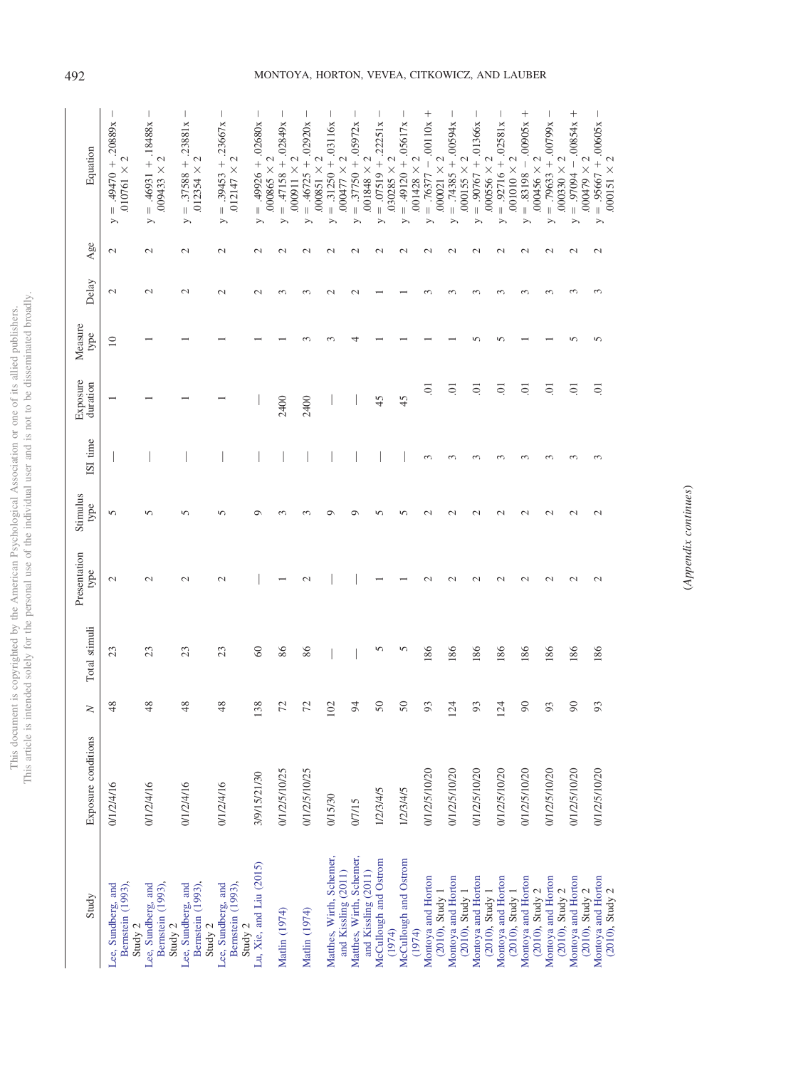| Study | Exposure conditions | N | Total stimuli | Presentation type | Stimulus type | ISI time | Exposure duration | Measure type | Delay | Age | Equation |
|---|---|---|---|---|---|---|---|---|---|---|---|
| Lee, Sundberg, and Bernstein (1993), Study 2 | 0/1/2/4/16 | 48 | 23 | 2 | 5 | — | 1 | 10 | 2 | 2 | $y = .49470 + .20889x - .010761 \times 2$ |
| Lee, Sundberg, and Bernstein (1993), Study 2 | 0/1/2/4/16 | 48 | 23 | 2 | 5 | — | 1 | 1 | 2 | 2 | $y = .46931 + .18488x - .009433 \times 2$ |
| Lee, Sundberg, and Bernstein (1993), Study 2 | 0/1/2/4/16 | 48 | 23 | 2 | 5 | — | 1 | 1 | 2 | 2 | $y = .37588 + .23381x - .012354 \times 2$ |
| Lee, Sundberg, and Bernstein (1993), Study 2 | 0/1/2/4/16 | 48 | 23 | 2 | 5 | — | 1 | 1 | 2 | 2 | $y = .39453 + .23667x - .012147 \times 2$ |
| Lu, Xie, and Liu (2015) | 3/9/15/21/30 | 138 | 60 | — | 9 | — | — | 1 | 2 | 2 | $y = .49926 + .02680x - .000865 \times 2$ |
| Matlin (1974) | 0/1/2/5/10/25 | 72 | 86 | 1 | 3 | — | 2400 | 1 | 3 | 2 | $y = .47158 + .02849x - .000911 \times 2$ |
| Matlin (1974) | 0/1/2/5/10/25 | 72 | 86 | 2 | 3 | — | 2400 | 3 | 3 | 2 | $y = .46725 + .02920x - .000851 \times 2$ |
| Matthes, Wirth, Schemer, and Kissling (2011) | 0/15/30 | 102 | — | — | 9 | — | — | 3 | 2 | 2 | $y = .31250 + .03116x - .00477 \times 2$ |
| Matthes, Wirth, Schemer, and Kissling (2011) | 0/7/15 | 94 | — | — | 9 | — | — | 4 | 2 | 2 | $y = .37750 + .05972x - .001848 \times 2$ |
| McCullough and Ostrom (1974) | 1/2/3/4/5 | 50 | 5 | 1 | 5 | — | 45 | 1 | 1 | 2 | $y = .07519 + .22251x - .030285 \times 2$ |
| McCullough and Ostrom (1974) | 1/2/3/4/5 | 50 | 5 | 1 | 5 | — | 45 | 1 | 1 | 2 | $y = .49120 + .05617x - .001428 \times 2$ |
| Montoya and Horton (2010), Study 1 | 0/1/2/5/10/20 | 93 | 186 | 2 | 2 | 3 | .01 | 1 | 3 | 2 | $y = .76377 - .00110x + .000021 \times 2$ |
| Montoya and Horton (2010), Study 1 | 0/1/2/5/10/20 | 124 | 186 | 2 | 2 | 3 | .01 | 1 | 3 | 2 | $y = .74385 + .00594x - .000155 \times 2$ |
| Montoya and Horton (2010), Study 1 | 0/1/2/5/10/20 | 93 | 186 | 2 | 2 | 3 | .01 | 5 | 3 | 2 | $y = .90767 + .01366x - .000556 \times 2$ |
| Montoya and Horton (2010), Study 1 | 0/1/2/5/10/20 | 124 | 186 | 2 | 2 | 3 | .01 | 5 | 3 | 2 | $y = .92716 + .02581x - .001010 \times 2$ |
| Montoya and Horton (2010), Study 2 | 0/1/2/5/10/20 | 90 | 186 | 2 | 2 | 3 | .01 | 1 | 3 | 2 | $y = .83198 - .00905x + .000456 \times 2$ |
| Montoya and Horton (2010), Study 2 | 0/1/2/5/10/20 | 93 | 186 | 2 | 2 | 3 | .01 | 1 | 3 | 2 | $y = .79633 + .00799x - .000330 \times 2$ |
| Montoya and Horton (2010), Study 2 | 0/1/2/5/10/20 | 90 | 186 | 2 | 2 | 3 | .01 | 5 | 3 | 2 | $y = .97094 - .00854x + .000479 \times 2$ |
| Montoya and Horton (2010), Study 2 | 0/1/2/5/10/20 | 93 | 186 | 2 | 2 | 3 | .01 | 5 | 3 | 2 | $y = .95667 + .00605x - .000151 \times 2$ |

*(Appendix continues)*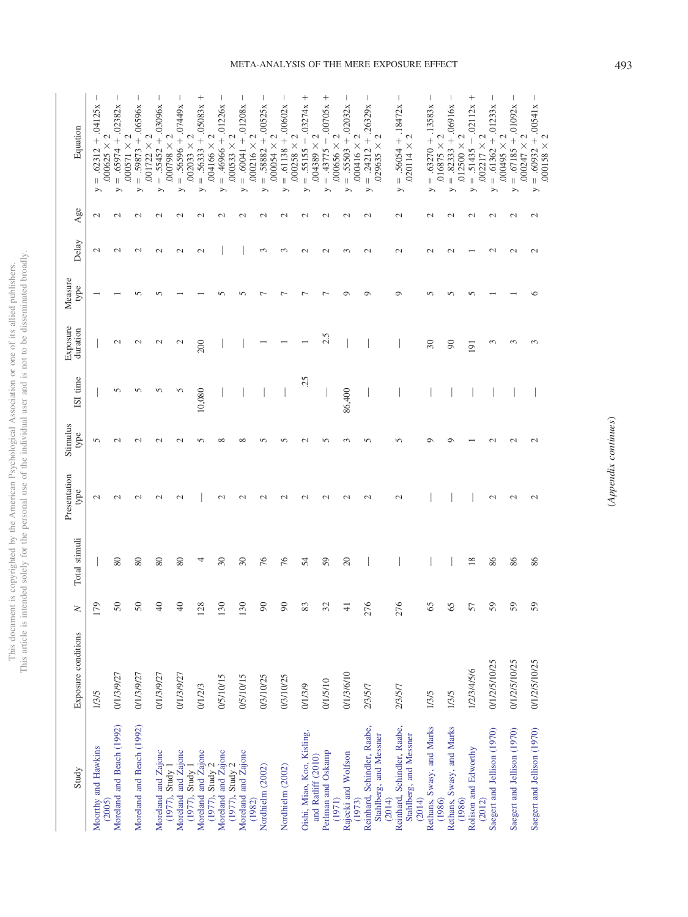| Study | Exposure conditions | $N$ | Total stimuli | Presentation type | Stimulus type | ISI time | Exposure duration | Measure type | Delay | Age | Equation |
|---|---|---|---|---|---|---|---|---|---|---|---|
| Moorthy and Hawkins (2005) | 1/3/5 | 179 | — | 2 | 5 | — | — | 1 | 2 | 2 | $y = .62312 + .04125x - .000625 \times 2$ |
| Moreland and Beach (1992) | 0/1/3/9/27 | 50 | 80 | 2 | 2 | 5 | 2 | 1 | 2 | 2 | $y = .65974 + .02382x - .000571 \times 2$ |
| Moreland and Beach (1992) | 0/1/3/9/27 | 50 | 80 | 2 | 2 | 5 | 2 | 5 | 2 | 2 | $y = .59873 + .06596x - .001722 \times 2$ |
| Moreland and Zajonc (1977), Study 1 | 0/1/3/9/27 | 40 | 80 | 2 | 2 | 5 | 2 | 5 | 2 | 2 | $y = .55452 + .03096x - .000798 \times 2$ |
| Moreland and Zajonc (1977), Study 1 | 0/1/3/9/27 | 40 | 80 | 2 | 2 | 5 | 2 | 1 | 2 | 2 | $y = .56596 + .07449x - .002033 \times 2$ |
| Moreland and Zajonc (1977), Study 2 | 0/1/2/3 | 128 | 4 | — | 5 | 10,080 | 200 | 1 | 2 | 2 | $y = .56333 + .05083x + .004166 \times 2$ |
| Moreland and Zajonc (1977), Study 2 | 0/5/10/15 | 130 | 30 | 2 | 8 | — | — | 5 | — | 2 | $y = .46966 + .01226x - .000533 \times 2$ |
| Moreland and Zajonc (1982) | 0/5/10/15 | 130 | 30 | 2 | 8 | — | — | 5 | — | 2 | $y = .60041 + .01208x - .000216 \times 2$ |
| Nordhielm (2002) | 0/3/10/25 | 90 | 76 | 2 | 5 | — | 1 | 7 | 3 | 2 | $y = .58882 + .00525x - .000054 \times 2$ |
| Nordhielm (2002) | 0/3/10/25 | 90 | 76 | 2 | 5 | — | 1 | 7 | 3 | 2 | $y = .61138 + .00602x - .000258 \times 2$ |
| Oishi, Miao, Koo, Kisling, and Ratliff (2010) | 0/1/3/9 | 83 | 54 | 2 | 2 | .25 | 1 | 7 | 2 | 2 | $y = .55155 - .03274x + .004389 \times 2$ |
| Perlman and Oskamp (1971) | 0/1/5/10 | 32 | 59 | 2 | 5 | — | 2.5 | 7 | 2 | 2 | $y = .43775 - .00705x + .000656 \times 2$ |
| Rajecki and Wolfson (1973) | 0/1/3/6/10 | 41 | 20 | 2 | 3 | 86,400 | — | 9 | 3 | 2 | $y = .55503 + .02032x - .000416 \times 2$ |
| Reinhard, Schindler, Raabe, Stahlberg, and Messner (2014) | 2/3/5/7 | 276 | — | 2 | 5 | — | — | 9 | 2 | 2 | $y = .24212 + .26329x - .029635 \times 2$ |
| Reinhard, Schindler, Raabe, Stahlberg, and Messner (2014) | 2/3/5/7 | 276 | — | 2 | 5 | — | — | 9 | 2 | 2 | $y = .56054 + .18472x - .020114 \times 2$ |
| Rethans, Swasy, and Marks (1986) | 1/3/5 | 65 | — | — | 9 | — | 30 | 5 | 2 | 2 | $y = .63270 + .13583x - .016875 \times 2$ |
| Rethans, Swasy, and Marks (1986) | 1/3/5 | 65 | — | — | 9 | — | 90 | 5 | 2 | 2 | $y = .82333 + .06916x - .012500 \times 2$ |
| Rolison and Edworthy (2012) | 1/2/3/4/5/6 | 57 | 18 | — | 1 | — | 191 | 5 | 1 | 2 | $y = .51435 - .02112x + .002217 \times 2$ |
| Saegert and Jellison (1970) | 0/1/2/5/10/25 | 59 | 86 | 2 | 2 | — | 3 | 1 | 2 | 2 | $y = .61362 + .01233x - .000495 \times 2$ |
| Saegert and Jellison (1970) | 0/1/2/5/10/25 | 59 | 86 | 2 | 2 | — | 3 | 1 | 2 | 2 | $y = .67185 + .01092x - .000247 \times 2$ |
| Saegert and Jellison (1970) | 0/1/2/5/10/25 | 59 | 86 | 2 | 2 | — | 3 | 6 | 2 | 2 | $y = .60932 + .00541x - .000158 \times 2$ |

(Appendix continues)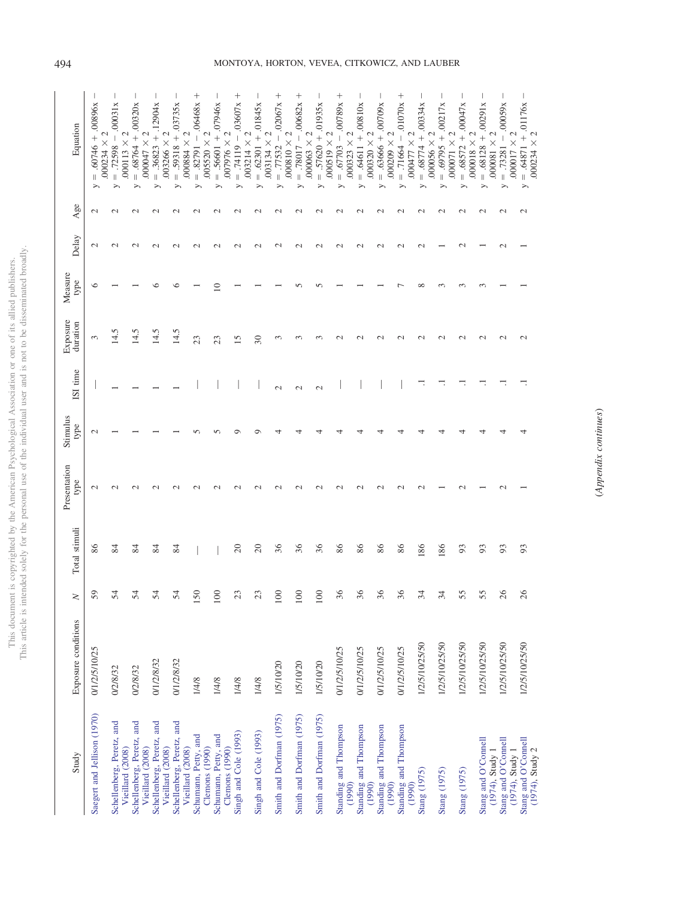| Study | Exposure conditions | N | Total stimuli | Presentation type | Stimulus type | ISI time | Exposure duration | Measure type | Delay | Age | Equation |
|---|---|---|---|---|---|---|---|---|---|---|---|
| Saegert and Jellison (1970) | 0/1/2/5/10/25 | 59 | 86 | 2 | 2 | — | 3 | 6 | 2 | 2 | $y = .60746 + .00896x - .000234 \times 2$ |
| Schellenberg, Peretz, and Vieillard (2008) | 0/2/8/32 | 54 | 84 | 2 | 1 | 1 | 14.5 | 1 | 2 | 2 | $y = .72598 - .00031x - .000113 \times 2$ |
| Schellenberg, Peretz, and Vieillard (2008) | 0/2/8/32 | 54 | 84 | 2 | 1 | 1 | 14.5 | 1 | 2 | 2 | $y = .68764 + .00320x - .000047 \times 2$ |
| Schellenberg, Peretz, and Vieillard (2008) | 0/1/2/8/32 | 54 | 84 | 2 | 1 | 1 | 14.5 | 6 | 2 | 2 | $y = .36823 + .12904x - .003266 \times 2$ |
| Schellenberg, Peretz, and Vieillard (2008) | 0/1/2/8/32 | 54 | 84 | 2 | 1 | 1 | 14.5 | 6 | 2 | 2 | $y = .59318 + .03735x - .000884 \times 2$ |
| Schumann, Petty, and Clemons (1990) | 1/4/8 | 150 | — | 2 | 5 | — | 23 | 1 | 2 | 2 | $y = .82791 - .06468x + .005520 \times 2$ |
| Schumann, Petty, and Clemons (1990) | 1/4/8 | 100 | — | 2 | 5 | — | 23 | 10 | 2 | 2 | $y = .56601 + .07946x - .007976 \times 2$ |
| Singh and Cole (1993) | 1/4/8 | 23 | 20 | 2 | 9 | — | 15 | 1 | 2 | 2 | $y = .74119 - .03607x + .003214 \times 2$ |
| Singh and Cole (1993) | 1/4/8 | 23 | 20 | 2 | 9 | — | 30 | 1 | 2 | 2 | $y = .62301 + .01845x - .003134 \times 2$ |
| Smith and Dorfman (1975) | 1/5/10/20 | 100 | 36 | 2 | 4 | 2 | 3 | 1 | 2 | 2 | $y = .77532 - .02067x + .000810 \times 2$ |
| Smith and Dorfman (1975) | 1/5/10/20 | 100 | 36 | 2 | 4 | 2 | 3 | 5 | 2 | 2 | $y = .78017 - .00682x + .000063 \times 2$ |
| Smith and Dorfman (1975) | 1/5/10/20 | 100 | 36 | 2 | 4 | 2 | 3 | 5 | 2 | 2 | $y = .57620 + .01935x - .000519 \times 2$ |
| Standing and Thompson (1990) | 0/1/2/5/10/25 | 36 | 86 | 2 | 4 | — | 2 | 1 | 2 | 2 | $y = .67703 - .00789x + .000323 \times 2$ |
| Standing and Thompson (1990) | 0/1/2/5/10/25 | 36 | 86 | 2 | 4 | — | 2 | 1 | 2 | 2 | $y = .64611 + .00810x - .000320 \times 2$ |
| Standing and Thompson (1990) | 0/1/2/5/10/25 | 36 | 86 | 2 | 4 | — | 2 | 1 | 2 | 2 | $y = .63666 + .00709x - .000209 \times 2$ |
| Standing and Thompson (1990) | 0/1/2/5/10/25 | 36 | 86 | 2 | 4 | — | 2 | 7 | 2 | 2 | $y = .71664 - .01070x + .000477 \times 2$ |
| Stang (1975) | 1/2/5/10/25/50 | 34 | 186 | 2 | 4 | .1 | 2 | 8 | 2 | 2 | $y = .68774 + .00334x - .000056 \times 2$ |
| Stang (1975) | 1/2/5/10/25/50 | 34 | 186 | 1 | 4 | .1 | 2 | 3 | 1 | 2 | $y = .69795 + .00217x - .000071 \times 2$ |
| Stang (1975) | 1/2/5/10/25/50 | 55 | 93 | 2 | 4 | .1 | 2 | 3 | 2 | 2 | $y = .68572 + .00047x - .000018 \times 2$ |
| Stang and O'Connell (1974), Study 1 | 1/2/5/10/25/50 | 55 | 93 | 1 | 4 | .1 | 2 | 3 | 1 | 2 | $y = .68128 + .00291x - .000081 \times 2$ |
| Stang and O'Connell (1974), Study 1 | 1/2/5/10/25/50 | 26 | 93 | 2 | 4 | .1 | 2 | 1 | 2 | 2 | $y = .73281 - .00059x - .000017 \times 2$ |
| Stang and O'Connell (1974), Study 2 | 1/2/5/10/25/50 | 26 | 93 | 1 | 4 | .1 | 2 | 1 | 1 | 2 | $y = .64871 + .01176x - .000234 \times 2$ |

*(Appendix continues)*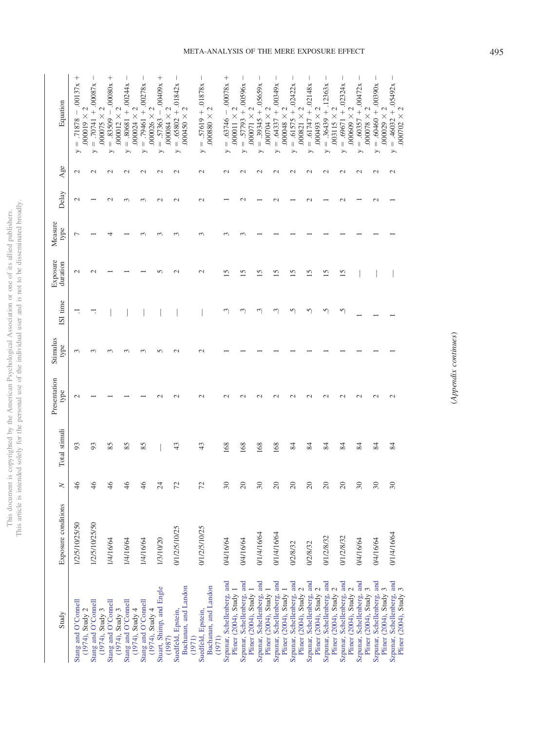| Study | Exposure conditions | *N* | Total stimuli | Presentation type | Stimulus type | ISI time | Exposure duration | Measure type | Delay | Age | Equation |
|---|---|---|---|---|---|---|---|---|---|---|---|
| Stang and O'Connell (1974), Study 2 | 1/2/5/10/25/50 | 46 | 93 | 2 | 3 | .1 | 2 | 7 | 2 | 2 | $y = .71878 - .00137x + .000019 \times 2$ |
| Stang and O'Connell (1974), Study 3 | 1/2/5/10/25/50 | 46 | 93 | 1 | 3 | .1 | 2 | 1 | 1 | 2 | $y = .70741 + .00087x - .000075 \times 2$ |
| Stang and O'Connell (1974), Study 3 | 1/4/16/64 | 46 | 85 | 1 | 3 | — | 1 | 4 | 2 | 2 | $y = .83509 - .00080x + .000012 \times 2$ |
| Stang and O'Connell (1974), Study 4 | 1/4/16/64 | 46 | 85 | 1 | 3 | — | 1 | 1 | 3 | 2 | $y = .80681 + .00244x - .000024 \times 2$ |
| Stang and O'Connell (1974), Study 4 | 1/4/16/64 | 46 | 85 | 1 | 3 | — | 1 | 3 | 3 | 2 | $y = .79461 + .00278x - .000026 \times 2$ |
| Stuart, Shimp, and Engle (1987) | 1/3/10/20 | 24 | — | 2 | 5 | — | 5 | 3 | 2 | 2 | $y = .57363 - .00409x + .000084 \times 2$ |
| Suedfeld, Epstein, Buchanan, and Landon (1971) | 0/1/2/5/10/25 | 72 | 43 | 2 | 2 | — | 2 | 3 | 2 | 2 | $y = .65802 + .01842x - .000450 \times 2$ |
| Suedfeld, Epstein, Buchanan, and Landon (1971) | 0/1/2/5/10/25 | 72 | 43 | 2 | 2 | — | 2 | 3 | 2 | 2 | $y = .57619 + .01878x - .000880 \times 2$ |
| Szpunar, Schellenberg, and Pliner (2004), Study 1 | 0/4/16/64 | 30 | 168 | 2 | 1 | .3 | 15 | 3 | 1 | 2 | $y = .63746 - .00078x + .000011 \times 2$ |
| Szpunar, Schellenberg, and Pliner (2004), Study 1 | 0/4/16/64 | 20 | 168 | 2 | 1 | .3 | 15 | 3 | 2 | 2 | $y = .57793 + .00596x - .000071 \times 2$ |
| Szpunar, Schellenberg, and Pliner (2004), Study 1 | 0/1/4/16/64 | 30 | 168 | 2 | 1 | .3 | 15 | 1 | 1 | 2 | $y = .39345 + .05659x - .00704 \times 2$ |
| Szpunar, Schellenberg, and Pliner (2004), Study 1 | 0/1/4/16/64 | 20 | 168 | 2 | 1 | .3 | 15 | 1 | 2 | 2 | $y = .64337 + .00349x - .000048 \times 2$ |
| Szpunar, Schellenberg, and Pliner (2004), Study 2 | 0/2/8/32 | 20 | 84 | 2 | 1 | .5 | 15 | 1 | 1 | 2 | $y = .61575 + .02422x - .00821 \times 2$ |
| Szpunar, Schellenberg, and Pliner (2004), Study 2 | 0/2/8/32 | 20 | 84 | 2 | 1 | .5 | 15 | 1 | 2 | 2 | $y = .61747 + .02148x - .00493 \times 2$ |
| Szpunar, Schellenberg, and Pliner (2004), Study 2 | 0/1/2/8/32 | 20 | 84 | 2 | 1 | .5 | 15 | 1 | 1 | 2 | $y = .36439 + .12363x - .003115 \times 2$ |
| Szpunar, Schellenberg, and Pliner (2004), Study 2 | 0/1/2/8/32 | 20 | 84 | 2 | 1 | .5 | 15 | 1 | 2 | 2 | $y = .69671 + .02324x - .00609 \times 2$ |
| Szpunar, Schellenberg, and Pliner (2004), Study 3 | 0/4/16/64 | 30 | 84 | 2 | 1 | 1 | — | 1 | 1 | 2 | $y = .60357 + .00472x - .000078 \times 2$ |
| Szpunar, Schellenberg, and Pliner (2004), Study 3 | 0/4/16/64 | 30 | 84 | 2 | 1 | 1 | — | 1 | 2 | 2 | $y = .60460 + .00390x - .000029 \times 2$ |
| Szpunar, Schellenberg, and Pliner (2004), Study 3 | 0/1/4/16/64 | 30 | 84 | 2 | 1 | 1 | — | 1 | 1 | 2 | $y = .46032 + .05492x - .00702 \times 2$ |

(*Appendix continues*)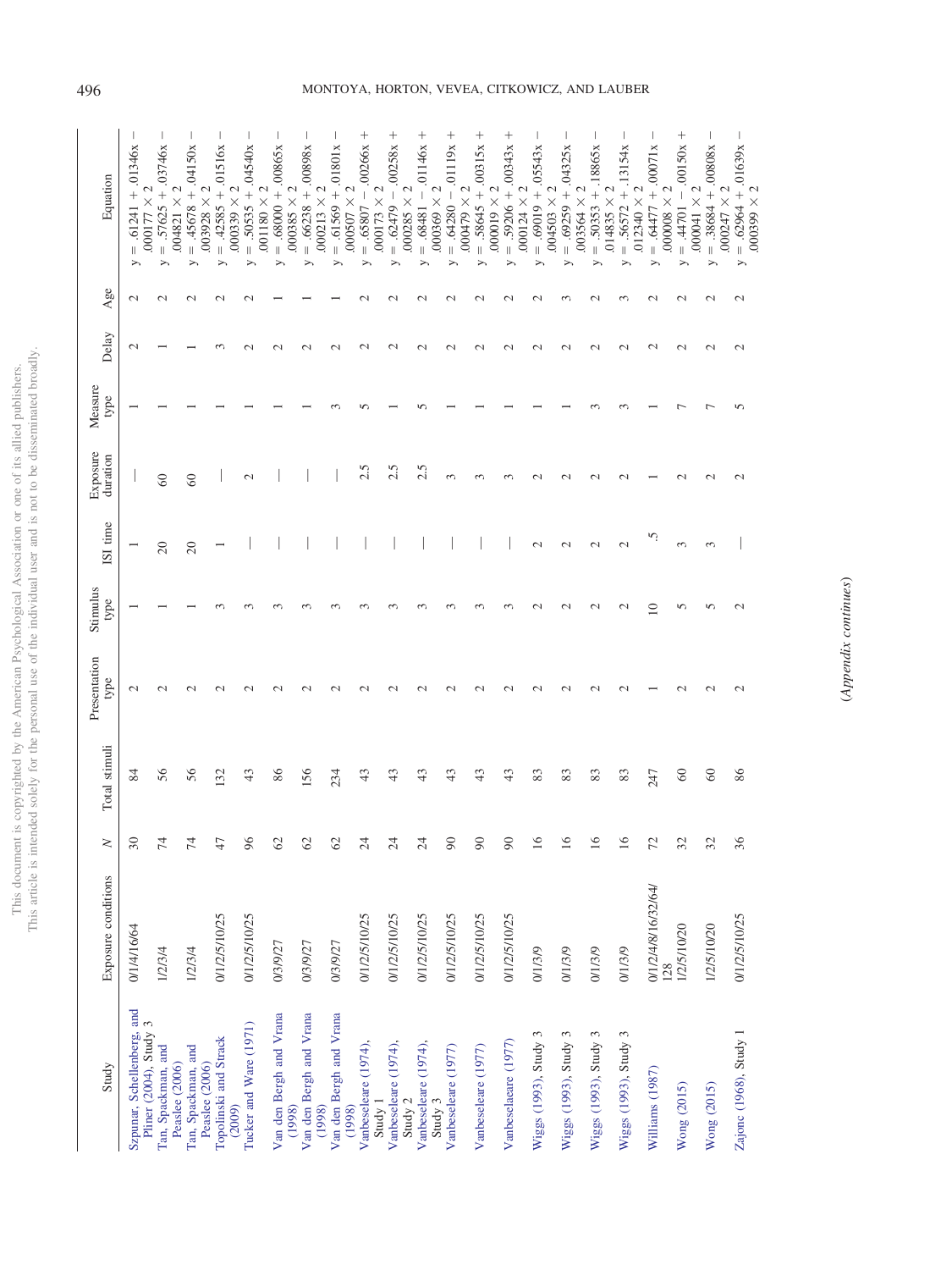| Study | Exposure conditions | $N$ | Total stimuli | Presentation type | Stimulus type | ISI time | Exposure duration | Measure type | Delay | Age | Equation |
|---|---|---|---|---|---|---|---|---|---|---|---|
| Szpunar, Schellenberg, and Pliner (2004), Study 3 | 0/1/4/16/64 | 30 | 84 | 2 | 1 | 1 | — | 1 | 2 | 2 | $y = .61241 + .01346x - .000177 \times 2$ |
| Tan, Spackman, and Peaslee (2006) | 1/2/3/4 | 74 | 56 | 2 | 1 | 20 | 60 | 1 | 1 | 2 | $y = .57625 + .03746x - .004821 \times 2$ |
| Tan, Spackman, and Peaslee (2006) | 1/2/3/4 | 74 | 56 | 2 | 1 | 20 | 60 | 1 | 1 | 2 | $y = .45678 + .04150x - .003928 \times 2$ |
| Topolinski and Strack (2009) | 0/1/2/5/10/25 | 47 | 132 | 2 | 3 | 1 | — | 1 | 3 | 2 | $y = .42585 + .01516x - .000339 \times 2$ |
| Tucker and Ware (1971) | 0/1/2/5/10/25 | 96 | 43 | 2 | 3 | — | 2 | 1 | 2 | 2 | $y = .50535 + .04540x - .001180 \times 2$ |
| Van den Bergh and Vrana (1998) | 0/3/9/27 | 62 | 86 | 2 | 3 | — | — | 1 | 2 | 1 | $y = .68000 + .00865x - .000385 \times 2$ |
| Van den Bergh and Vrana (1998) | 0/3/9/27 | 62 | 156 | 2 | 3 | — | — | 1 | 2 | 1 | $y = .66238 + .00898x - .000213 \times 2$ |
| Van den Bergh and Vrana (1998) | 0/3/9/27 | 62 | 234 | 2 | 3 | — | — | 3 | 2 | 1 | $y = .61569 + .01801x - .000507 \times 2$ |
| Vanbeselaere (1974), Study 1 | 0/1/2/5/10/25 | 24 | 43 | 2 | 3 | — | 2.5 | 5 | 2 | 2 | $y = .65807 - .00266x + .000173 \times 2$ |
| Vanbeselaere (1974), Study 2 | 0/1/2/5/10/25 | 24 | 43 | 2 | 3 | — | 2.5 | 1 | 2 | 2 | $y = .62479 - .00258x + .000285 \times 2$ |
| Vanbeselaere (1974), Study 3 | 0/1/2/5/10/25 | 24 | 43 | 2 | 3 | — | 2.5 | 5 | 2 | 2 | $y = .68481 - .01146x + .000369 \times 2$ |
| Vanbeselaere (1977) | 0/1/2/5/10/25 | 90 | 43 | 2 | 3 | — | 3 | 1 | 2 | 2 | $y = .64280 - .01119x + .000479 \times 2$ |
| Vanbeselaere (1977) | 0/1/2/5/10/25 | 90 | 43 | 2 | 3 | — | 3 | 1 | 2 | 2 | $y = .58645 + .00315x + .000019 \times 2$ |
| Vanbeselaeare (1977) | 0/1/2/5/10/25 | 90 | 43 | 2 | 3 | — | 3 | 1 | 2 | 2 | $y = .59206 + .00343x + .000124 \times 2$ |
| Wiggs (1993), Study 3 | 0/1/3/9 | 16 | 83 | 2 | 2 | 2 | 2 | 1 | 2 | 2 | $y = .69019 + .05543x - .004503 \times 2$ |
| Wiggs (1993), Study 3 | 0/1/3/9 | 16 | 83 | 2 | 2 | 2 | 2 | 1 | 2 | 3 | $y = .69259 + .04325x - .003564 \times 2$ |
| Wiggs (1993), Study 3 | 0/1/3/9 | 16 | 83 | 2 | 2 | 2 | 2 | 3 | 2 | 2 | $y = .50353 + .18865x - .014835 \times 2$ |
| Wiggs (1993), Study 3 | 0/1/3/9 | 16 | 83 | 2 | 2 | 2 | 2 | 3 | 2 | 3 | $y = .56572 + .13154x - .012340 \times 2$ |
| Williams (1987) | 0/1/2/4/8/16/32/64/128 | 72 | 247 | 1 | 10 | .5 | 1 | 1 | 2 | 2 | $y = .64477 + .00071x - .000008 \times 2$ |
| Wong (2015) | 1/2/5/10/20 | 32 | 60 | 2 | 5 | 3 | 2 | 7 | 2 | 2 | $y = .44701 - .00150x + .000041 \times 2$ |
| Wong (2015) | 1/2/5/10/20 | 32 | 60 | 2 | 5 | 3 | 2 | 7 | 2 | 2 | $y = .38684 + .00808x - .000247 \times 2$ |
| Zajonc (1968), Study 1 | 0/1/2/5/10/25 | 36 | 86 | 2 | 2 | — | 2 | 5 | 2 | 2 | $y = .62964 + .01639x - .00399 \times 2$ |

(*Appendix continues*)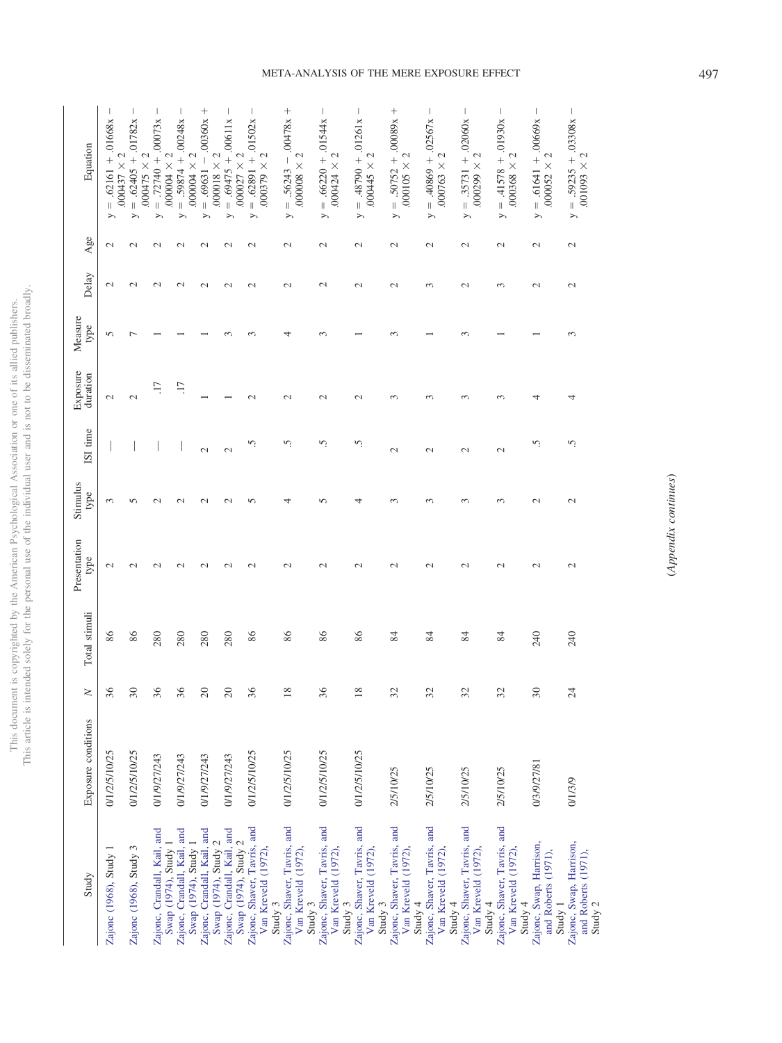| Study | Exposure conditions | N | Total stimuli | Presentation type | Stimulus type | ISI time | Exposure duration | Measure type | Delay | Age | Equation |
|---|---|---|---|---|---|---|---|---|---|---|---|
| Zajonc (1968), Study 1 | 0/1/2/5/10/25 | 36 | 86 | 2 | 3 | — | 2 | 5 | 2 | 2 | $y = .62161 + .01668x - .000437 \times 2$ |
| Zajonc (1968), Study 3 | 0/1/2/5/10/25 | 30 | 86 | 2 | 5 | — | 2 | 7 | 2 | 2 | $y = .62405 + .01782x - .000475 \times 2$ |
| Zajonc, Crandall, Kail, and Swap (1974), Study 1 | 0/1/9/27/243 | 36 | 280 | 2 | 2 | — | .17 | 1 | 2 | 2 | $y = .72740 + .00073x - .000004 \times 2$ |
| Zajonc, Crandall, Kail, and Swap (1974), Study 1 | 0/1/9/27/243 | 36 | 280 | 2 | 2 | — | .17 | 1 | 2 | 2 | $y = .59874 + .00248x - .000004 \times 2$ |
| Zajonc, Crandall, Kail, and Swap (1974), Study 2 | 0/1/9/27/243 | 20 | 280 | 2 | 2 | 2 | 1 | 1 | 2 | 2 | $y = .69631 - .00360x + .000018 \times 2$ |
| Zajonc, Crandall, Kail, and Swap (1974), Study 2 | 0/1/9/27/243 | 20 | 280 | 2 | 2 | 2 | 1 | 3 | 2 | 2 | $y = .69475 + .00611x - .000027 \times 2$ |
| Zajonc, Shaver, Tavris, and Van Kreveld (1972), Study 3 | 0/1/2/5/10/25 | 36 | 86 | 2 | 5 | .5 | 2 | 3 | 2 | 2 | $y = .62891 + .01502x - .000379 \times 2$ |
| Zajonc, Shaver, Tavris, and Van Kreveld (1972), Study 3 | 0/1/2/5/10/25 | 18 | 86 | 2 | 4 | .5 | 2 | 4 | 2 | 2 | $y = .56243 - .00478x + .000008 \times 2$ |
| Zajonc, Shaver, Tavris, and Van Kreveld (1972), Study 3 | 0/1/2/5/10/25 | 36 | 86 | 2 | 5 | .5 | 2 | 3 | 2 | 2 | $y = .66220 + .01544x - .00424 \times 2$ |
| Zajonc, Shaver, Tavris, and Van Kreveld (1972), Study 3 | 0/1/2/5/10/25 | 18 | 86 | 2 | 4 | .5 | 2 | 1 | 2 | 2 | $y = .48790 + .01261x - .000445 \times 2$ |
| Zajonc, Shaver, Tavris, and Van Kreveld (1972), Study 4 | 2/5/10/25 | 32 | 84 | 2 | 3 | 2 | 3 | 3 | 2 | 2 | $y = .50752 + .00089x + .000105 \times 2$ |
| Zajonc, Shaver, Tavris, and Van Kreveld (1972), Study 4 | 2/5/10/25 | 32 | 84 | 2 | 3 | 2 | 3 | 1 | 3 | 2 | $y = .40869 + .02567x - .000763 \times 2$ |
| Zajonc, Shaver, Tavris, and Van Kreveld (1972), Study 4 | 2/5/10/25 | 32 | 84 | 2 | 3 | 2 | 3 | 3 | 2 | 2 | $y = .35731 + .02060x - .000299 \times 2$ |
| Zajonc, Shaver, Tavris, and Van Kreveld (1972), Study 4 | 2/5/10/25 | 32 | 84 | 2 | 3 | 2 | 3 | 1 | 3 | 2 | $y = .41578 + .01930x - .000368 \times 2$ |
| Zajonc, Swap, Harrison, and Roberts (1971), Study 1 | 0/3/9/27/81 | 30 | 240 | 2 | 2 | .5 | 4 | 1 | 2 | 2 | $y = .61641 + .00669x - .000052 \times 2$ |
| Zajonc, Swap, Harrison, and Roberts (1971), Study 2 | 0/1/3/9 | 24 | 240 | 2 | 2 | .5 | 4 | 3 | 2 | 2 | $y = .59235 + .03308x - .001093 \times 2$ |

*(Appendix continues)*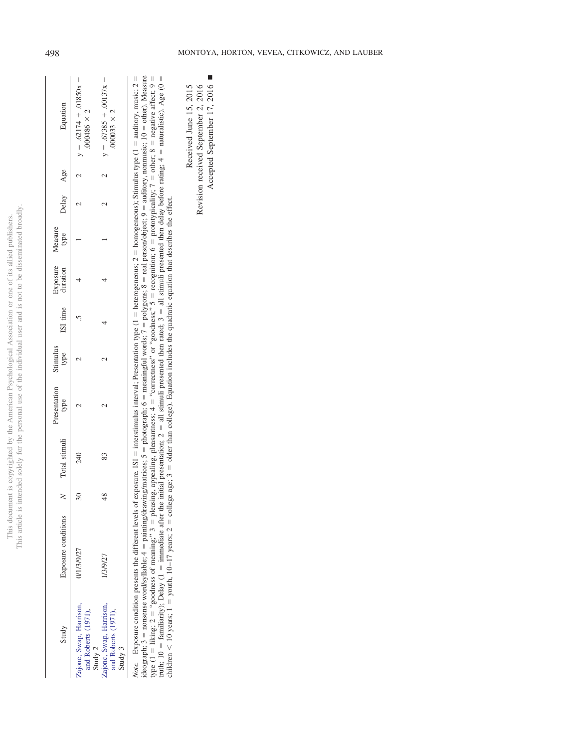| Study | Exposure conditions | $N$ | Total stimuli | Presentation type | Stimulus type | ISI time | Exposure duration | Measure type | Delay | Age | Equation |
|---|---|---|---|---|---|---|---|---|---|---|---|
| Zajonc, Swap, Harrison, and Roberts (1971), Study 2 | 0/1/3/9/27 | 30 | 240 | 2 | 2 | .5 | 4 | 1 | 2 | 2 | $y = .62174 + .01850x - .000486 \times 2$ |
| Zajonc, Swap, Harrison, and Roberts (1971), Study 3 | 1/3/9/27 | 48 | 83 | 2 | 2 | 4 | 4 | 1 | 2 | 2 | $y = .67385 + .00137x - .000033 \times 2$ |

*Note.* Exposure condition presents the different levels of exposure. ISI = interstimulus interval; Presentation type (1 = heterogeneous; 2 = homogeneous); Stimulus type (1 = auditory, music; 2 = ideograph; 3 = nonsense word/syllable; 4 = painting/drawing/matrices; 5 = photograph; 6 = meaningful words; 7 = polygons; 8 = real person/object; 9 = auditory, nonmusic; 10 = other). Measure type (1 = liking; 2 = "goodness of meaning;" 3 = pleasing, appealing, pleasantness; 4 = "correctness" or "goodness;" 5 = recognition; 6 = prototypicality; 7 = other; 8 = negative affect; 9 = truth; 10 = familiarity); Delay (1 = immediate after the initial presentation; 2 = all stimuli presented then rated; 3 = all stimuli presented then delay before rating; 4 = naturalistic). Age (0 = children < 10 years; 1 = youth, 10–17 years; 2 = college age; 3 = older than college). Equation includes the quadratic equation that describes the effect.

Received June 15, 2015
Revision received September 2, 2016
Accepted September 17, 2016 ■